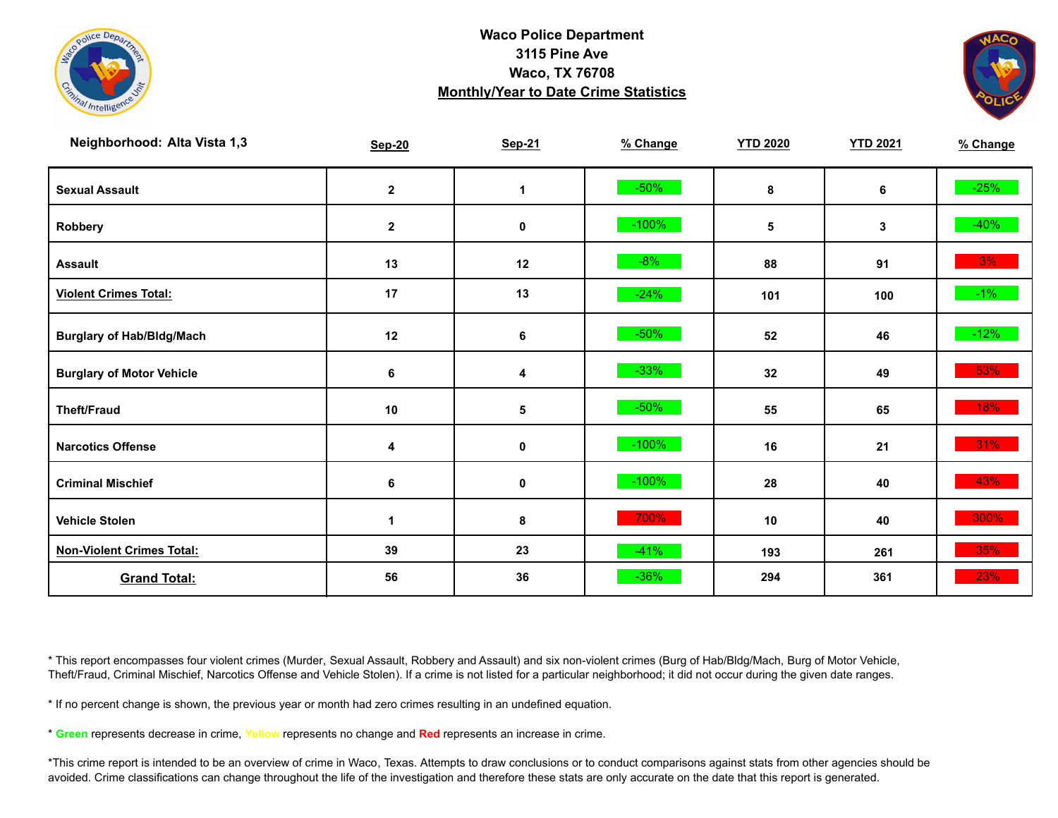# Waco Police Department
## 3115 Pine Ave
## Waco, TX 76708
## Monthly/Year to Date Crime Statistics

| Neighborhood: Alta Vista 1,3 | Sep-20 | Sep-21 | % Change | YTD 2020 | YTD 2021 | % Change |
|---|---|---|---|---|---|---|
| Sexual Assault | 2 | 1 | -50% | 8 | 6 | -25% |
| Robbery | 2 | 0 | -100% | 5 | 3 | -40% |
| Assault | 13 | 12 | -8% | 88 | 91 | 3% |
| **Violent Crimes Total:** | 17 | 13 | -24% | 101 | 100 | -1% |
| Burglary of Hab/Bldg/Mach | 12 | 6 | -50% | 52 | 46 | -12% |
| Burglary of Motor Vehicle | 6 | 4 | -33% | 32 | 49 | 53% |
| Theft/Fraud | 10 | 5 | -50% | 55 | 65 | 18% |
| Narcotics Offense | 4 | 0 | -100% | 16 | 21 | 31% |
| Criminal Mischief | 6 | 0 | -100% | 28 | 40 | 43% |
| Vehicle Stolen | 1 | 8 | 700% | 10 | 40 | 300% |
| **Non-Violent Crimes Total:** | 39 | 23 | -41% | 193 | 261 | 35% |
| **Grand Total:** | 56 | 36 | -36% | 294 | 361 | 23% |

* This report encompasses four violent crimes (Murder, Sexual Assault, Robbery and Assault) and six non-violent crimes (Burg of Hab/Bldg/Mach, Burg of Motor Vehicle, Theft/Fraud, Criminal Mischief, Narcotics Offense and Vehicle Stolen). If a crime is not listed for a particular neighborhood; it did not occur during the given date ranges.

* If no percent change is shown, the previous year or month had zero crimes resulting in an undefined equation.

* **Green** represents decrease in crime, Yellow represents no change and **Red** represents an increase in crime.

*This crime report is intended to be an overview of crime in Waco, Texas. Attempts to draw conclusions or to conduct comparisons against stats from other agencies should be avoided. Crime classifications can change throughout the life of the investigation and therefore these stats are only accurate on the date that this report is generated.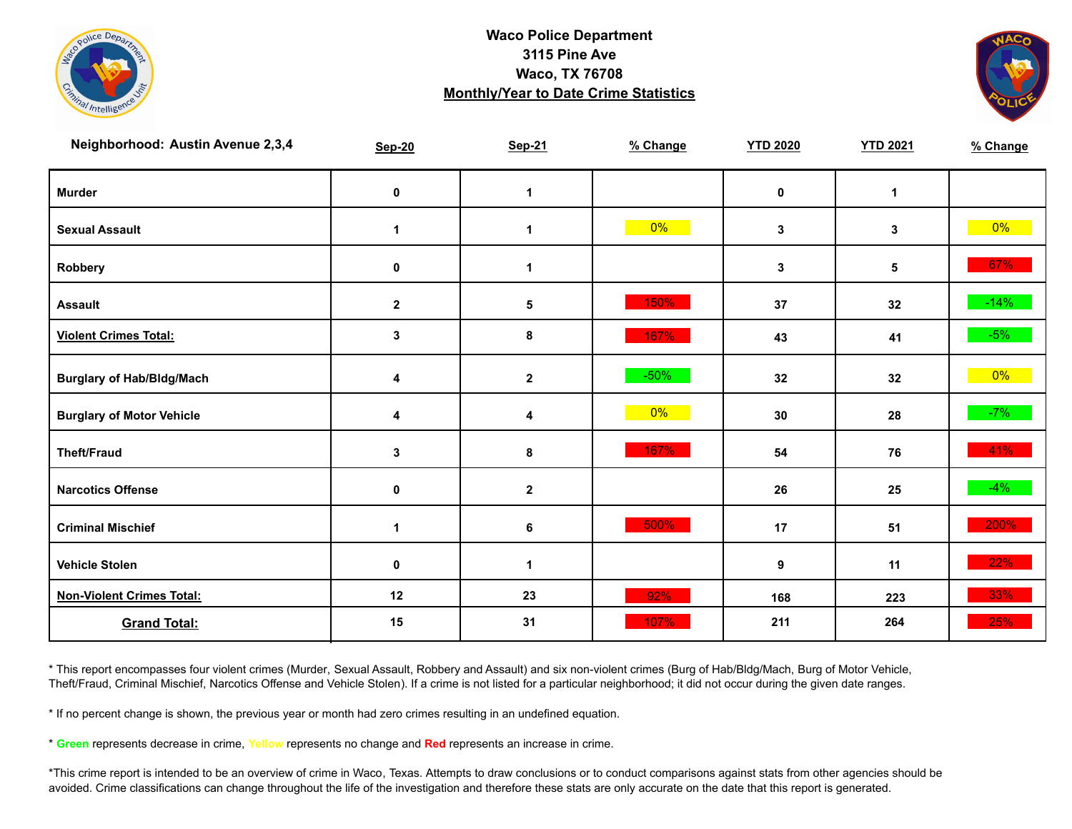# Waco Police Department
## 3115 Pine Ave
## Waco, TX 76708
## Monthly/Year to Date Crime Statistics

| Neighborhood: Austin Avenue 2,3,4 | Sep-20 | Sep-21 | % Change | YTD 2020 | YTD 2021 | % Change |
|---|---|---|---|---|---|---|
| Murder | 0 | 1 | | 0 | 1 | |
| Sexual Assault | 1 | 1 | 0% | 3 | 3 | 0% |
| Robbery | 0 | 1 | | 3 | 5 | 67% |
| Assault | 2 | 5 | 150% | 37 | 32 | -14% |
| Violent Crimes Total: | 3 | 8 | 167% | 43 | 41 | -5% |
| Burglary of Hab/Bldg/Mach | 4 | 2 | -50% | 32 | 32 | 0% |
| Burglary of Motor Vehicle | 4 | 4 | 0% | 30 | 28 | -7% |
| Theft/Fraud | 3 | 8 | 167% | 54 | 76 | 41% |
| Narcotics Offense | 0 | 2 | | 26 | 25 | -4% |
| Criminal Mischief | 1 | 6 | 500% | 17 | 51 | 200% |
| Vehicle Stolen | 0 | 1 | | 9 | 11 | 22% |
| Non-Violent Crimes Total: | 12 | 23 | 92% | 168 | 223 | 33% |
| Grand Total: | 15 | 31 | 107% | 211 | 264 | 25% |

* This report encompasses four violent crimes (Murder, Sexual Assault, Robbery and Assault) and six non-violent crimes (Burg of Hab/Bldg/Mach, Burg of Motor Vehicle, Theft/Fraud, Criminal Mischief, Narcotics Offense and Vehicle Stolen). If a crime is not listed for a particular neighborhood; it did not occur during the given date ranges.

* If no percent change is shown, the previous year or month had zero crimes resulting in an undefined equation.

* **Green** represents decrease in crime, **Yellow** represents no change and **Red** represents an increase in crime.

*This crime report is intended to be an overview of crime in Waco, Texas. Attempts to draw conclusions or to conduct comparisons against stats from other agencies should be avoided. Crime classifications can change throughout the life of the investigation and therefore these stats are only accurate on the date that this report is generated.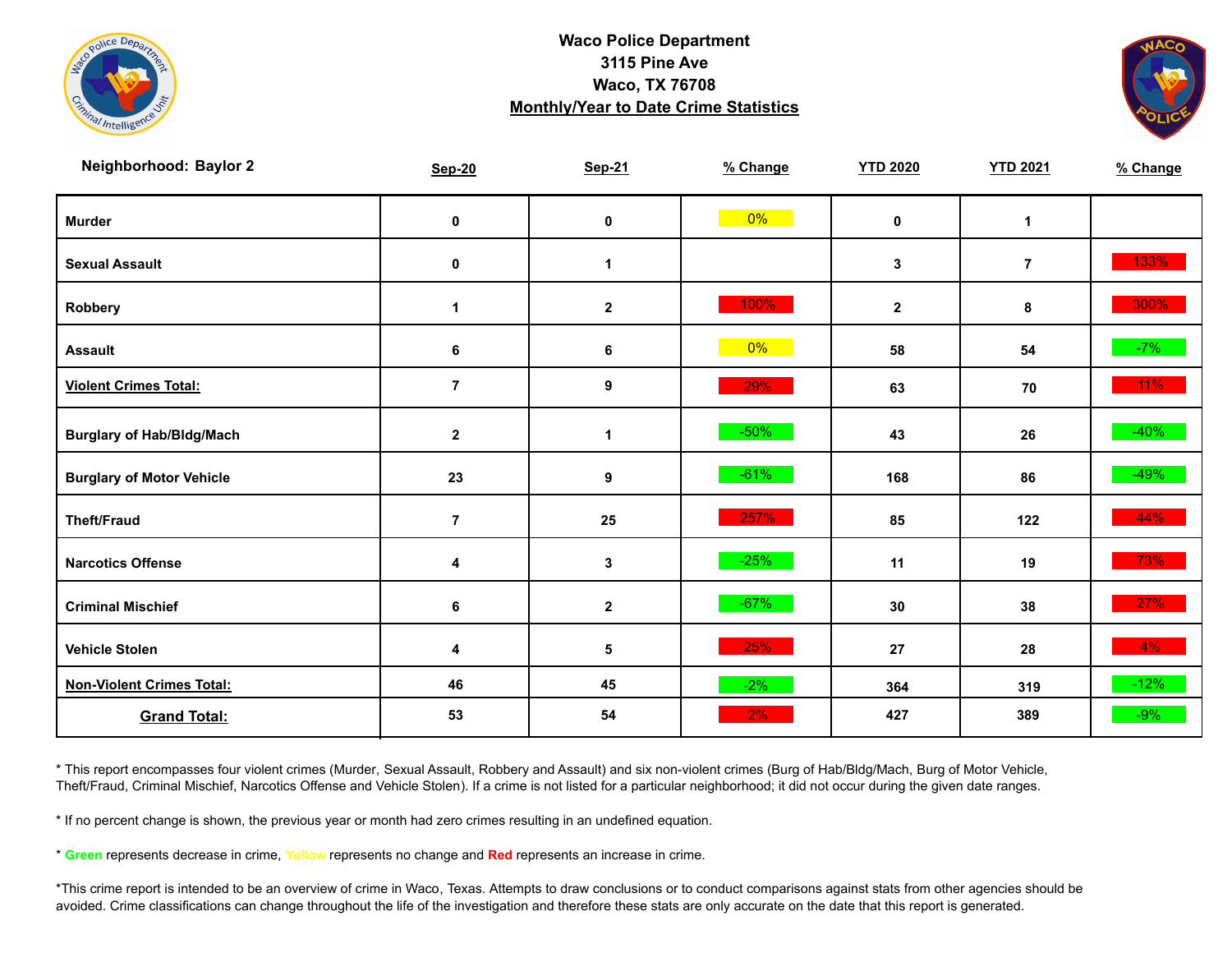**Waco Police Department**
**3115 Pine Ave**
**Waco, TX 76708**
**Monthly/Year to Date Crime Statistics**

| Neighborhood: Baylor 2 | Sep-20 | Sep-21 | % Change | YTD 2020 | YTD 2021 | % Change |
|---|---|---|---|---|---|---|
| Murder | 0 | 0 | 0% | 0 | 1 | |
| Sexual Assault | 0 | 1 | | 3 | 7 | 133% |
| Robbery | 1 | 2 | 100% | 2 | 8 | 300% |
| Assault | 6 | 6 | 0% | 58 | 54 | -7% |
| Violent Crimes Total: | 7 | 9 | 29% | 63 | 70 | 11% |
| Burglary of Hab/Bldg/Mach | 2 | 1 | -50% | 43 | 26 | -40% |
| Burglary of Motor Vehicle | 23 | 9 | -61% | 168 | 86 | -49% |
| Theft/Fraud | 7 | 25 | 257% | 85 | 122 | 44% |
| Narcotics Offense | 4 | 3 | -25% | 11 | 19 | 73% |
| Criminal Mischief | 6 | 2 | -67% | 30 | 38 | 27% |
| Vehicle Stolen | 4 | 5 | 25% | 27 | 28 | 4% |
| Non-Violent Crimes Total: | 46 | 45 | -2% | 364 | 319 | -12% |
| Grand Total: | 53 | 54 | 2% | 427 | 389 | -9% |

* This report encompasses four violent crimes (Murder, Sexual Assault, Robbery and Assault) and six non-violent crimes (Burg of Hab/Bldg/Mach, Burg of Motor Vehicle, Theft/Fraud, Criminal Mischief, Narcotics Offense and Vehicle Stolen). If a crime is not listed for a particular neighborhood; it did not occur during the given date ranges.

* If no percent change is shown, the previous year or month had zero crimes resulting in an undefined equation.

* **Green** represents decrease in crime, Yellow represents no change and **Red** represents an increase in crime.

*This crime report is intended to be an overview of crime in Waco, Texas. Attempts to draw conclusions or to conduct comparisons against stats from other agencies should be avoided. Crime classifications can change throughout the life of the investigation and therefore these stats are only accurate on the date that this report is generated.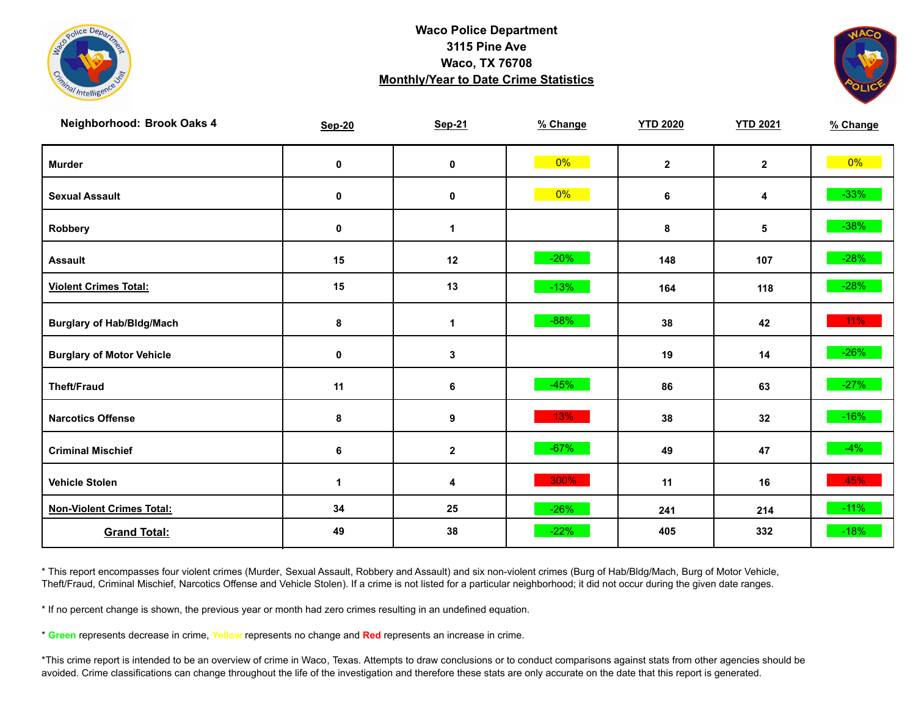**Waco Police Department**
**3115 Pine Ave**
**Waco, TX 76708**
**Monthly/Year to Date Crime Statistics**

| Neighborhood: Brook Oaks 4 | Sep-20 | Sep-21 | % Change | YTD 2020 | YTD 2021 | % Change |
|---|---|---|---|---|---|---|
| Murder | 0 | 0 | 0% | 2 | 2 | 0% |
| Sexual Assault | 0 | 0 | 0% | 6 | 4 | -33% |
| Robbery | 0 | 1 | | 8 | 5 | -38% |
| Assault | 15 | 12 | -20% | 148 | 107 | -28% |
| Violent Crimes Total: | 15 | 13 | -13% | 164 | 118 | -28% |
| Burglary of Hab/Bldg/Mach | 8 | 1 | -88% | 38 | 42 | 11% |
| Burglary of Motor Vehicle | 0 | 3 | | 19 | 14 | -26% |
| Theft/Fraud | 11 | 6 | -45% | 86 | 63 | -27% |
| Narcotics Offense | 8 | 9 | 13% | 38 | 32 | -16% |
| Criminal Mischief | 6 | 2 | -67% | 49 | 47 | -4% |
| Vehicle Stolen | 1 | 4 | 300% | 11 | 16 | 45% |
| Non-Violent Crimes Total: | 34 | 25 | -26% | 241 | 214 | -11% |
| Grand Total: | 49 | 38 | -22% | 405 | 332 | -18% |

* This report encompasses four violent crimes (Murder, Sexual Assault, Robbery and Assault) and six non-violent crimes (Burg of Hab/Bldg/Mach, Burg of Motor Vehicle, Theft/Fraud, Criminal Mischief, Narcotics Offense and Vehicle Stolen). If a crime is not listed for a particular neighborhood; it did not occur during the given date ranges.

* If no percent change is shown, the previous year or month had zero crimes resulting in an undefined equation.

* **Green** represents decrease in crime, **Yellow** represents no change and **Red** represents an increase in crime.

*This crime report is intended to be an overview of crime in Waco, Texas. Attempts to draw conclusions or to conduct comparisons against stats from other agencies should be avoided. Crime classifications can change throughout the life of the investigation and therefore these stats are only accurate on the date that this report is generated.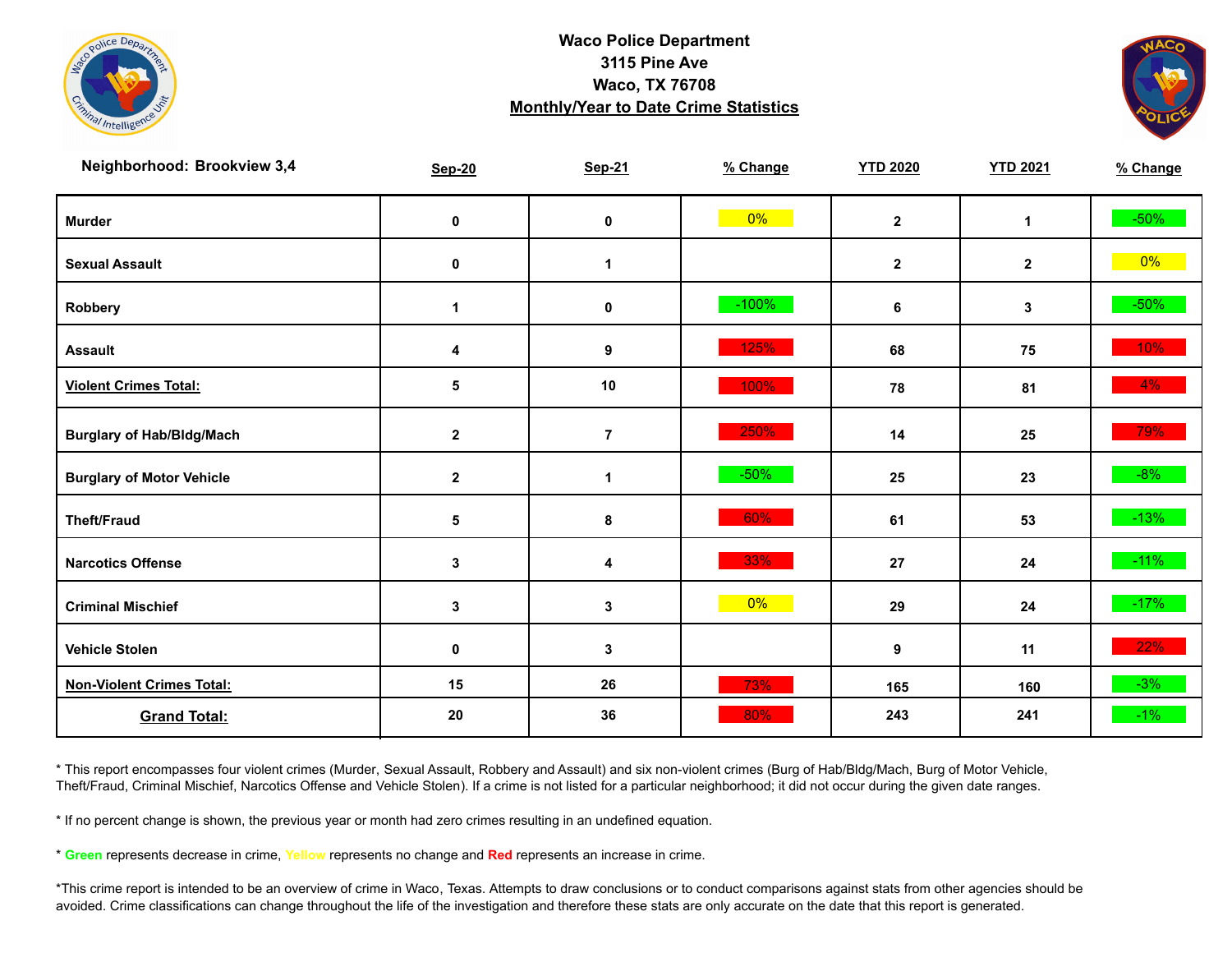# Waco Police Department
## 3115 Pine Ave
## Waco, TX 76708
## Monthly/Year to Date Crime Statistics

| Neighborhood: Brookview 3,4 | Sep-20 | Sep-21 | % Change | YTD 2020 | YTD 2021 | % Change |
|---|---|---|---|---|---|---|
| Murder | 0 | 0 | 0% | 2 | 1 | -50% |
| Sexual Assault | 0 | 1 | | 2 | 2 | 0% |
| Robbery | 1 | 0 | -100% | 6 | 3 | -50% |
| Assault | 4 | 9 | 125% | 68 | 75 | 10% |
| **Violent Crimes Total:** | 5 | 10 | 100% | 78 | 81 | 4% |
| Burglary of Hab/Bldg/Mach | 2 | 7 | 250% | 14 | 25 | 79% |
| Burglary of Motor Vehicle | 2 | 1 | -50% | 25 | 23 | -8% |
| Theft/Fraud | 5 | 8 | 60% | 61 | 53 | -13% |
| Narcotics Offense | 3 | 4 | 33% | 27 | 24 | -11% |
| Criminal Mischief | 3 | 3 | 0% | 29 | 24 | -17% |
| Vehicle Stolen | 0 | 3 | | 9 | 11 | 22% |
| **Non-Violent Crimes Total:** | 15 | 26 | 73% | 165 | 160 | -3% |
| **Grand Total:** | 20 | 36 | 80% | 243 | 241 | -1% |

* This report encompasses four violent crimes (Murder, Sexual Assault, Robbery and Assault) and six non-violent crimes (Burg of Hab/Bldg/Mach, Burg of Motor Vehicle, Theft/Fraud, Criminal Mischief, Narcotics Offense and Vehicle Stolen). If a crime is not listed for a particular neighborhood; it did not occur during the given date ranges.

* If no percent change is shown, the previous year or month had zero crimes resulting in an undefined equation.

* **Green** represents decrease in crime, **Yellow** represents no change and **Red** represents an increase in crime.

*This crime report is intended to be an overview of crime in Waco, Texas. Attempts to draw conclusions or to conduct comparisons against stats from other agencies should be avoided. Crime classifications can change throughout the life of the investigation and therefore these stats are only accurate on the date that this report is generated.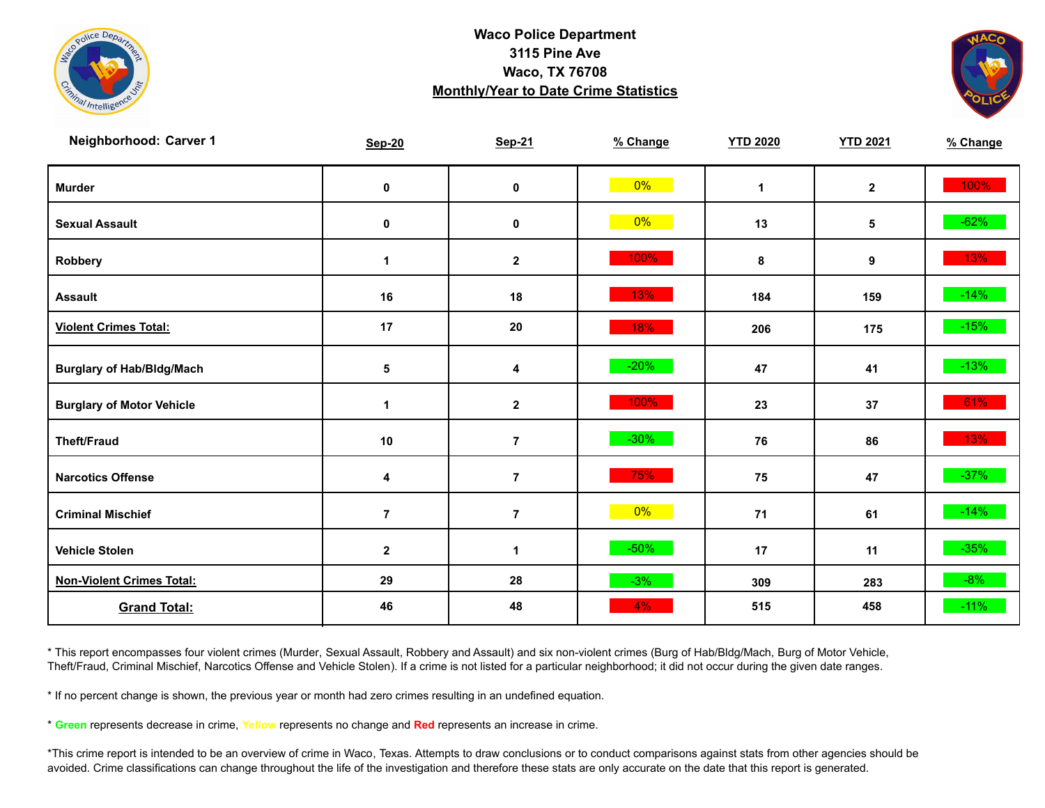# Waco Police Department
## 3115 Pine Ave
## Waco, TX 76708
## Monthly/Year to Date Crime Statistics

**Neighborhood: Carver 1**

| | Sep-20 | Sep-21 | % Change | YTD 2020 | YTD 2021 | % Change |
|---|---|---|---|---|---|---|
| **Murder** | 0 | 0 | 0% | 1 | 2 | 100% |
| **Sexual Assault** | 0 | 0 | 0% | 13 | 5 | -62% |
| **Robbery** | 1 | 2 | 100% | 8 | 9 | 13% |
| **Assault** | 16 | 18 | 13% | 184 | 159 | -14% |
| **Violent Crimes Total:** | 17 | 20 | 18% | 206 | 175 | -15% |
| **Burglary of Hab/Bldg/Mach** | 5 | 4 | -20% | 47 | 41 | -13% |
| **Burglary of Motor Vehicle** | 1 | 2 | 100% | 23 | 37 | 61% |
| **Theft/Fraud** | 10 | 7 | -30% | 76 | 86 | 13% |
| **Narcotics Offense** | 4 | 7 | 75% | 75 | 47 | -37% |
| **Criminal Mischief** | 7 | 7 | 0% | 71 | 61 | -14% |
| **Vehicle Stolen** | 2 | 1 | -50% | 17 | 11 | -35% |
| **Non-Violent Crimes Total:** | 29 | 28 | -3% | 309 | 283 | -8% |
| **Grand Total:** | 46 | 48 | 4% | 515 | 458 | -11% |

* This report encompasses four violent crimes (Murder, Sexual Assault, Robbery and Assault) and six non-violent crimes (Burg of Hab/Bldg/Mach, Burg of Motor Vehicle, Theft/Fraud, Criminal Mischief, Narcotics Offense and Vehicle Stolen). If a crime is not listed for a particular neighborhood; it did not occur during the given date ranges.

* If no percent change is shown, the previous year or month had zero crimes resulting in an undefined equation.

* **Green** represents decrease in crime, **Yellow** represents no change and **Red** represents an increase in crime.

*This crime report is intended to be an overview of crime in Waco, Texas. Attempts to draw conclusions or to conduct comparisons against stats from other agencies should be avoided. Crime classifications can change throughout the life of the investigation and therefore these stats are only accurate on the date that this report is generated.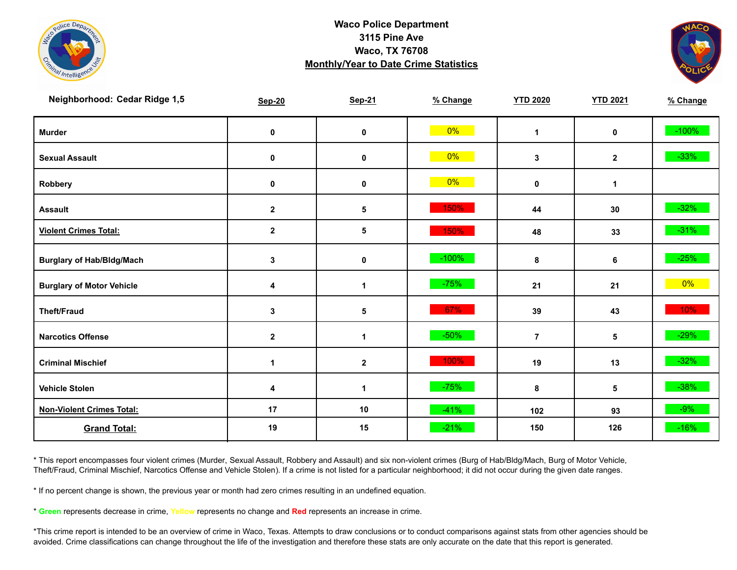**Waco Police Department**
**3115 Pine Ave**
**Waco, TX 76708**
**Monthly/Year to Date Crime Statistics**

| Neighborhood: Cedar Ridge 1,5 | Sep-20 | Sep-21 | % Change | YTD 2020 | YTD 2021 | % Change |
|---|---|---|---|---|---|---|
| Murder | 0 | 0 | 0% | 1 | 0 | -100% |
| Sexual Assault | 0 | 0 | 0% | 3 | 2 | -33% |
| Robbery | 0 | 0 | 0% | 0 | 1 | |
| Assault | 2 | 5 | 150% | 44 | 30 | -32% |
| **Violent Crimes Total:** | 2 | 5 | 150% | 48 | 33 | -31% |
| Burglary of Hab/Bldg/Mach | 3 | 0 | -100% | 8 | 6 | -25% |
| Burglary of Motor Vehicle | 4 | 1 | -75% | 21 | 21 | 0% |
| Theft/Fraud | 3 | 5 | 67% | 39 | 43 | 10% |
| Narcotics Offense | 2 | 1 | -50% | 7 | 5 | -29% |
| Criminal Mischief | 1 | 2 | 100% | 19 | 13 | -32% |
| Vehicle Stolen | 4 | 1 | -75% | 8 | 5 | -38% |
| **Non-Violent Crimes Total:** | 17 | 10 | -41% | 102 | 93 | -9% |
| **Grand Total:** | 19 | 15 | -21% | 150 | 126 | -16% |

* This report encompasses four violent crimes (Murder, Sexual Assault, Robbery and Assault) and six non-violent crimes (Burg of Hab/Bldg/Mach, Burg of Motor Vehicle, Theft/Fraud, Criminal Mischief, Narcotics Offense and Vehicle Stolen). If a crime is not listed for a particular neighborhood; it did not occur during the given date ranges.

* If no percent change is shown, the previous year or month had zero crimes resulting in an undefined equation.

* **Green** represents decrease in crime, **Yellow** represents no change and **Red** represents an increase in crime.

*This crime report is intended to be an overview of crime in Waco, Texas. Attempts to draw conclusions or to conduct comparisons against stats from other agencies should be avoided. Crime classifications can change throughout the life of the investigation and therefore these stats are only accurate on the date that this report is generated.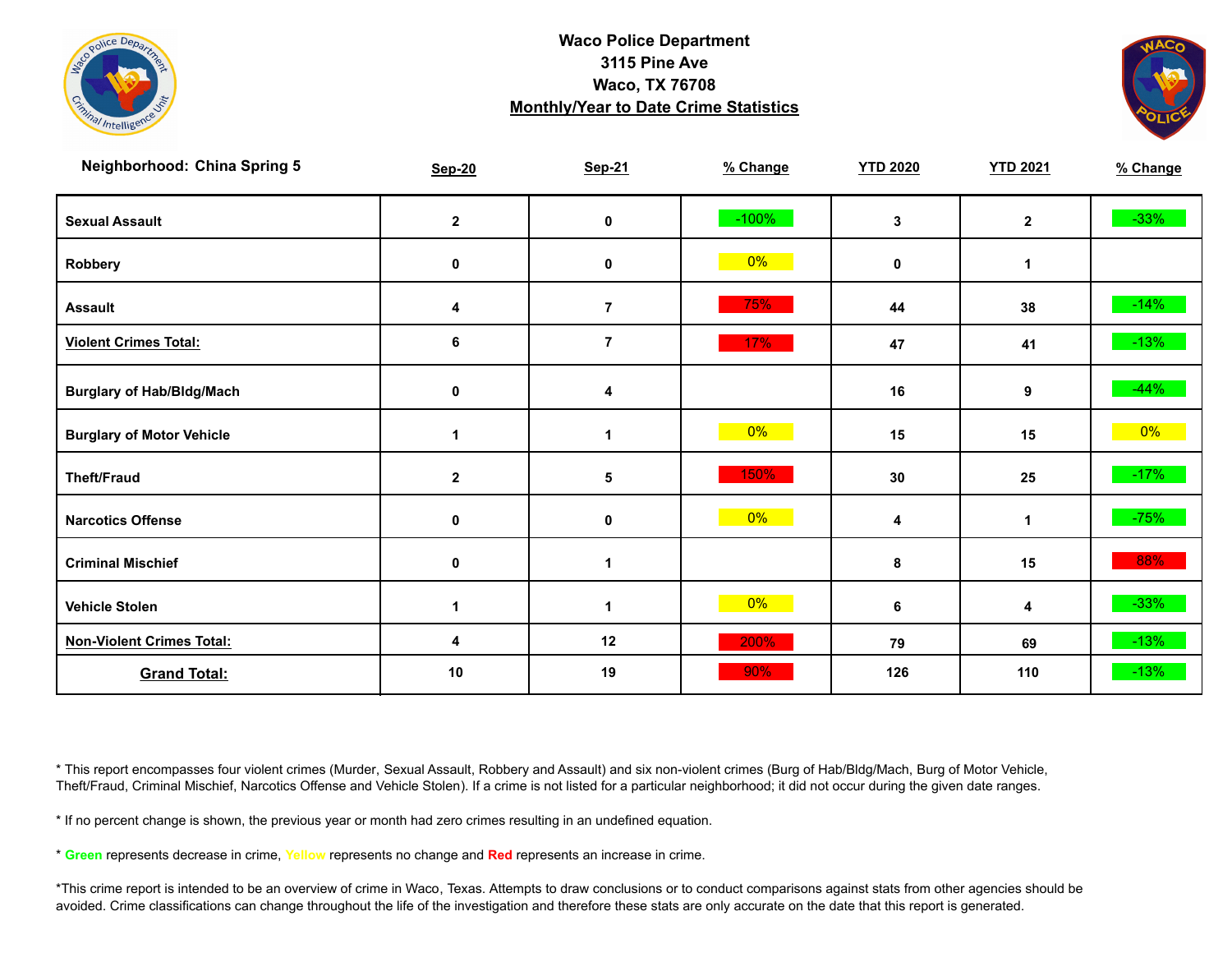**Waco Police Department**
**3115 Pine Ave**
**Waco, TX 76708**
**Monthly/Year to Date Crime Statistics**

| Neighborhood: China Spring 5 | Sep-20 | Sep-21 | % Change | YTD 2020 | YTD 2021 | % Change |
|---|---|---|---|---|---|---|
| Sexual Assault | 2 | 0 | -100% | 3 | 2 | -33% |
| Robbery | 0 | 0 | 0% | 0 | 1 | |
| Assault | 4 | 7 | 75% | 44 | 38 | -14% |
| Violent Crimes Total: | 6 | 7 | 17% | 47 | 41 | -13% |
| Burglary of Hab/Bldg/Mach | 0 | 4 | | 16 | 9 | -44% |
| Burglary of Motor Vehicle | 1 | 1 | 0% | 15 | 15 | 0% |
| Theft/Fraud | 2 | 5 | 150% | 30 | 25 | -17% |
| Narcotics Offense | 0 | 0 | 0% | 4 | 1 | -75% |
| Criminal Mischief | 0 | 1 | | 8 | 15 | 88% |
| Vehicle Stolen | 1 | 1 | 0% | 6 | 4 | -33% |
| Non-Violent Crimes Total: | 4 | 12 | 200% | 79 | 69 | -13% |
| Grand Total: | 10 | 19 | 90% | 126 | 110 | -13% |

* This report encompasses four violent crimes (Murder, Sexual Assault, Robbery and Assault) and six non-violent crimes (Burg of Hab/Bldg/Mach, Burg of Motor Vehicle, Theft/Fraud, Criminal Mischief, Narcotics Offense and Vehicle Stolen). If a crime is not listed for a particular neighborhood; it did not occur during the given date ranges.

* If no percent change is shown, the previous year or month had zero crimes resulting in an undefined equation.

* Green represents decrease in crime, Yellow represents no change and Red represents an increase in crime.

*This crime report is intended to be an overview of crime in Waco, Texas. Attempts to draw conclusions or to conduct comparisons against stats from other agencies should be avoided. Crime classifications can change throughout the life of the investigation and therefore these stats are only accurate on the date that this report is generated.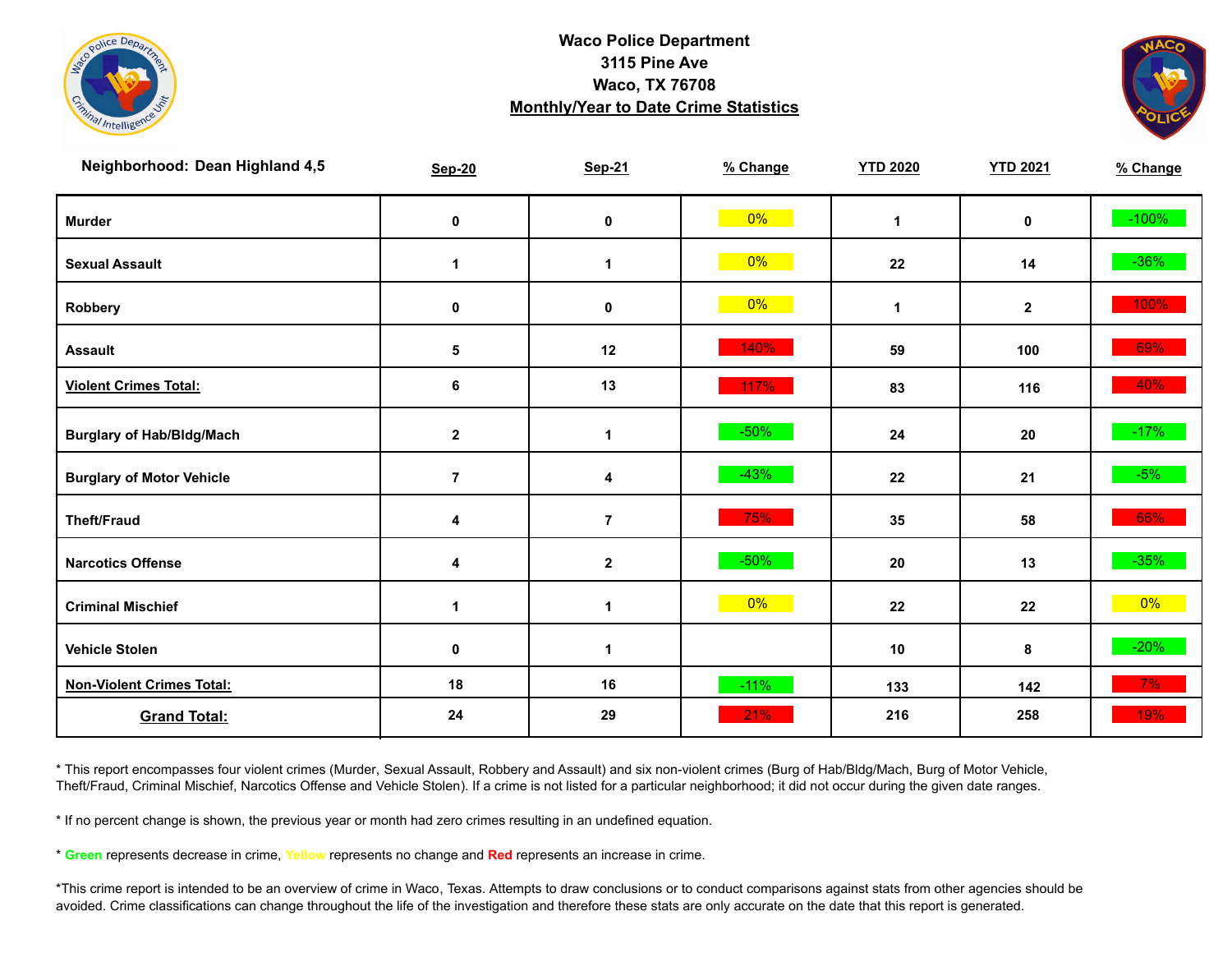# Waco Police Department
## 3115 Pine Ave
## Waco, TX 76708
## Monthly/Year to Date Crime Statistics

| Neighborhood: Dean Highland 4,5 | Sep-20 | Sep-21 | % Change | YTD 2020 | YTD 2021 | % Change |
|---|---|---|---|---|---|---|
| Murder | 0 | 0 | 0% | 1 | 0 | -100% |
| Sexual Assault | 1 | 1 | 0% | 22 | 14 | -36% |
| Robbery | 0 | 0 | 0% | 1 | 2 | 100% |
| Assault | 5 | 12 | 140% | 59 | 100 | 69% |
| Violent Crimes Total: | 6 | 13 | 117% | 83 | 116 | 40% |
| Burglary of Hab/Bldg/Mach | 2 | 1 | -50% | 24 | 20 | -17% |
| Burglary of Motor Vehicle | 7 | 4 | -43% | 22 | 21 | -5% |
| Theft/Fraud | 4 | 7 | 75% | 35 | 58 | 66% |
| Narcotics Offense | 4 | 2 | -50% | 20 | 13 | -35% |
| Criminal Mischief | 1 | 1 | 0% | 22 | 22 | 0% |
| Vehicle Stolen | 0 | 1 | | 10 | 8 | -20% |
| Non-Violent Crimes Total: | 18 | 16 | -11% | 133 | 142 | 7% |
| Grand Total: | 24 | 29 | 21% | 216 | 258 | 19% |

* This report encompasses four violent crimes (Murder, Sexual Assault, Robbery and Assault) and six non-violent crimes (Burg of Hab/Bldg/Mach, Burg of Motor Vehicle, Theft/Fraud, Criminal Mischief, Narcotics Offense and Vehicle Stolen). If a crime is not listed for a particular neighborhood; it did not occur during the given date ranges.

* If no percent change is shown, the previous year or month had zero crimes resulting in an undefined equation.

* Green represents decrease in crime, Yellow represents no change and Red represents an increase in crime.

*This crime report is intended to be an overview of crime in Waco, Texas. Attempts to draw conclusions or to conduct comparisons against stats from other agencies should be avoided. Crime classifications can change throughout the life of the investigation and therefore these stats are only accurate on the date that this report is generated.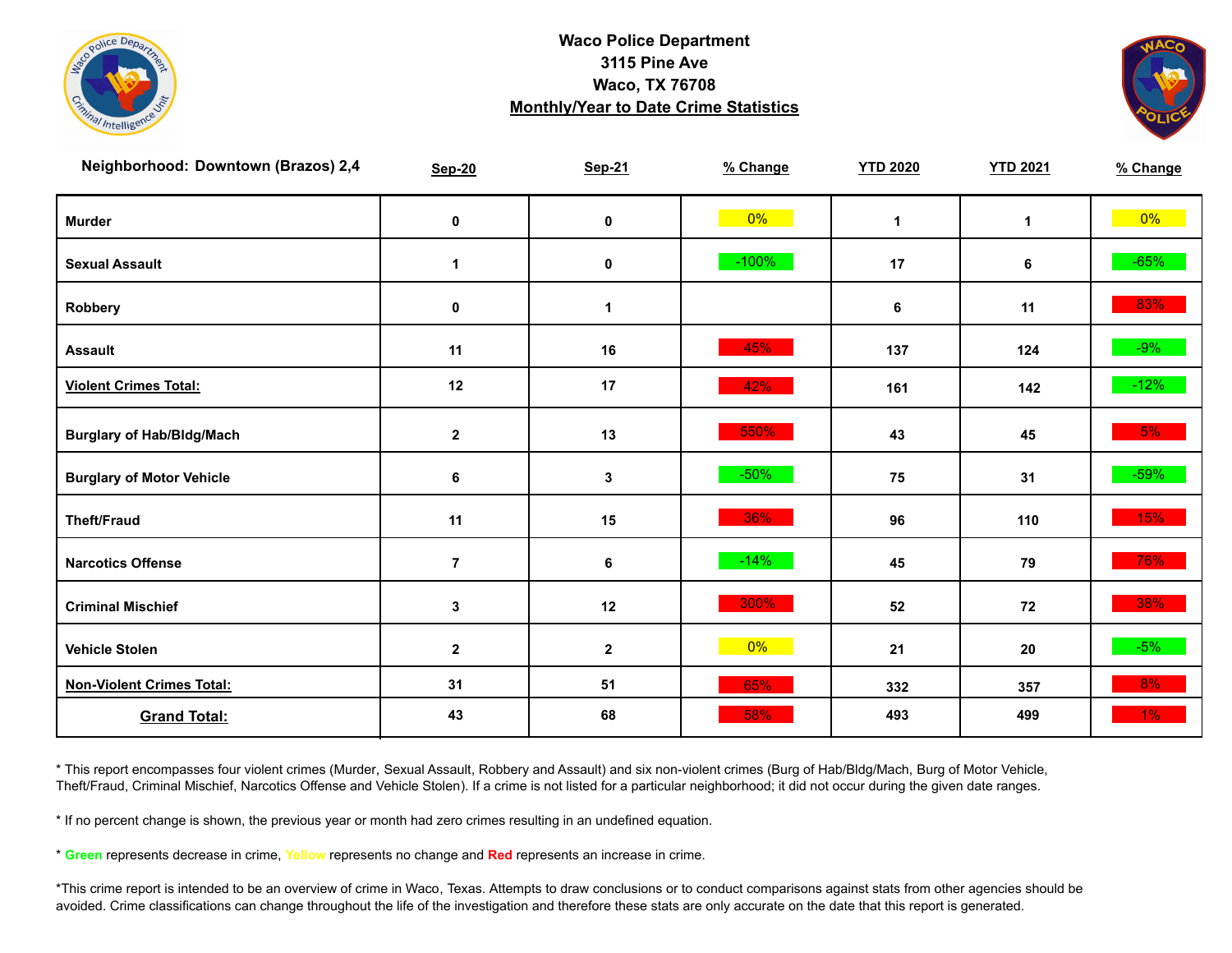**Waco Police Department**
**3115 Pine Ave**
**Waco, TX 76708**
**Monthly/Year to Date Crime Statistics**

| Neighborhood: Downtown (Brazos) 2,4 | Sep-20 | Sep-21 | % Change | YTD 2020 | YTD 2021 | % Change |
|---|---|---|---|---|---|---|
| Murder | 0 | 0 | 0% | 1 | 1 | 0% |
| Sexual Assault | 1 | 0 | -100% | 17 | 6 | -65% |
| Robbery | 0 | 1 | | 6 | 11 | 83% |
| Assault | 11 | 16 | 45% | 137 | 124 | -9% |
| Violent Crimes Total: | 12 | 17 | 42% | 161 | 142 | -12% |
| Burglary of Hab/Bldg/Mach | 2 | 13 | 550% | 43 | 45 | 5% |
| Burglary of Motor Vehicle | 6 | 3 | -50% | 75 | 31 | -59% |
| Theft/Fraud | 11 | 15 | 36% | 96 | 110 | 15% |
| Narcotics Offense | 7 | 6 | -14% | 45 | 79 | 76% |
| Criminal Mischief | 3 | 12 | 300% | 52 | 72 | 38% |
| Vehicle Stolen | 2 | 2 | 0% | 21 | 20 | -5% |
| Non-Violent Crimes Total: | 31 | 51 | 65% | 332 | 357 | 8% |
| Grand Total: | 43 | 68 | 58% | 493 | 499 | 1% |

* This report encompasses four violent crimes (Murder, Sexual Assault, Robbery and Assault) and six non-violent crimes (Burg of Hab/Bldg/Mach, Burg of Motor Vehicle, Theft/Fraud, Criminal Mischief, Narcotics Offense and Vehicle Stolen). If a crime is not listed for a particular neighborhood; it did not occur during the given date ranges.

* If no percent change is shown, the previous year or month had zero crimes resulting in an undefined equation.

* Green represents decrease in crime, Yellow represents no change and Red represents an increase in crime.

*This crime report is intended to be an overview of crime in Waco, Texas. Attempts to draw conclusions or to conduct comparisons against stats from other agencies should be avoided. Crime classifications can change throughout the life of the investigation and therefore these stats are only accurate on the date that this report is generated.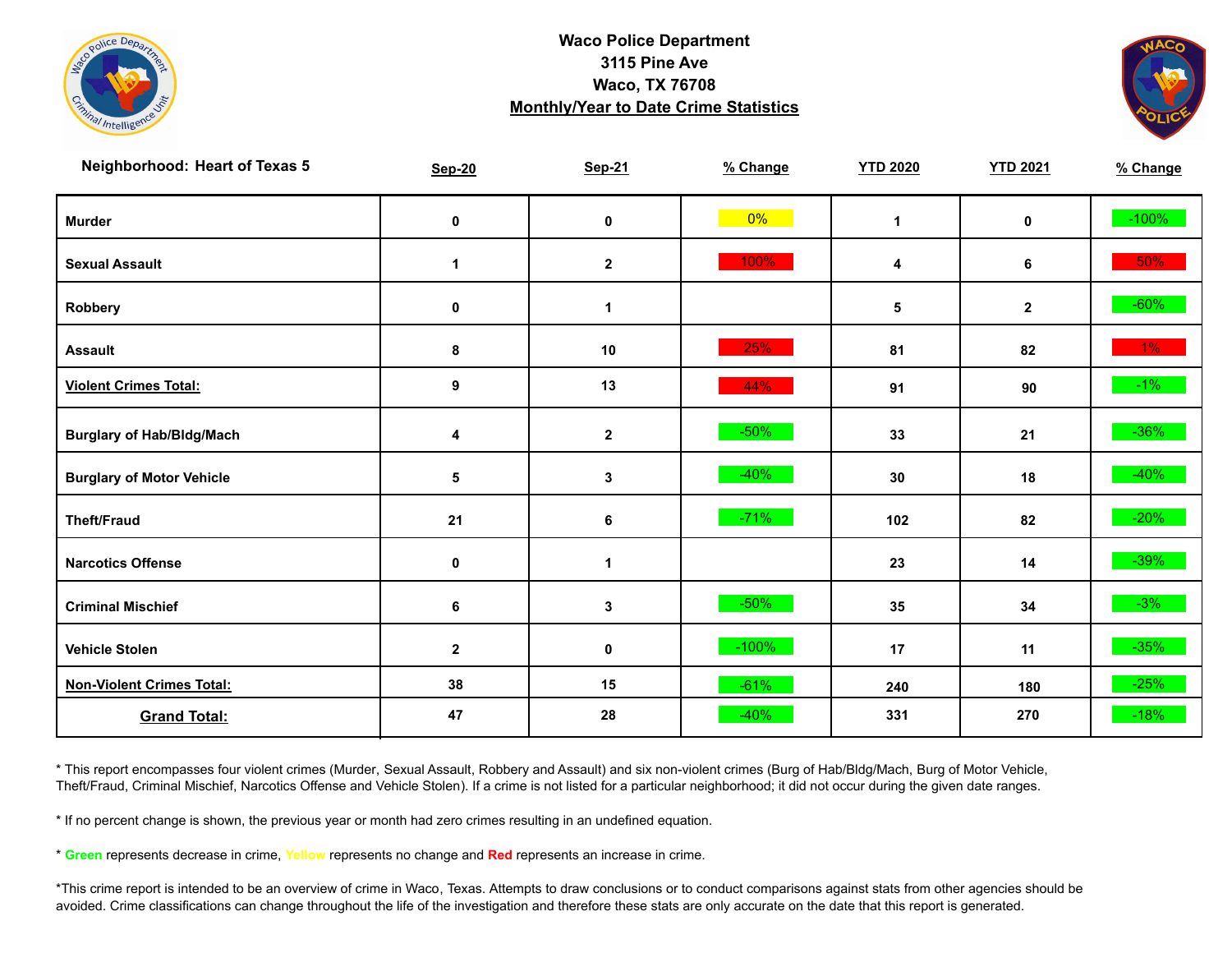# Waco Police Department
3115 Pine Ave
Waco, TX 76708
**Monthly/Year to Date Crime Statistics**

| Neighborhood: Heart of Texas 5 | Sep-20 | Sep-21 | % Change | YTD 2020 | YTD 2021 | % Change |
|---|---|---|---|---|---|---|
| Murder | 0 | 0 | 0% | 1 | 0 | -100% |
| Sexual Assault | 1 | 2 | 100% | 4 | 6 | 50% |
| Robbery | 0 | 1 | | 5 | 2 | -60% |
| Assault | 8 | 10 | 25% | 81 | 82 | 1% |
| **Violent Crimes Total:** | 9 | 13 | 44% | 91 | 90 | -1% |
| Burglary of Hab/Bldg/Mach | 4 | 2 | -50% | 33 | 21 | -36% |
| Burglary of Motor Vehicle | 5 | 3 | -40% | 30 | 18 | -40% |
| Theft/Fraud | 21 | 6 | -71% | 102 | 82 | -20% |
| Narcotics Offense | 0 | 1 | | 23 | 14 | -39% |
| Criminal Mischief | 6 | 3 | -50% | 35 | 34 | -3% |
| Vehicle Stolen | 2 | 0 | -100% | 17 | 11 | -35% |
| **Non-Violent Crimes Total:** | 38 | 15 | -61% | 240 | 180 | -25% |
| **Grand Total:** | 47 | 28 | -40% | 331 | 270 | -18% |

* This report encompasses four violent crimes (Murder, Sexual Assault, Robbery and Assault) and six non-violent crimes (Burg of Hab/Bldg/Mach, Burg of Motor Vehicle, Theft/Fraud, Criminal Mischief, Narcotics Offense and Vehicle Stolen). If a crime is not listed for a particular neighborhood; it did not occur during the given date ranges.

* If no percent change is shown, the previous year or month had zero crimes resulting in an undefined equation.

* **Green** represents decrease in crime, **Yellow** represents no change and **Red** represents an increase in crime.

*This crime report is intended to be an overview of crime in Waco, Texas. Attempts to draw conclusions or to conduct comparisons against stats from other agencies should be avoided. Crime classifications can change throughout the life of the investigation and therefore these stats are only accurate on the date that this report is generated.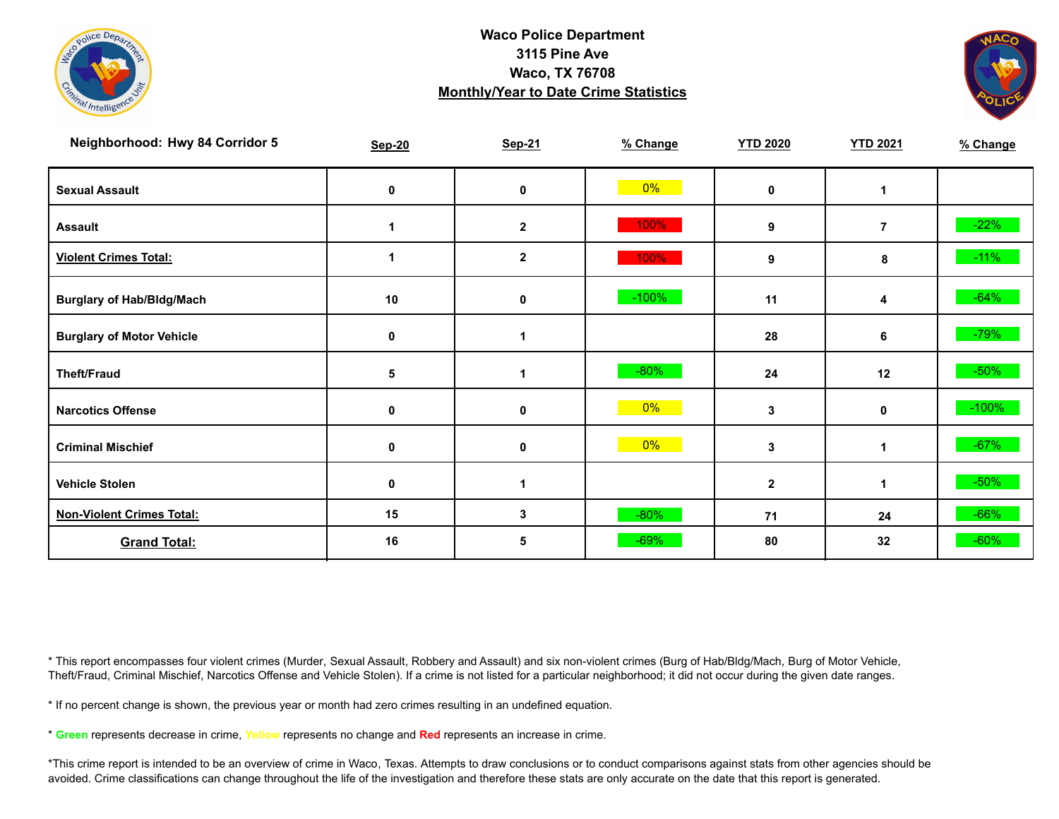**Waco Police Department**
**3115 Pine Ave**
**Waco, TX 76708**
**Monthly/Year to Date Crime Statistics**

| Neighborhood: Hwy 84 Corridor 5 | Sep-20 | Sep-21 | % Change | YTD 2020 | YTD 2021 | % Change |
|---|---|---|---|---|---|---|
| Sexual Assault | 0 | 0 | 0% | 0 | 1 | |
| Assault | 1 | 2 | 100% | 9 | 7 | -22% |
| Violent Crimes Total: | 1 | 2 | 100% | 9 | 8 | -11% |
| Burglary of Hab/Bldg/Mach | 10 | 0 | -100% | 11 | 4 | -64% |
| Burglary of Motor Vehicle | 0 | 1 | | 28 | 6 | -79% |
| Theft/Fraud | 5 | 1 | -80% | 24 | 12 | -50% |
| Narcotics Offense | 0 | 0 | 0% | 3 | 0 | -100% |
| Criminal Mischief | 0 | 0 | 0% | 3 | 1 | -67% |
| Vehicle Stolen | 0 | 1 | | 2 | 1 | -50% |
| Non-Violent Crimes Total: | 15 | 3 | -80% | 71 | 24 | -66% |
| Grand Total: | 16 | 5 | -69% | 80 | 32 | -60% |

* This report encompasses four violent crimes (Murder, Sexual Assault, Robbery and Assault) and six non-violent crimes (Burg of Hab/Bldg/Mach, Burg of Motor Vehicle, Theft/Fraud, Criminal Mischief, Narcotics Offense and Vehicle Stolen). If a crime is not listed for a particular neighborhood; it did not occur during the given date ranges.

* If no percent change is shown, the previous year or month had zero crimes resulting in an undefined equation.

* Green represents decrease in crime, Yellow represents no change and Red represents an increase in crime.

*This crime report is intended to be an overview of crime in Waco, Texas. Attempts to draw conclusions or to conduct comparisons against stats from other agencies should be avoided. Crime classifications can change throughout the life of the investigation and therefore these stats are only accurate on the date that this report is generated.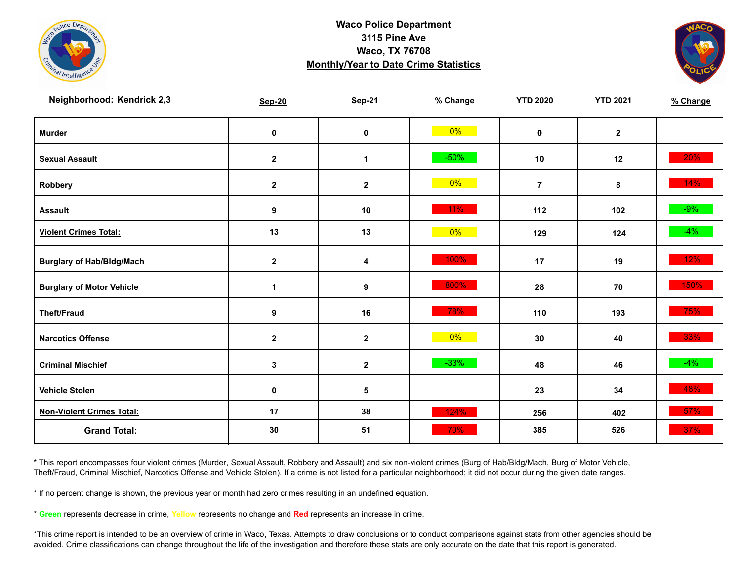# Waco Police Department

**3115 Pine Ave**

**Waco, TX 76708**

**Monthly/Year to Date Crime Statistics**

**Neighborhood: Kendrick 2,3**

| | Sep-20 | Sep-21 | % Change | YTD 2020 | YTD 2021 | % Change |
|---|---|---|---|---|---|---|
| Murder | 0 | 0 | 0% | 0 | 2 | |
| Sexual Assault | 2 | 1 | -50% | 10 | 12 | 20% |
| Robbery | 2 | 2 | 0% | 7 | 8 | 14% |
| Assault | 9 | 10 | 11% | 112 | 102 | -9% |
| **Violent Crimes Total:** | 13 | 13 | 0% | 129 | 124 | -4% |
| Burglary of Hab/Bldg/Mach | 2 | 4 | 100% | 17 | 19 | 12% |
| Burglary of Motor Vehicle | 1 | 9 | 800% | 28 | 70 | 150% |
| Theft/Fraud | 9 | 16 | 78% | 110 | 193 | 75% |
| Narcotics Offense | 2 | 2 | 0% | 30 | 40 | 33% |
| Criminal Mischief | 3 | 2 | -33% | 48 | 46 | -4% |
| Vehicle Stolen | 0 | 5 | | 23 | 34 | 48% |
| **Non-Violent Crimes Total:** | 17 | 38 | 124% | 256 | 402 | 57% |
| **Grand Total:** | 30 | 51 | 70% | 385 | 526 | 37% |

* This report encompasses four violent crimes (Murder, Sexual Assault, Robbery and Assault) and six non-violent crimes (Burg of Hab/Bldg/Mach, Burg of Motor Vehicle, Theft/Fraud, Criminal Mischief, Narcotics Offense and Vehicle Stolen). If a crime is not listed for a particular neighborhood; it did not occur during the given date ranges.

* If no percent change is shown, the previous year or month had zero crimes resulting in an undefined equation.

* Green represents decrease in crime, Yellow represents no change and Red represents an increase in crime.

*This crime report is intended to be an overview of crime in Waco, Texas. Attempts to draw conclusions or to conduct comparisons against stats from other agencies should be avoided. Crime classifications can change throughout the life of the investigation and therefore these stats are only accurate on the date that this report is generated.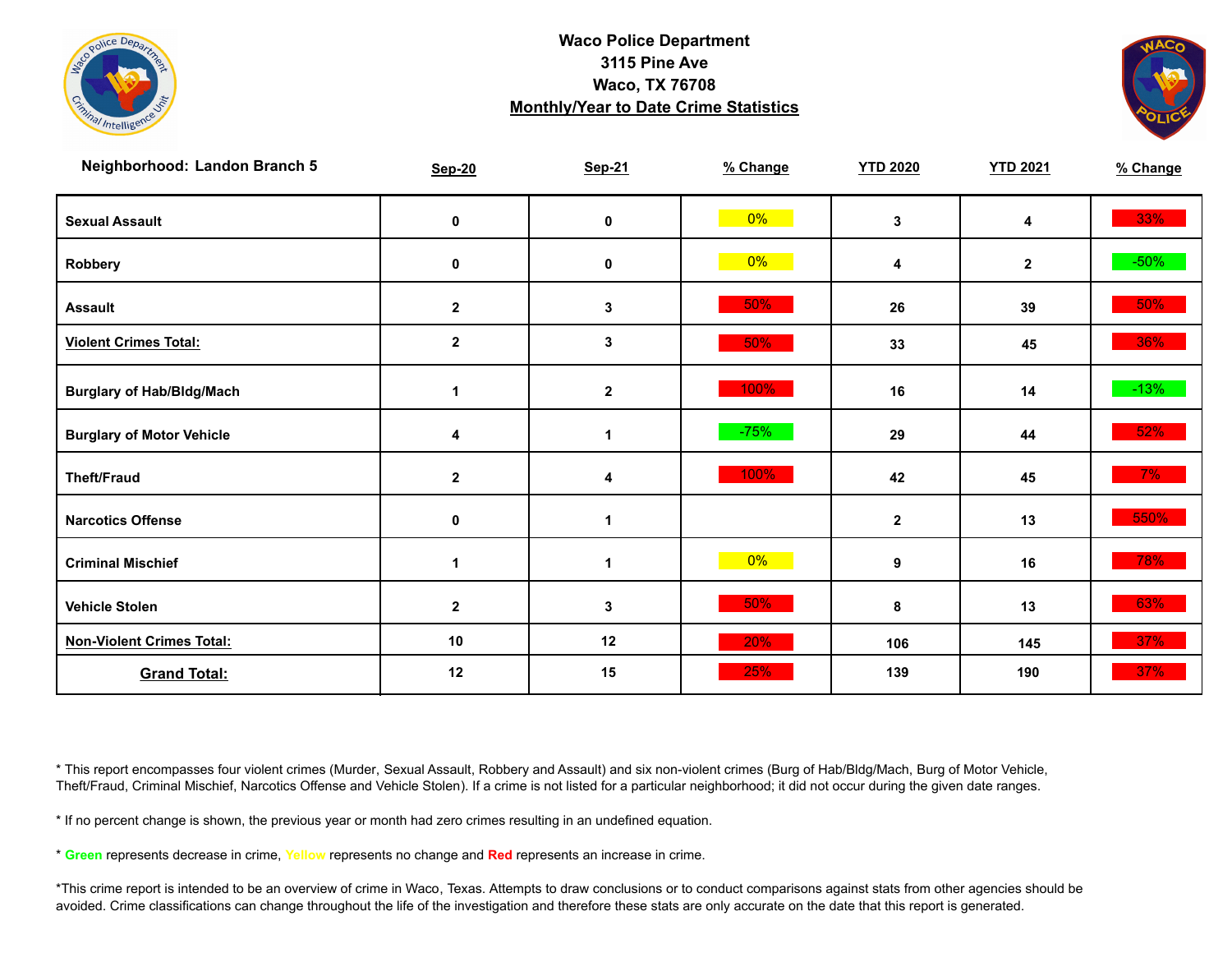**Waco Police Department**
**3115 Pine Ave**
**Waco, TX 76708**
**Monthly/Year to Date Crime Statistics**

| Neighborhood: Landon Branch 5 | Sep-20 | Sep-21 | % Change | YTD 2020 | YTD 2021 | % Change |
|---|---|---|---|---|---|---|
| Sexual Assault | 0 | 0 | 0% | 3 | 4 | 33% |
| Robbery | 0 | 0 | 0% | 4 | 2 | -50% |
| Assault | 2 | 3 | 50% | 26 | 39 | 50% |
| Violent Crimes Total: | 2 | 3 | 50% | 33 | 45 | 36% |
| Burglary of Hab/Bldg/Mach | 1 | 2 | 100% | 16 | 14 | -13% |
| Burglary of Motor Vehicle | 4 | 1 | -75% | 29 | 44 | 52% |
| Theft/Fraud | 2 | 4 | 100% | 42 | 45 | 7% |
| Narcotics Offense | 0 | 1 | | 2 | 13 | 550% |
| Criminal Mischief | 1 | 1 | 0% | 9 | 16 | 78% |
| Vehicle Stolen | 2 | 3 | 50% | 8 | 13 | 63% |
| Non-Violent Crimes Total: | 10 | 12 | 20% | 106 | 145 | 37% |
| Grand Total: | 12 | 15 | 25% | 139 | 190 | 37% |

* This report encompasses four violent crimes (Murder, Sexual Assault, Robbery and Assault) and six non-violent crimes (Burg of Hab/Bldg/Mach, Burg of Motor Vehicle, Theft/Fraud, Criminal Mischief, Narcotics Offense and Vehicle Stolen). If a crime is not listed for a particular neighborhood; it did not occur during the given date ranges.

* If no percent change is shown, the previous year or month had zero crimes resulting in an undefined equation.

* Green represents decrease in crime, Yellow represents no change and Red represents an increase in crime.

*This crime report is intended to be an overview of crime in Waco, Texas. Attempts to draw conclusions or to conduct comparisons against stats from other agencies should be avoided. Crime classifications can change throughout the life of the investigation and therefore these stats are only accurate on the date that this report is generated.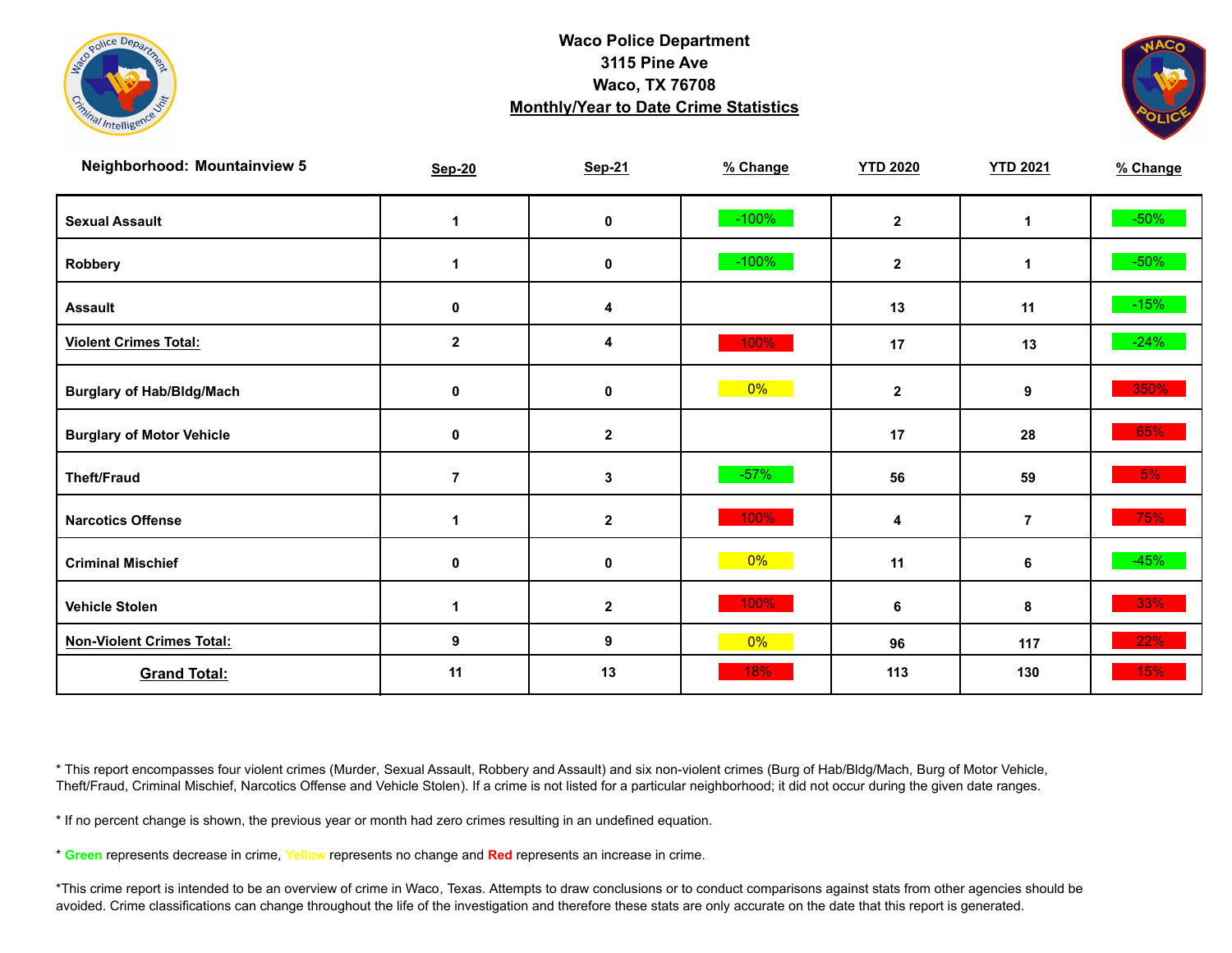**Waco Police Department**
**3115 Pine Ave**
**Waco, TX 76708**
**Monthly/Year to Date Crime Statistics**

| Neighborhood: Mountainview 5 | Sep-20 | Sep-21 | % Change | YTD 2020 | YTD 2021 | % Change |
|---|---|---|---|---|---|---|
| Sexual Assault | 1 | 0 | -100% | 2 | 1 | -50% |
| Robbery | 1 | 0 | -100% | 2 | 1 | -50% |
| Assault | 0 | 4 | | 13 | 11 | -15% |
| Violent Crimes Total: | 2 | 4 | 100% | 17 | 13 | -24% |
| Burglary of Hab/Bldg/Mach | 0 | 0 | 0% | 2 | 9 | 350% |
| Burglary of Motor Vehicle | 0 | 2 | | 17 | 28 | 65% |
| Theft/Fraud | 7 | 3 | -57% | 56 | 59 | 5% |
| Narcotics Offense | 1 | 2 | 100% | 4 | 7 | 75% |
| Criminal Mischief | 0 | 0 | 0% | 11 | 6 | -45% |
| Vehicle Stolen | 1 | 2 | 100% | 6 | 8 | 33% |
| Non-Violent Crimes Total: | 9 | 9 | 0% | 96 | 117 | 22% |
| Grand Total: | 11 | 13 | 18% | 113 | 130 | 15% |

* This report encompasses four violent crimes (Murder, Sexual Assault, Robbery and Assault) and six non-violent crimes (Burg of Hab/Bldg/Mach, Burg of Motor Vehicle, Theft/Fraud, Criminal Mischief, Narcotics Offense and Vehicle Stolen). If a crime is not listed for a particular neighborhood; it did not occur during the given date ranges.

* If no percent change is shown, the previous year or month had zero crimes resulting in an undefined equation.

* **Green** represents decrease in crime, Yellow represents no change and **Red** represents an increase in crime.

*This crime report is intended to be an overview of crime in Waco, Texas. Attempts to draw conclusions or to conduct comparisons against stats from other agencies should be avoided. Crime classifications can change throughout the life of the investigation and therefore these stats are only accurate on the date that this report is generated.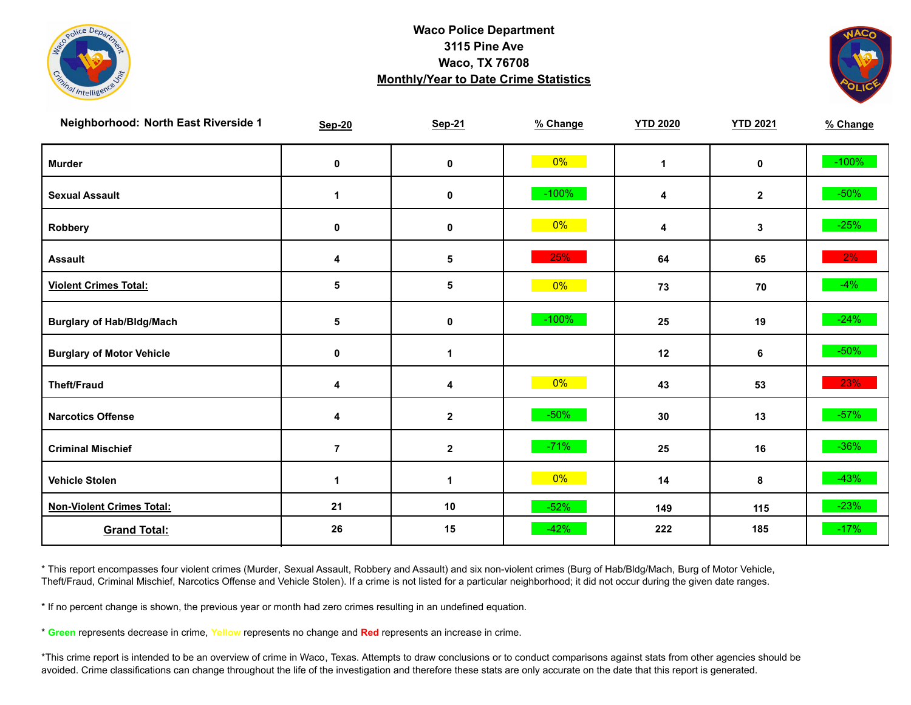**Waco Police Department**
**3115 Pine Ave**
**Waco, TX 76708**
**Monthly/Year to Date Crime Statistics**

| Neighborhood: North East Riverside 1 | Sep-20 | Sep-21 | % Change | YTD 2020 | YTD 2021 | % Change |
|---|---|---|---|---|---|---|
| Murder | 0 | 0 | 0% | 1 | 0 | -100% |
| Sexual Assault | 1 | 0 | -100% | 4 | 2 | -50% |
| Robbery | 0 | 0 | 0% | 4 | 3 | -25% |
| Assault | 4 | 5 | 25% | 64 | 65 | 2% |
| Violent Crimes Total: | 5 | 5 | 0% | 73 | 70 | -4% |
| Burglary of Hab/Bldg/Mach | 5 | 0 | -100% | 25 | 19 | -24% |
| Burglary of Motor Vehicle | 0 | 1 | | 12 | 6 | -50% |
| Theft/Fraud | 4 | 4 | 0% | 43 | 53 | 23% |
| Narcotics Offense | 4 | 2 | -50% | 30 | 13 | -57% |
| Criminal Mischief | 7 | 2 | -71% | 25 | 16 | -36% |
| Vehicle Stolen | 1 | 1 | 0% | 14 | 8 | -43% |
| Non-Violent Crimes Total: | 21 | 10 | -52% | 149 | 115 | -23% |
| Grand Total: | 26 | 15 | -42% | 222 | 185 | -17% |

* This report encompasses four violent crimes (Murder, Sexual Assault, Robbery and Assault) and six non-violent crimes (Burg of Hab/Bldg/Mach, Burg of Motor Vehicle, Theft/Fraud, Criminal Mischief, Narcotics Offense and Vehicle Stolen). If a crime is not listed for a particular neighborhood; it did not occur during the given date ranges.

* If no percent change is shown, the previous year or month had zero crimes resulting in an undefined equation.

* Green represents decrease in crime, Yellow represents no change and Red represents an increase in crime.

*This crime report is intended to be an overview of crime in Waco, Texas. Attempts to draw conclusions or to conduct comparisons against stats from other agencies should be avoided. Crime classifications can change throughout the life of the investigation and therefore these stats are only accurate on the date that this report is generated.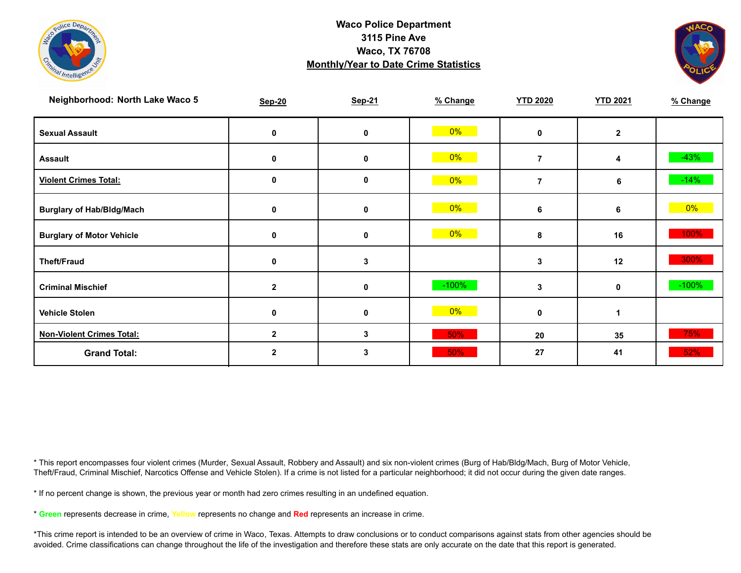**Waco Police Department**
**3115 Pine Ave**
**Waco, TX 76708**
**Monthly/Year to Date Crime Statistics**

| Neighborhood: North Lake Waco 5 | Sep-20 | Sep-21 | % Change | YTD 2020 | YTD 2021 | % Change |
|---|---|---|---|---|---|---|
| **Sexual Assault** | 0 | 0 | 0% | 0 | 2 | |
| **Assault** | 0 | 0 | 0% | 7 | 4 | -43% |
| **Violent Crimes Total:** | 0 | 0 | 0% | 7 | 6 | -14% |
| **Burglary of Hab/Bldg/Mach** | 0 | 0 | 0% | 6 | 6 | 0% |
| **Burglary of Motor Vehicle** | 0 | 0 | 0% | 8 | 16 | 100% |
| **Theft/Fraud** | 0 | 3 | | 3 | 12 | 300% |
| **Criminal Mischief** | 2 | 0 | -100% | 3 | 0 | -100% |
| **Vehicle Stolen** | 0 | 0 | 0% | 0 | 1 | |
| **Non-Violent Crimes Total:** | 2 | 3 | 50% | 20 | 35 | 75% |
| **Grand Total:** | 2 | 3 | 50% | 27 | 41 | 52% |

* This report encompasses four violent crimes (Murder, Sexual Assault, Robbery and Assault) and six non-violent crimes (Burg of Hab/Bldg/Mach, Burg of Motor Vehicle, Theft/Fraud, Criminal Mischief, Narcotics Offense and Vehicle Stolen). If a crime is not listed for a particular neighborhood; it did not occur during the given date ranges.

* If no percent change is shown, the previous year or month had zero crimes resulting in an undefined equation.

* **Green** represents decrease in crime, Yellow represents no change and **Red** represents an increase in crime.

*This crime report is intended to be an overview of crime in Waco, Texas. Attempts to draw conclusions or to conduct comparisons against stats from other agencies should be avoided. Crime classifications can change throughout the life of the investigation and therefore these stats are only accurate on the date that this report is generated.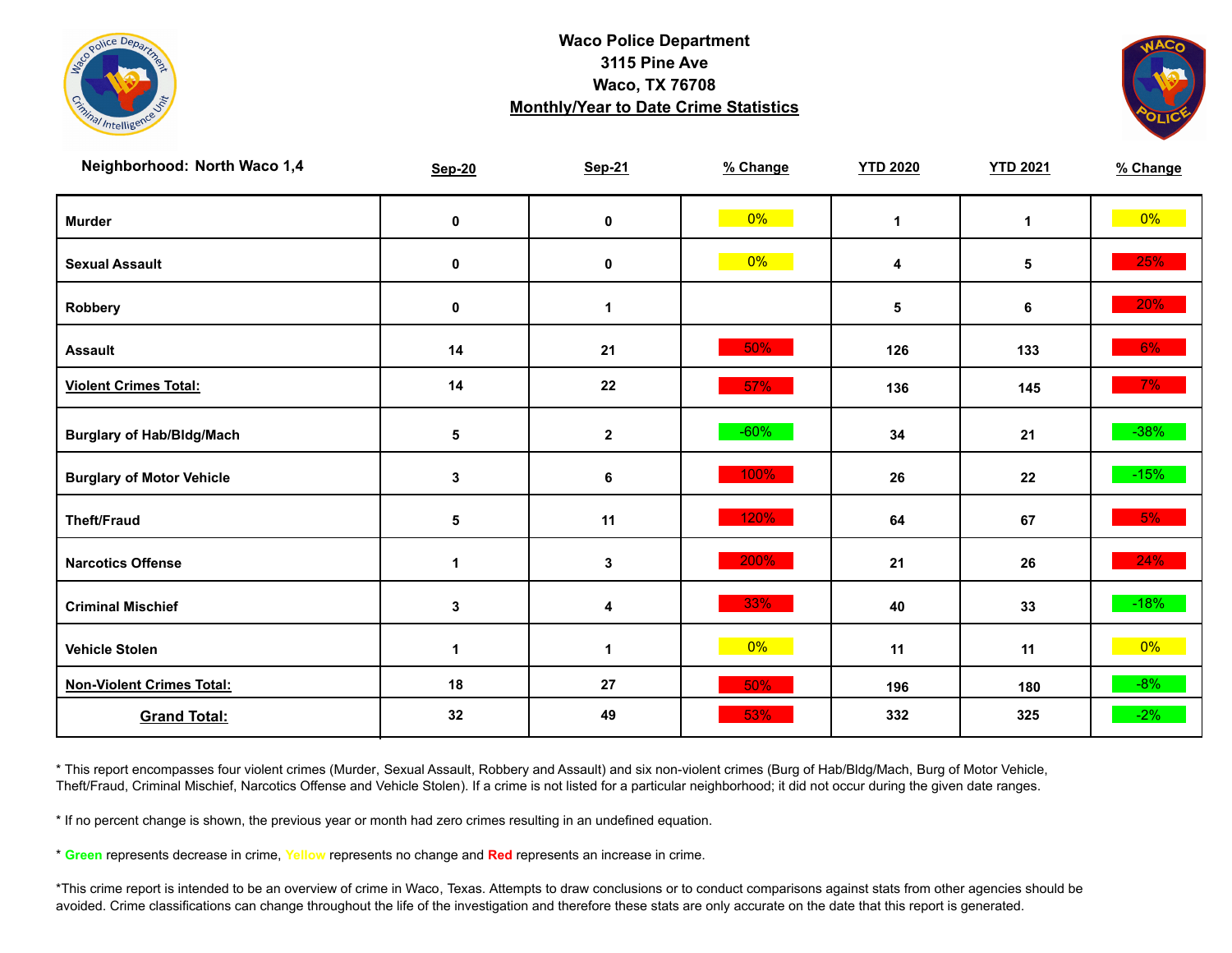**Waco Police Department**
**3115 Pine Ave**
**Waco, TX 76708**
**Monthly/Year to Date Crime Statistics**

| Neighborhood: North Waco 1,4 | Sep-20 | Sep-21 | % Change | YTD 2020 | YTD 2021 | % Change |
|---|---|---|---|---|---|---|
| Murder | 0 | 0 | 0% | 1 | 1 | 0% |
| Sexual Assault | 0 | 0 | 0% | 4 | 5 | 25% |
| Robbery | 0 | 1 | | 5 | 6 | 20% |
| Assault | 14 | 21 | 50% | 126 | 133 | 6% |
| **Violent Crimes Total:** | 14 | 22 | 57% | 136 | 145 | 7% |
| Burglary of Hab/Bldg/Mach | 5 | 2 | -60% | 34 | 21 | -38% |
| Burglary of Motor Vehicle | 3 | 6 | 100% | 26 | 22 | -15% |
| Theft/Fraud | 5 | 11 | 120% | 64 | 67 | 5% |
| Narcotics Offense | 1 | 3 | 200% | 21 | 26 | 24% |
| Criminal Mischief | 3 | 4 | 33% | 40 | 33 | -18% |
| Vehicle Stolen | 1 | 1 | 0% | 11 | 11 | 0% |
| **Non-Violent Crimes Total:** | 18 | 27 | 50% | 196 | 180 | -8% |
| **Grand Total:** | 32 | 49 | 53% | 332 | 325 | -2% |

* This report encompasses four violent crimes (Murder, Sexual Assault, Robbery and Assault) and six non-violent crimes (Burg of Hab/Bldg/Mach, Burg of Motor Vehicle, Theft/Fraud, Criminal Mischief, Narcotics Offense and Vehicle Stolen). If a crime is not listed for a particular neighborhood; it did not occur during the given date ranges.

* If no percent change is shown, the previous year or month had zero crimes resulting in an undefined equation.

* **Green** represents decrease in crime, Yellow represents no change and **Red** represents an increase in crime.

*This crime report is intended to be an overview of crime in Waco, Texas. Attempts to draw conclusions or to conduct comparisons against stats from other agencies should be avoided. Crime classifications can change throughout the life of the investigation and therefore these stats are only accurate on the date that this report is generated.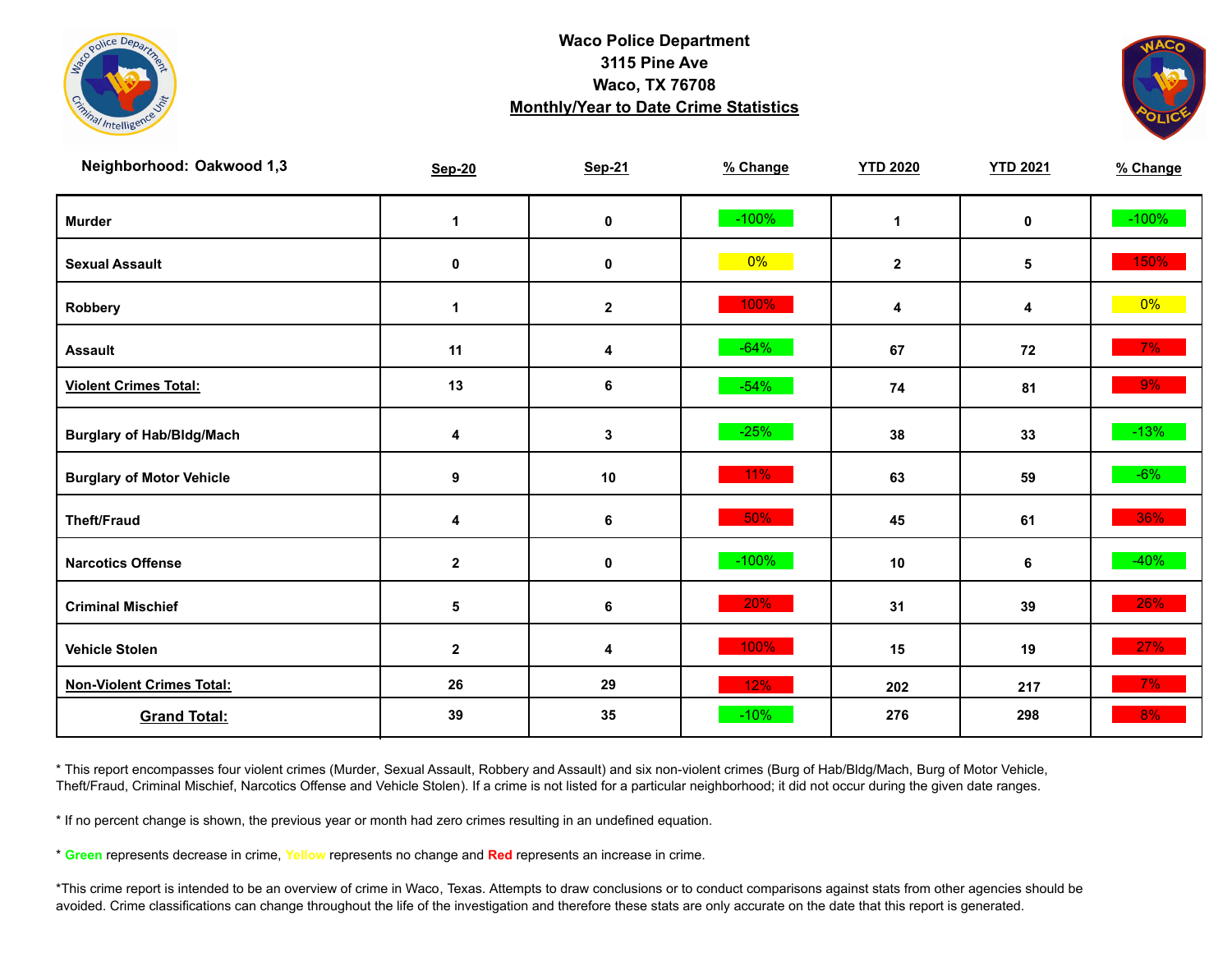**Waco Police Department**
**3115 Pine Ave**
**Waco, TX 76708**
**Monthly/Year to Date Crime Statistics**

| Neighborhood: Oakwood 1,3 | Sep-20 | Sep-21 | % Change | YTD 2020 | YTD 2021 | % Change |
|---|---|---|---|---|---|---|
| Murder | 1 | 0 | -100% | 1 | 0 | -100% |
| Sexual Assault | 0 | 0 | 0% | 2 | 5 | 150% |
| Robbery | 1 | 2 | 100% | 4 | 4 | 0% |
| Assault | 11 | 4 | -64% | 67 | 72 | 7% |
| Violent Crimes Total: | 13 | 6 | -54% | 74 | 81 | 9% |
| Burglary of Hab/Bldg/Mach | 4 | 3 | -25% | 38 | 33 | -13% |
| Burglary of Motor Vehicle | 9 | 10 | 11% | 63 | 59 | -6% |
| Theft/Fraud | 4 | 6 | 50% | 45 | 61 | 36% |
| Narcotics Offense | 2 | 0 | -100% | 10 | 6 | -40% |
| Criminal Mischief | 5 | 6 | 20% | 31 | 39 | 26% |
| Vehicle Stolen | 2 | 4 | 100% | 15 | 19 | 27% |
| Non-Violent Crimes Total: | 26 | 29 | 12% | 202 | 217 | 7% |
| Grand Total: | 39 | 35 | -10% | 276 | 298 | 8% |

* This report encompasses four violent crimes (Murder, Sexual Assault, Robbery and Assault) and six non-violent crimes (Burg of Hab/Bldg/Mach, Burg of Motor Vehicle, Theft/Fraud, Criminal Mischief, Narcotics Offense and Vehicle Stolen). If a crime is not listed for a particular neighborhood; it did not occur during the given date ranges.

* If no percent change is shown, the previous year or month had zero crimes resulting in an undefined equation.

* Green represents decrease in crime, Yellow represents no change and Red represents an increase in crime.

*This crime report is intended to be an overview of crime in Waco, Texas. Attempts to draw conclusions or to conduct comparisons against stats from other agencies should be avoided. Crime classifications can change throughout the life of the investigation and therefore these stats are only accurate on the date that this report is generated.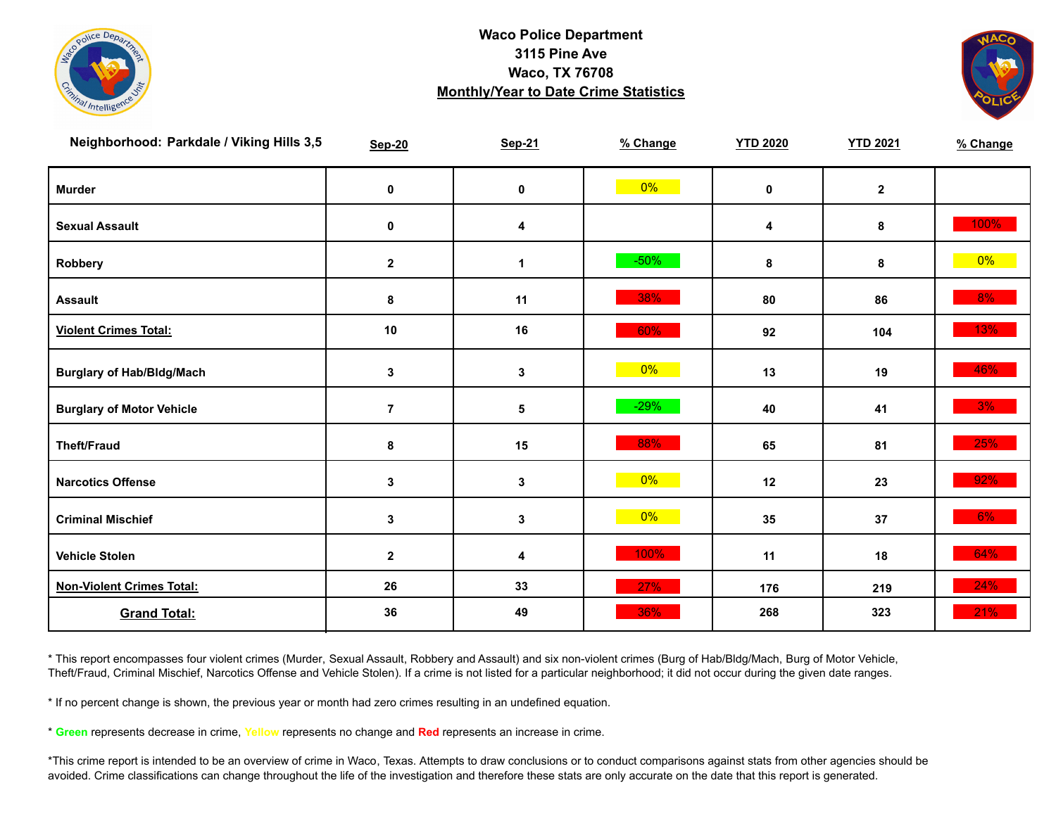**Waco Police Department**
**3115 Pine Ave**
**Waco, TX 76708**
**Monthly/Year to Date Crime Statistics**

| Neighborhood: Parkdale / Viking Hills 3,5 | Sep-20 | Sep-21 | % Change | YTD 2020 | YTD 2021 | % Change |
|---|---|---|---|---|---|---|
| Murder | 0 | 0 | 0% | 0 | 2 | |
| Sexual Assault | 0 | 4 | | 4 | 8 | 100% |
| Robbery | 2 | 1 | -50% | 8 | 8 | 0% |
| Assault | 8 | 11 | 38% | 80 | 86 | 8% |
| **Violent Crimes Total:** | 10 | 16 | 60% | 92 | 104 | 13% |
| Burglary of Hab/Bldg/Mach | 3 | 3 | 0% | 13 | 19 | 46% |
| Burglary of Motor Vehicle | 7 | 5 | -29% | 40 | 41 | 3% |
| Theft/Fraud | 8 | 15 | 88% | 65 | 81 | 25% |
| Narcotics Offense | 3 | 3 | 0% | 12 | 23 | 92% |
| Criminal Mischief | 3 | 3 | 0% | 35 | 37 | 6% |
| Vehicle Stolen | 2 | 4 | 100% | 11 | 18 | 64% |
| **Non-Violent Crimes Total:** | 26 | 33 | 27% | 176 | 219 | 24% |
| **Grand Total:** | 36 | 49 | 36% | 268 | 323 | 21% |

* This report encompasses four violent crimes (Murder, Sexual Assault, Robbery and Assault) and six non-violent crimes (Burg of Hab/Bldg/Mach, Burg of Motor Vehicle, Theft/Fraud, Criminal Mischief, Narcotics Offense and Vehicle Stolen). If a crime is not listed for a particular neighborhood; it did not occur during the given date ranges.

* If no percent change is shown, the previous year or month had zero crimes resulting in an undefined equation.

* **Green** represents decrease in crime, **Yellow** represents no change and **Red** represents an increase in crime.

*This crime report is intended to be an overview of crime in Waco, Texas. Attempts to draw conclusions or to conduct comparisons against stats from other agencies should be avoided. Crime classifications can change throughout the life of the investigation and therefore these stats are only accurate on the date that this report is generated.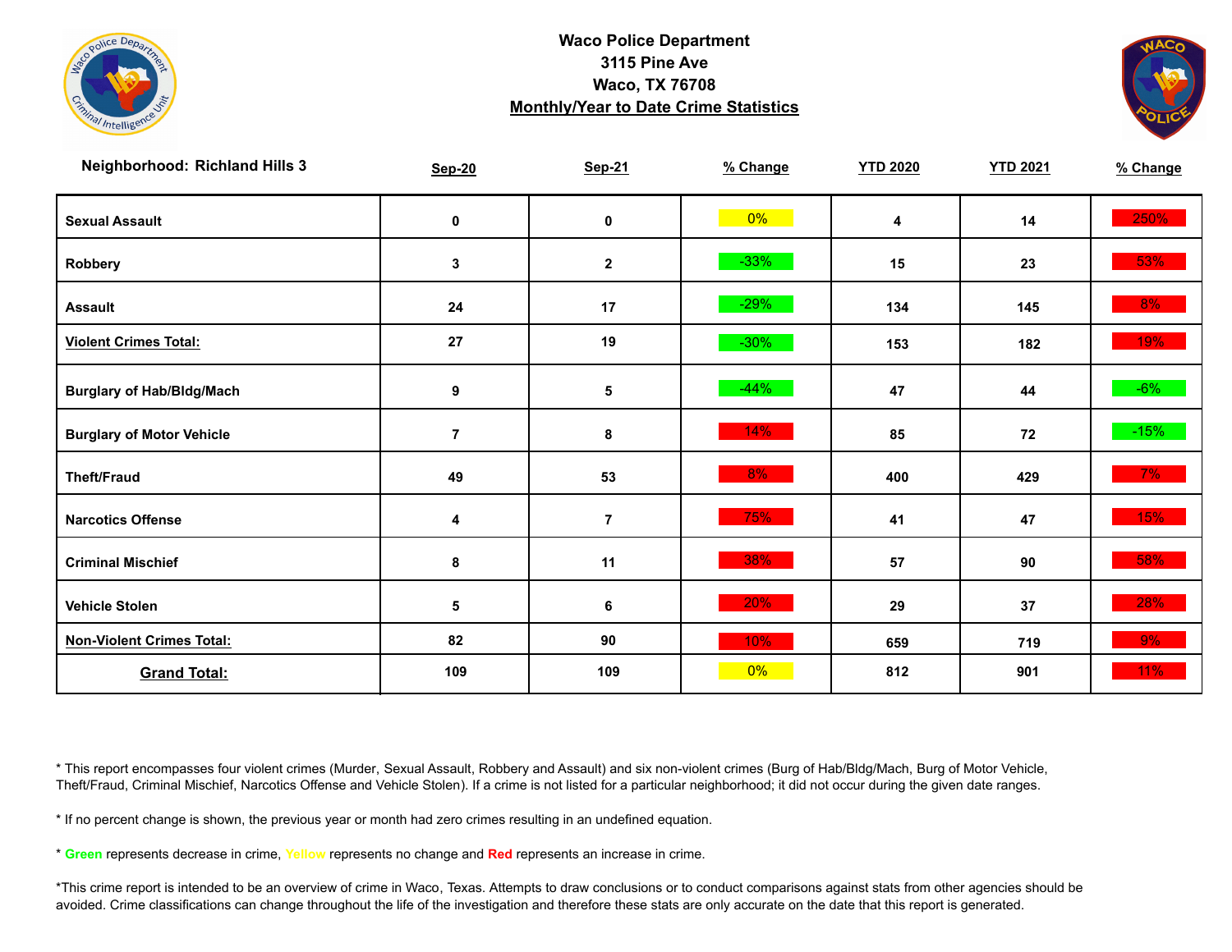**Waco Police Department**
**3115 Pine Ave**
**Waco, TX 76708**
**Monthly/Year to Date Crime Statistics**

| Neighborhood: Richland Hills 3 | Sep-20 | Sep-21 | % Change | YTD 2020 | YTD 2021 | % Change |
|---|---|---|---|---|---|---|
| Sexual Assault | 0 | 0 | 0% | 4 | 14 | 250% |
| Robbery | 3 | 2 | -33% | 15 | 23 | 53% |
| Assault | 24 | 17 | -29% | 134 | 145 | 8% |
| Violent Crimes Total: | 27 | 19 | -30% | 153 | 182 | 19% |
| Burglary of Hab/Bldg/Mach | 9 | 5 | -44% | 47 | 44 | -6% |
| Burglary of Motor Vehicle | 7 | 8 | 14% | 85 | 72 | -15% |
| Theft/Fraud | 49 | 53 | 8% | 400 | 429 | 7% |
| Narcotics Offense | 4 | 7 | 75% | 41 | 47 | 15% |
| Criminal Mischief | 8 | 11 | 38% | 57 | 90 | 58% |
| Vehicle Stolen | 5 | 6 | 20% | 29 | 37 | 28% |
| Non-Violent Crimes Total: | 82 | 90 | 10% | 659 | 719 | 9% |
| Grand Total: | 109 | 109 | 0% | 812 | 901 | 11% |

* This report encompasses four violent crimes (Murder, Sexual Assault, Robbery and Assault) and six non-violent crimes (Burg of Hab/Bldg/Mach, Burg of Motor Vehicle, Theft/Fraud, Criminal Mischief, Narcotics Offense and Vehicle Stolen). If a crime is not listed for a particular neighborhood; it did not occur during the given date ranges.

* If no percent change is shown, the previous year or month had zero crimes resulting in an undefined equation.

* Green represents decrease in crime, Yellow represents no change and Red represents an increase in crime.

*This crime report is intended to be an overview of crime in Waco, Texas. Attempts to draw conclusions or to conduct comparisons against stats from other agencies should be avoided. Crime classifications can change throughout the life of the investigation and therefore these stats are only accurate on the date that this report is generated.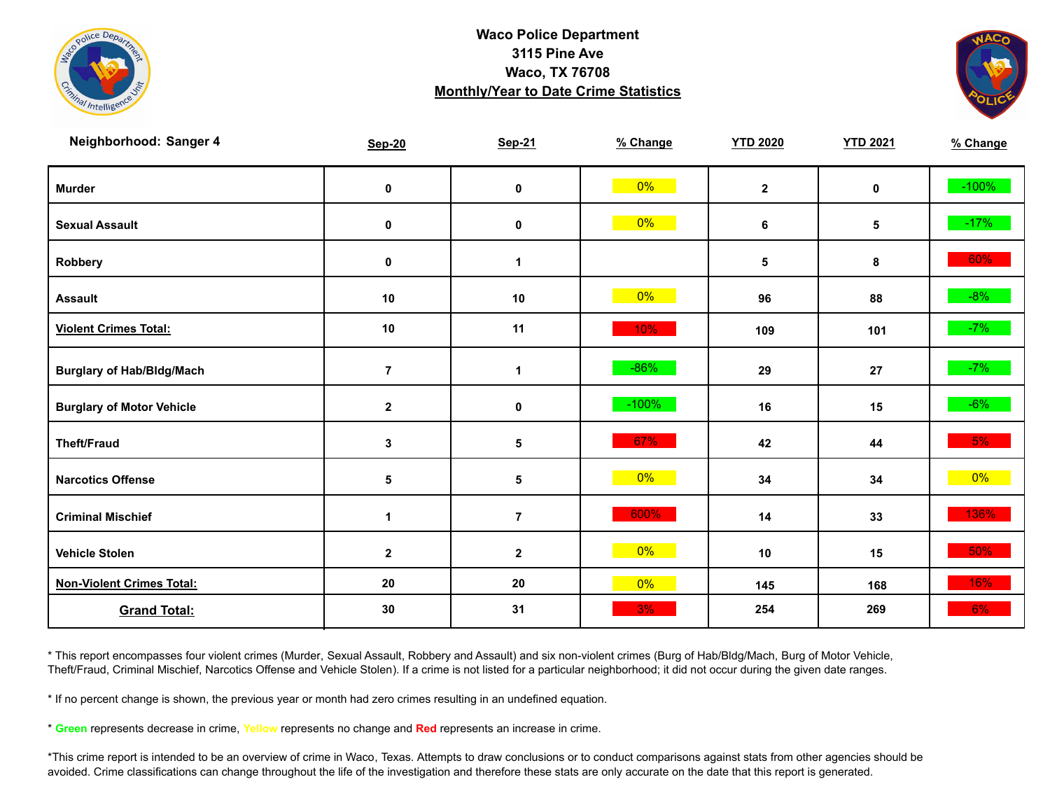**Waco Police Department**
**3115 Pine Ave**
**Waco, TX 76708**
**Monthly/Year to Date Crime Statistics**

| Neighborhood: Sanger 4 | Sep-20 | Sep-21 | % Change | YTD 2020 | YTD 2021 | % Change |
|---|---|---|---|---|---|---|
| Murder | 0 | 0 | 0% | 2 | 0 | -100% |
| Sexual Assault | 0 | 0 | 0% | 6 | 5 | -17% |
| Robbery | 0 | 1 | | 5 | 8 | 60% |
| Assault | 10 | 10 | 0% | 96 | 88 | -8% |
| **Violent Crimes Total:** | 10 | 11 | 10% | 109 | 101 | -7% |
| Burglary of Hab/Bldg/Mach | 7 | 1 | -86% | 29 | 27 | -7% |
| Burglary of Motor Vehicle | 2 | 0 | -100% | 16 | 15 | -6% |
| Theft/Fraud | 3 | 5 | 67% | 42 | 44 | 5% |
| Narcotics Offense | 5 | 5 | 0% | 34 | 34 | 0% |
| Criminal Mischief | 1 | 7 | 600% | 14 | 33 | 136% |
| Vehicle Stolen | 2 | 2 | 0% | 10 | 15 | 50% |
| **Non-Violent Crimes Total:** | 20 | 20 | 0% | 145 | 168 | 16% |
| **Grand Total:** | 30 | 31 | 3% | 254 | 269 | 6% |

* This report encompasses four violent crimes (Murder, Sexual Assault, Robbery and Assault) and six non-violent crimes (Burg of Hab/Bldg/Mach, Burg of Motor Vehicle, Theft/Fraud, Criminal Mischief, Narcotics Offense and Vehicle Stolen). If a crime is not listed for a particular neighborhood; it did not occur during the given date ranges.

* If no percent change is shown, the previous year or month had zero crimes resulting in an undefined equation.

* Green represents decrease in crime, Yellow represents no change and Red represents an increase in crime.

*This crime report is intended to be an overview of crime in Waco, Texas. Attempts to draw conclusions or to conduct comparisons against stats from other agencies should be avoided. Crime classifications can change throughout the life of the investigation and therefore these stats are only accurate on the date that this report is generated.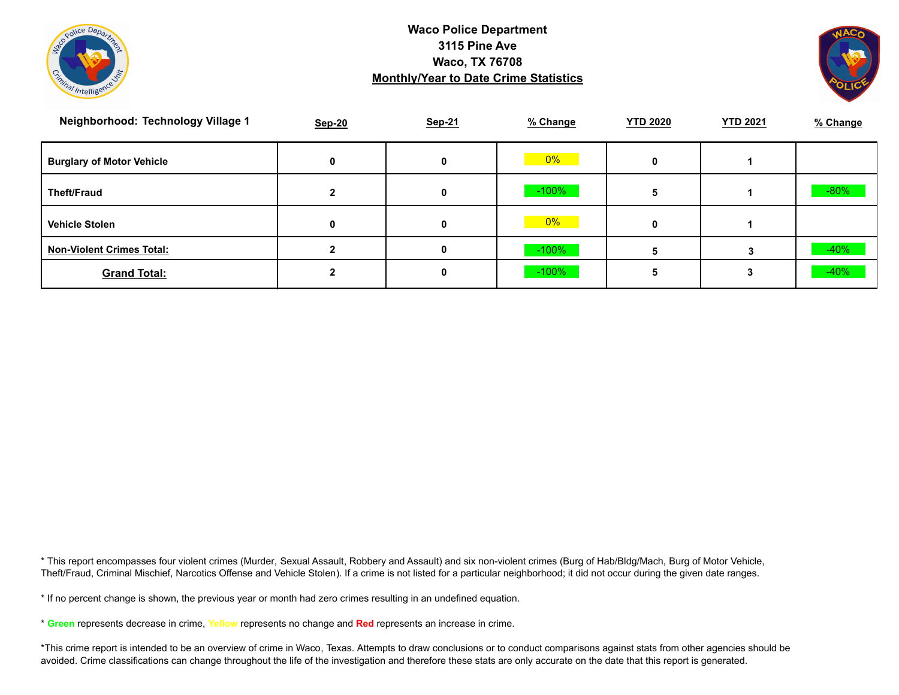# Waco Police Department
## 3115 Pine Ave
## Waco, TX 76708
## Monthly/Year to Date Crime Statistics

| Neighborhood: Technology Village 1 | Sep-20 | Sep-21 | % Change | YTD 2020 | YTD 2021 | % Change |
|---|---|---|---|---|---|---|
| Burglary of Motor Vehicle | 0 | 0 | 0% | 0 | 1 | |
| Theft/Fraud | 2 | 0 | -100% | 5 | 1 | -80% |
| Vehicle Stolen | 0 | 0 | 0% | 0 | 1 | |
| **Non-Violent Crimes Total:** | 2 | 0 | -100% | 5 | 3 | -40% |
| **Grand Total:** | 2 | 0 | -100% | 5 | 3 | -40% |

* This report encompasses four violent crimes (Murder, Sexual Assault, Robbery and Assault) and six non-violent crimes (Burg of Hab/Bldg/Mach, Burg of Motor Vehicle, Theft/Fraud, Criminal Mischief, Narcotics Offense and Vehicle Stolen). If a crime is not listed for a particular neighborhood; it did not occur during the given date ranges.

* If no percent change is shown, the previous year or month had zero crimes resulting in an undefined equation.

* **Green** represents decrease in crime, **Yellow** represents no change and **Red** represents an increase in crime.

*This crime report is intended to be an overview of crime in Waco, Texas. Attempts to draw conclusions or to conduct comparisons against stats from other agencies should be avoided. Crime classifications can change throughout the life of the investigation and therefore these stats are only accurate on the date that this report is generated.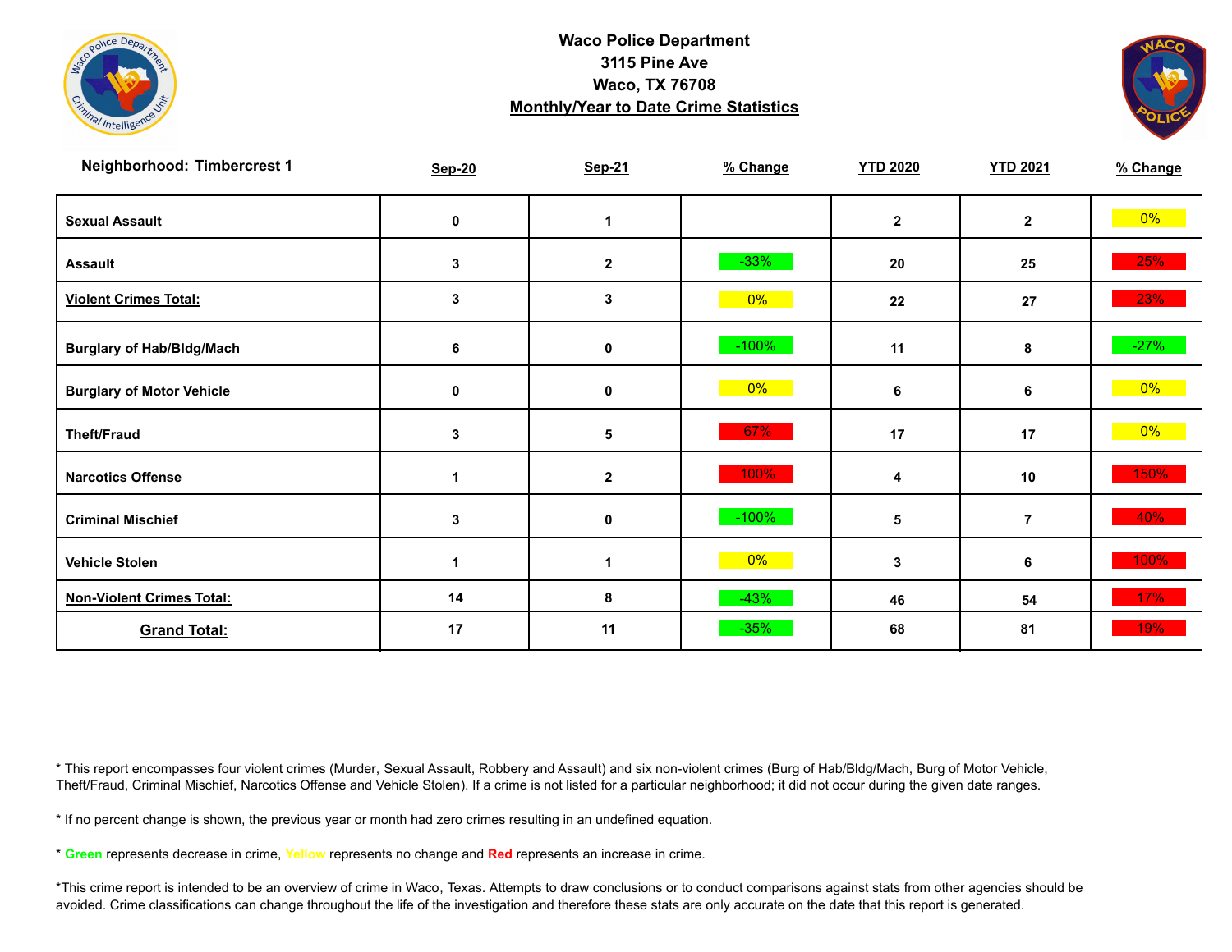**Waco Police Department**
**3115 Pine Ave**
**Waco, TX 76708**
**Monthly/Year to Date Crime Statistics**

| Neighborhood: Timbercrest 1 | Sep-20 | Sep-21 | % Change | YTD 2020 | YTD 2021 | % Change |
|---|---|---|---|---|---|---|
| Sexual Assault | 0 | 1 | | 2 | 2 | 0% |
| Assault | 3 | 2 | -33% | 20 | 25 | 25% |
| Violent Crimes Total: | 3 | 3 | 0% | 22 | 27 | 23% |
| Burglary of Hab/Bldg/Mach | 6 | 0 | -100% | 11 | 8 | -27% |
| Burglary of Motor Vehicle | 0 | 0 | 0% | 6 | 6 | 0% |
| Theft/Fraud | 3 | 5 | 67% | 17 | 17 | 0% |
| Narcotics Offense | 1 | 2 | 100% | 4 | 10 | 150% |
| Criminal Mischief | 3 | 0 | -100% | 5 | 7 | 40% |
| Vehicle Stolen | 1 | 1 | 0% | 3 | 6 | 100% |
| Non-Violent Crimes Total: | 14 | 8 | -43% | 46 | 54 | 17% |
| Grand Total: | 17 | 11 | -35% | 68 | 81 | 19% |

* This report encompasses four violent crimes (Murder, Sexual Assault, Robbery and Assault) and six non-violent crimes (Burg of Hab/Bldg/Mach, Burg of Motor Vehicle, Theft/Fraud, Criminal Mischief, Narcotics Offense and Vehicle Stolen). If a crime is not listed for a particular neighborhood; it did not occur during the given date ranges.

* If no percent change is shown, the previous year or month had zero crimes resulting in an undefined equation.

* Green represents decrease in crime, Yellow represents no change and Red represents an increase in crime.

*This crime report is intended to be an overview of crime in Waco, Texas. Attempts to draw conclusions or to conduct comparisons against stats from other agencies should be avoided. Crime classifications can change throughout the life of the investigation and therefore these stats are only accurate on the date that this report is generated.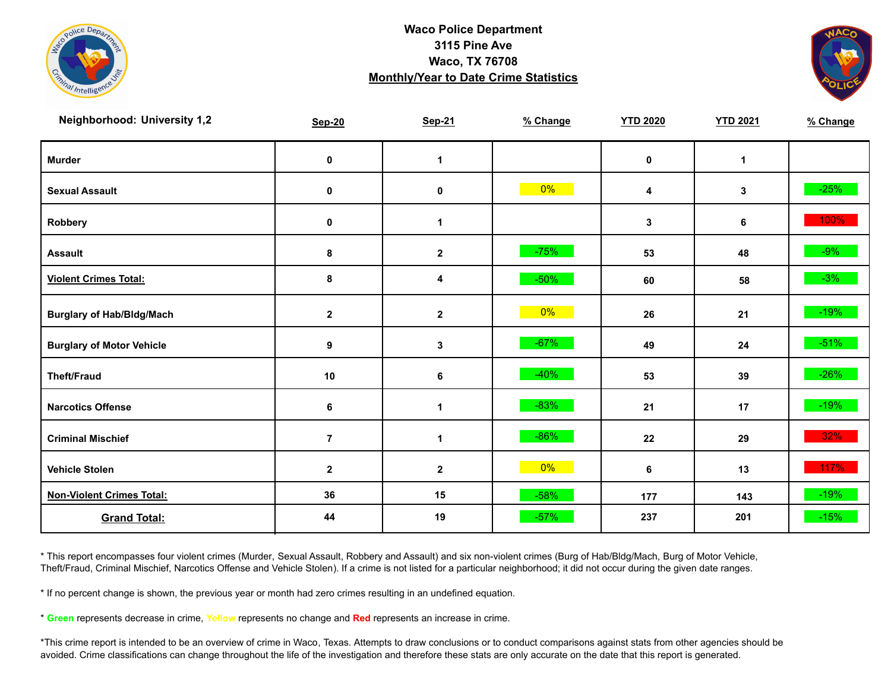# Waco Police Department
## 3115 Pine Ave
## Waco, TX 76708
## Monthly/Year to Date Crime Statistics

**Neighborhood: University 1,2**

| | Sep-20 | Sep-21 | % Change | YTD 2020 | YTD 2021 | % Change |
|---|---|---|---|---|---|---|
| **Murder** | 0 | 1 | | 0 | 1 | |
| **Sexual Assault** | 0 | 0 | 0% | 4 | 3 | -25% |
| **Robbery** | 0 | 1 | | 3 | 6 | 100% |
| **Assault** | 8 | 2 | -75% | 53 | 48 | -9% |
| **Violent Crimes Total:** | 8 | 4 | -50% | 60 | 58 | -3% |
| **Burglary of Hab/Bldg/Mach** | 2 | 2 | 0% | 26 | 21 | -19% |
| **Burglary of Motor Vehicle** | 9 | 3 | -67% | 49 | 24 | -51% |
| **Theft/Fraud** | 10 | 6 | -40% | 53 | 39 | -26% |
| **Narcotics Offense** | 6 | 1 | -83% | 21 | 17 | -19% |
| **Criminal Mischief** | 7 | 1 | -86% | 22 | 29 | 32% |
| **Vehicle Stolen** | 2 | 2 | 0% | 6 | 13 | 117% |
| **Non-Violent Crimes Total:** | 36 | 15 | -58% | 177 | 143 | -19% |
| **Grand Total:** | 44 | 19 | -57% | 237 | 201 | -15% |

* This report encompasses four violent crimes (Murder, Sexual Assault, Robbery and Assault) and six non-violent crimes (Burg of Hab/Bldg/Mach, Burg of Motor Vehicle, Theft/Fraud, Criminal Mischief, Narcotics Offense and Vehicle Stolen). If a crime is not listed for a particular neighborhood; it did not occur during the given date ranges.

* If no percent change is shown, the previous year or month had zero crimes resulting in an undefined equation.

* **Green** represents decrease in crime, **Yellow** represents no change and **Red** represents an increase in crime.

*This crime report is intended to be an overview of crime in Waco, Texas. Attempts to draw conclusions or to conduct comparisons against stats from other agencies should be avoided. Crime classifications can change throughout the life of the investigation and therefore these stats are only accurate on the date that this report is generated.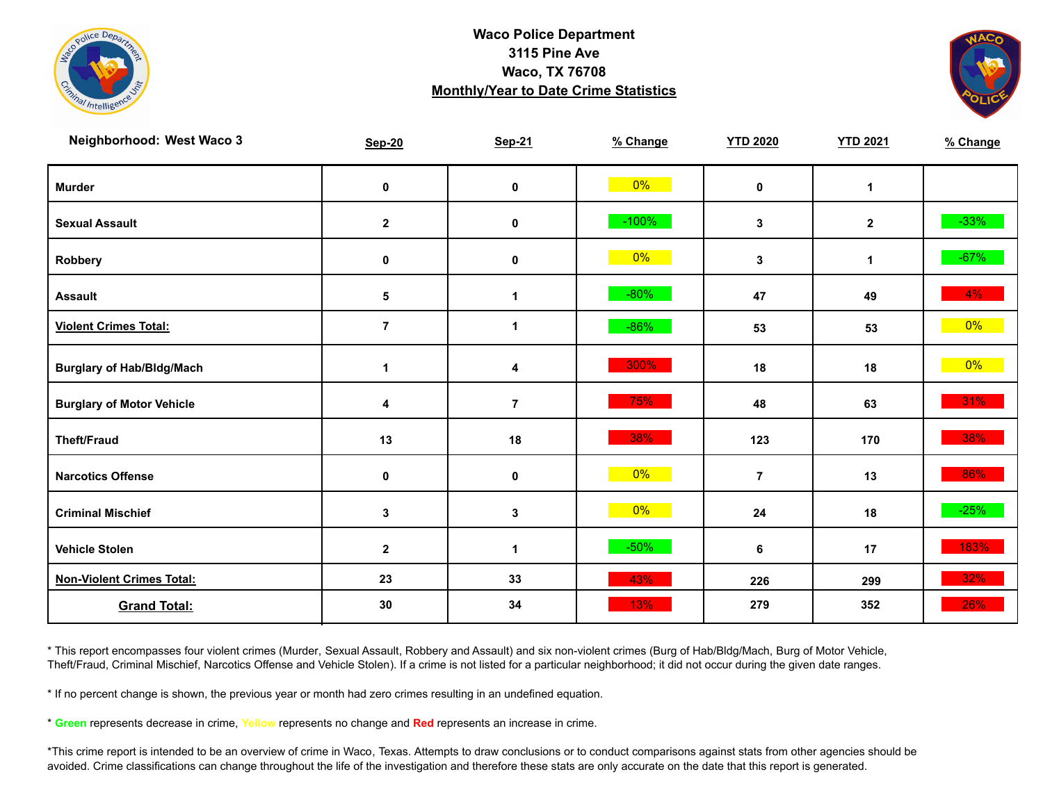# Waco Police Department
## 3115 Pine Ave
## Waco, TX 76708
## Monthly/Year to Date Crime Statistics

| Neighborhood: West Waco 3 | Sep-20 | Sep-21 | % Change | YTD 2020 | YTD 2021 | % Change |
|---|---|---|---|---|---|---|
| Murder | 0 | 0 | 0% | 0 | 1 | |
| Sexual Assault | 2 | 0 | -100% | 3 | 2 | -33% |
| Robbery | 0 | 0 | 0% | 3 | 1 | -67% |
| Assault | 5 | 1 | -80% | 47 | 49 | 4% |
| Violent Crimes Total: | 7 | 1 | -86% | 53 | 53 | 0% |
| Burglary of Hab/Bldg/Mach | 1 | 4 | 300% | 18 | 18 | 0% |
| Burglary of Motor Vehicle | 4 | 7 | 75% | 48 | 63 | 31% |
| Theft/Fraud | 13 | 18 | 38% | 123 | 170 | 38% |
| Narcotics Offense | 0 | 0 | 0% | 7 | 13 | 86% |
| Criminal Mischief | 3 | 3 | 0% | 24 | 18 | -25% |
| Vehicle Stolen | 2 | 1 | -50% | 6 | 17 | 183% |
| Non-Violent Crimes Total: | 23 | 33 | 43% | 226 | 299 | 32% |
| Grand Total: | 30 | 34 | 13% | 279 | 352 | 26% |

* This report encompasses four violent crimes (Murder, Sexual Assault, Robbery and Assault) and six non-violent crimes (Burg of Hab/Bldg/Mach, Burg of Motor Vehicle, Theft/Fraud, Criminal Mischief, Narcotics Offense and Vehicle Stolen). If a crime is not listed for a particular neighborhood; it did not occur during the given date ranges.

* If no percent change is shown, the previous year or month had zero crimes resulting in an undefined equation.

* **Green** represents decrease in crime, **Yellow** represents no change and **Red** represents an increase in crime.

*This crime report is intended to be an overview of crime in Waco, Texas. Attempts to draw conclusions or to conduct comparisons against stats from other agencies should be avoided. Crime classifications can change throughout the life of the investigation and therefore these stats are only accurate on the date that this report is generated.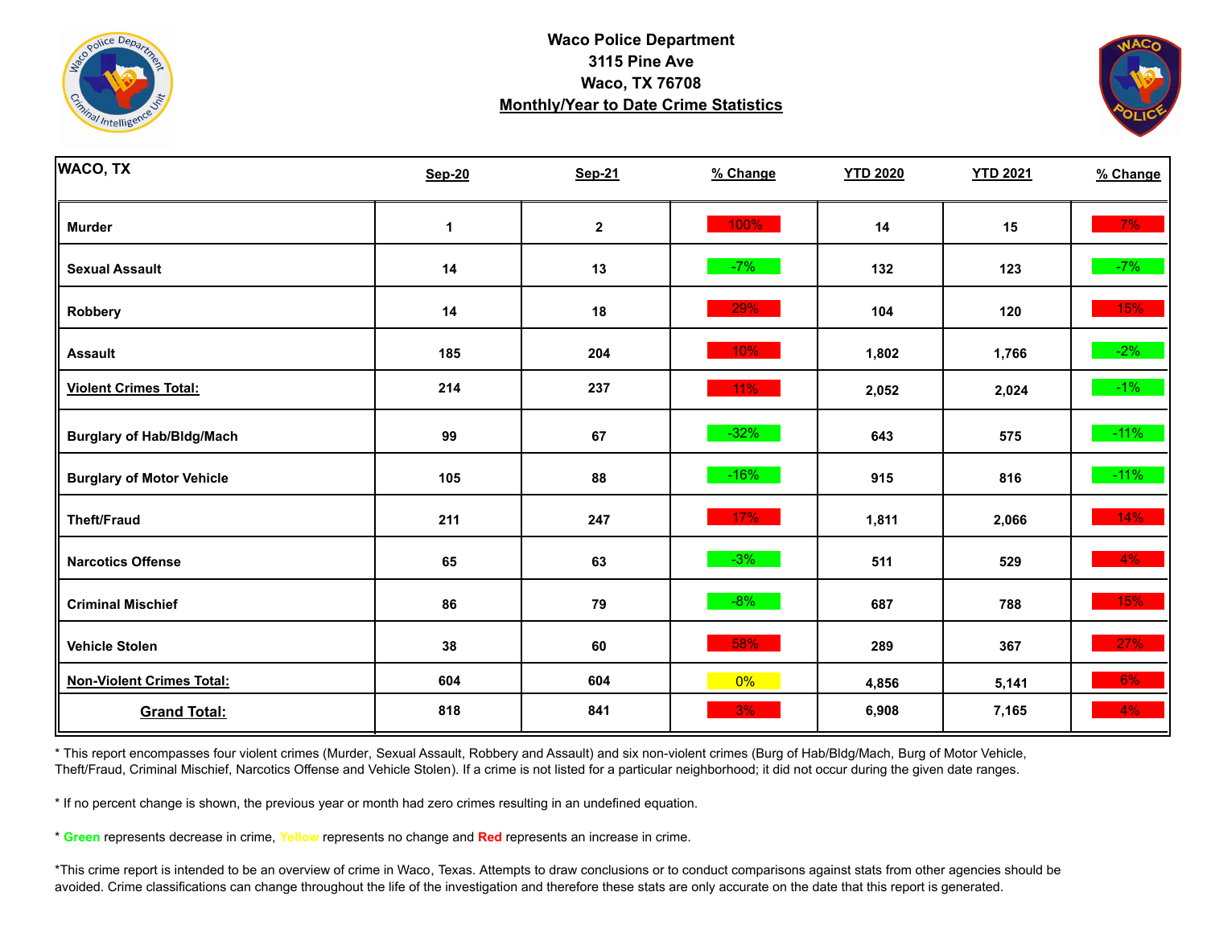# Waco Police Department
## 3115 Pine Ave
## Waco, TX 76708
## Monthly/Year to Date Crime Statistics

| WACO, TX | Sep-20 | Sep-21 | % Change | YTD 2020 | YTD 2021 | % Change |
|---|---|---|---|---|---|---|
| Murder | 1 | 2 | 100% | 14 | 15 | 7% |
| Sexual Assault | 14 | 13 | -7% | 132 | 123 | -7% |
| Robbery | 14 | 18 | 29% | 104 | 120 | 15% |
| Assault | 185 | 204 | 10% | 1,802 | 1,766 | -2% |
| **Violent Crimes Total:** | 214 | 237 | 11% | 2,052 | 2,024 | -1% |
| Burglary of Hab/Bldg/Mach | 99 | 67 | -32% | 643 | 575 | -11% |
| Burglary of Motor Vehicle | 105 | 88 | -16% | 915 | 816 | -11% |
| Theft/Fraud | 211 | 247 | 17% | 1,811 | 2,066 | 14% |
| Narcotics Offense | 65 | 63 | -3% | 511 | 529 | 4% |
| Criminal Mischief | 86 | 79 | -8% | 687 | 788 | 15% |
| Vehicle Stolen | 38 | 60 | 58% | 289 | 367 | 27% |
| **Non-Violent Crimes Total:** | 604 | 604 | 0% | 4,856 | 5,141 | 6% |
| **Grand Total:** | 818 | 841 | 3% | 6,908 | 7,165 | 4% |

* This report encompasses four violent crimes (Murder, Sexual Assault, Robbery and Assault) and six non-violent crimes (Burg of Hab/Bldg/Mach, Burg of Motor Vehicle, Theft/Fraud, Criminal Mischief, Narcotics Offense and Vehicle Stolen). If a crime is not listed for a particular neighborhood; it did not occur during the given date ranges.

* If no percent change is shown, the previous year or month had zero crimes resulting in an undefined equation.

* Green represents decrease in crime, Yellow represents no change and Red represents an increase in crime.

*This crime report is intended to be an overview of crime in Waco, Texas. Attempts to draw conclusions or to conduct comparisons against stats from other agencies should be avoided. Crime classifications can change throughout the life of the investigation and therefore these stats are only accurate on the date that this report is generated.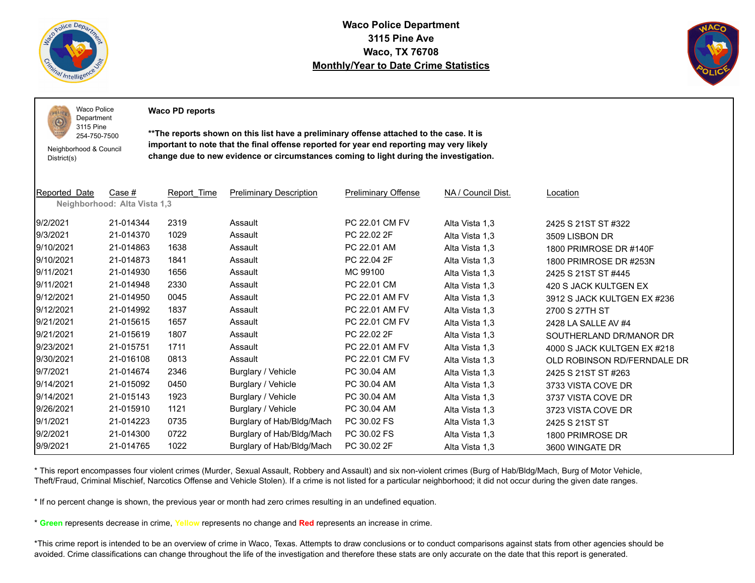# Waco Police Department
## 3115 Pine Ave
## Waco, TX 76708
## Monthly/Year to Date Crime Statistics

Waco Police Department
3115 Pine
254-750-7500

Neighborhood & Council District(s)

**Waco PD reports**

**\*\*The reports shown on this list have a preliminary offense attached to the case. It is important to note that the final offense reported for year end reporting may very likely change due to new evidence or circumstances coming to light during the investigation.**

| Reported_Date | Case # | Report_Time | Preliminary Description | Preliminary Offense | NA / Council Dist. | Location |
|---|---|---|---|---|---|---|
| **Neighborhood: Alta Vista 1,3** | | | | | | |
| 9/2/2021 | 21-014344 | 2319 | Assault | PC 22.01 CM FV | Alta Vista 1,3 | 2425 S 21ST ST #322 |
| 9/3/2021 | 21-014370 | 1029 | Assault | PC 22.02 2F | Alta Vista 1,3 | 3509 LISBON DR |
| 9/10/2021 | 21-014863 | 1638 | Assault | PC 22.01 AM | Alta Vista 1,3 | 1800 PRIMROSE DR #140F |
| 9/10/2021 | 21-014873 | 1841 | Assault | PC 22.04 2F | Alta Vista 1,3 | 1800 PRIMROSE DR #253N |
| 9/11/2021 | 21-014930 | 1656 | Assault | MC 99100 | Alta Vista 1,3 | 2425 S 21ST ST #445 |
| 9/11/2021 | 21-014948 | 2330 | Assault | PC 22.01 CM | Alta Vista 1,3 | 420 S JACK KULTGEN EX |
| 9/12/2021 | 21-014950 | 0045 | Assault | PC 22.01 AM FV | Alta Vista 1,3 | 3912 S JACK KULTGEN EX #236 |
| 9/12/2021 | 21-014992 | 1837 | Assault | PC 22.01 AM FV | Alta Vista 1,3 | 2700 S 27TH ST |
| 9/21/2021 | 21-015615 | 1657 | Assault | PC 22.01 CM FV | Alta Vista 1,3 | 2428 LA SALLE AV #4 |
| 9/21/2021 | 21-015619 | 1807 | Assault | PC 22.02 2F | Alta Vista 1,3 | SOUTHERLAND DR/MANOR DR |
| 9/23/2021 | 21-015751 | 1711 | Assault | PC 22.01 AM FV | Alta Vista 1,3 | 4000 S JACK KULTGEN EX #218 |
| 9/30/2021 | 21-016108 | 0813 | Assault | PC 22.01 CM FV | Alta Vista 1,3 | OLD ROBINSON RD/FERNDALE DR |
| 9/7/2021 | 21-014674 | 2346 | Burglary / Vehicle | PC 30.04 AM | Alta Vista 1,3 | 2425 S 21ST ST #263 |
| 9/14/2021 | 21-015092 | 0450 | Burglary / Vehicle | PC 30.04 AM | Alta Vista 1,3 | 3733 VISTA COVE DR |
| 9/14/2021 | 21-015143 | 1923 | Burglary / Vehicle | PC 30.04 AM | Alta Vista 1,3 | 3737 VISTA COVE DR |
| 9/26/2021 | 21-015910 | 1121 | Burglary / Vehicle | PC 30.04 AM | Alta Vista 1,3 | 3723 VISTA COVE DR |
| 9/1/2021 | 21-014223 | 0735 | Burglary of Hab/Bldg/Mach | PC 30.02 FS | Alta Vista 1,3 | 2425 S 21ST ST |
| 9/2/2021 | 21-014300 | 0722 | Burglary of Hab/Bldg/Mach | PC 30.02 FS | Alta Vista 1,3 | 1800 PRIMROSE DR |
| 9/9/2021 | 21-014765 | 1022 | Burglary of Hab/Bldg/Mach | PC 30.02 2F | Alta Vista 1,3 | 3600 WINGATE DR |

\* This report encompasses four violent crimes (Murder, Sexual Assault, Robbery and Assault) and six non-violent crimes (Burg of Hab/Bldg/Mach, Burg of Motor Vehicle, Theft/Fraud, Criminal Mischief, Narcotics Offense and Vehicle Stolen). If a crime is not listed for a particular neighborhood; it did not occur during the given date ranges.

\* If no percent change is shown, the previous year or month had zero crimes resulting in an undefined equation.

\* **Green** represents decrease in crime, **Yellow** represents no change and **Red** represents an increase in crime.

\*This crime report is intended to be an overview of crime in Waco, Texas. Attempts to draw conclusions or to conduct comparisons against stats from other agencies should be avoided. Crime classifications can change throughout the life of the investigation and therefore these stats are only accurate on the date that this report is generated.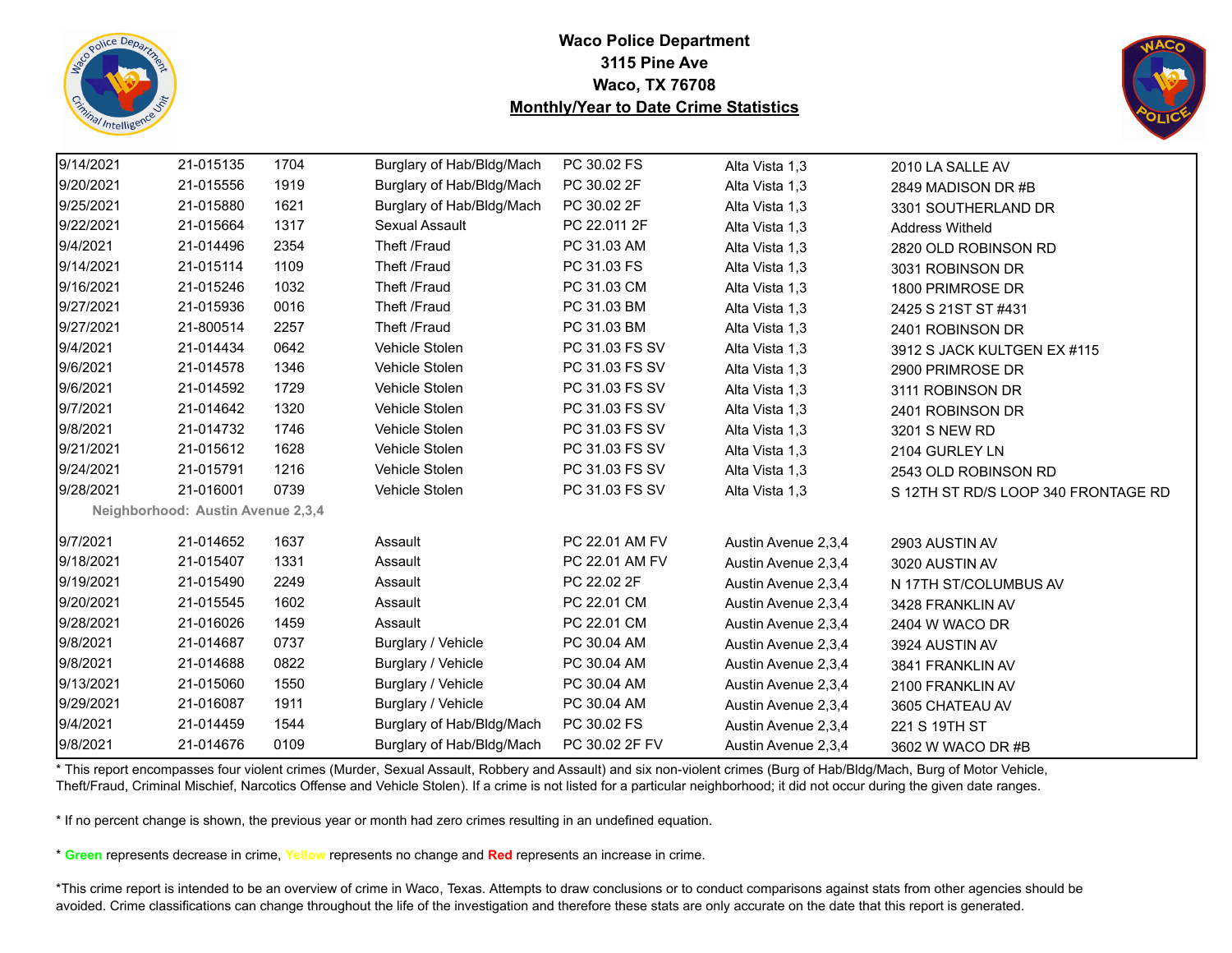**Waco Police Department**
**3115 Pine Ave**
**Waco, TX 76708**
**Monthly/Year to Date Crime Statistics**

| | | | | | | |
|---|---|---|---|---|---|---|
| 9/14/2021 | 21-015135 | 1704 | Burglary of Hab/Bldg/Mach | PC 30.02 FS | Alta Vista 1,3 | 2010 LA SALLE AV |
| 9/20/2021 | 21-015556 | 1919 | Burglary of Hab/Bldg/Mach | PC 30.02 2F | Alta Vista 1,3 | 2849 MADISON DR #B |
| 9/25/2021 | 21-015880 | 1621 | Burglary of Hab/Bldg/Mach | PC 30.02 2F | Alta Vista 1,3 | 3301 SOUTHERLAND DR |
| 9/22/2021 | 21-015664 | 1317 | Sexual Assault | PC 22.011 2F | Alta Vista 1,3 | Address Witheld |
| 9/4/2021 | 21-014496 | 2354 | Theft /Fraud | PC 31.03 AM | Alta Vista 1,3 | 2820 OLD ROBINSON RD |
| 9/14/2021 | 21-015114 | 1109 | Theft /Fraud | PC 31.03 FS | Alta Vista 1,3 | 3031 ROBINSON DR |
| 9/16/2021 | 21-015246 | 1032 | Theft /Fraud | PC 31.03 CM | Alta Vista 1,3 | 1800 PRIMROSE DR |
| 9/27/2021 | 21-015936 | 0016 | Theft /Fraud | PC 31.03 BM | Alta Vista 1,3 | 2425 S 21ST ST #431 |
| 9/27/2021 | 21-800514 | 2257 | Theft /Fraud | PC 31.03 BM | Alta Vista 1,3 | 2401 ROBINSON DR |
| 9/4/2021 | 21-014434 | 0642 | Vehicle Stolen | PC 31.03 FS SV | Alta Vista 1,3 | 3912 S JACK KULTGEN EX #115 |
| 9/6/2021 | 21-014578 | 1346 | Vehicle Stolen | PC 31.03 FS SV | Alta Vista 1,3 | 2900 PRIMROSE DR |
| 9/6/2021 | 21-014592 | 1729 | Vehicle Stolen | PC 31.03 FS SV | Alta Vista 1,3 | 3111 ROBINSON DR |
| 9/7/2021 | 21-014642 | 1320 | Vehicle Stolen | PC 31.03 FS SV | Alta Vista 1,3 | 2401 ROBINSON DR |
| 9/8/2021 | 21-014732 | 1746 | Vehicle Stolen | PC 31.03 FS SV | Alta Vista 1,3 | 3201 S NEW RD |
| 9/21/2021 | 21-015612 | 1628 | Vehicle Stolen | PC 31.03 FS SV | Alta Vista 1,3 | 2104 GURLEY LN |
| 9/24/2021 | 21-015791 | 1216 | Vehicle Stolen | PC 31.03 FS SV | Alta Vista 1,3 | 2543 OLD ROBINSON RD |
| 9/28/2021 | 21-016001 | 0739 | Vehicle Stolen | PC 31.03 FS SV | Alta Vista 1,3 | S 12TH ST RD/S LOOP 340 FRONTAGE RD |
| **Neighborhood: Austin Avenue 2,3,4** | | | | | | |
| 9/7/2021 | 21-014652 | 1637 | Assault | PC 22.01 AM FV | Austin Avenue 2,3,4 | 2903 AUSTIN AV |
| 9/18/2021 | 21-015407 | 1331 | Assault | PC 22.01 AM FV | Austin Avenue 2,3,4 | 3020 AUSTIN AV |
| 9/19/2021 | 21-015490 | 2249 | Assault | PC 22.02 2F | Austin Avenue 2,3,4 | N 17TH ST/COLUMBUS AV |
| 9/20/2021 | 21-015545 | 1602 | Assault | PC 22.01 CM | Austin Avenue 2,3,4 | 3428 FRANKLIN AV |
| 9/28/2021 | 21-016026 | 1459 | Assault | PC 22.01 CM | Austin Avenue 2,3,4 | 2404 W WACO DR |
| 9/8/2021 | 21-014687 | 0737 | Burglary / Vehicle | PC 30.04 AM | Austin Avenue 2,3,4 | 3924 AUSTIN AV |
| 9/8/2021 | 21-014688 | 0822 | Burglary / Vehicle | PC 30.04 AM | Austin Avenue 2,3,4 | 3841 FRANKLIN AV |
| 9/13/2021 | 21-015060 | 1550 | Burglary / Vehicle | PC 30.04 AM | Austin Avenue 2,3,4 | 2100 FRANKLIN AV |
| 9/29/2021 | 21-016087 | 1911 | Burglary / Vehicle | PC 30.04 AM | Austin Avenue 2,3,4 | 3605 CHATEAU AV |
| 9/4/2021 | 21-014459 | 1544 | Burglary of Hab/Bldg/Mach | PC 30.02 FS | Austin Avenue 2,3,4 | 221 S 19TH ST |
| 9/8/2021 | 21-014676 | 0109 | Burglary of Hab/Bldg/Mach | PC 30.02 2F FV | Austin Avenue 2,3,4 | 3602 W WACO DR #B |

* This report encompasses four violent crimes (Murder, Sexual Assault, Robbery and Assault) and six non-violent crimes (Burg of Hab/Bldg/Mach, Burg of Motor Vehicle, Theft/Fraud, Criminal Mischief, Narcotics Offense and Vehicle Stolen). If a crime is not listed for a particular neighborhood; it did not occur during the given date ranges.

* If no percent change is shown, the previous year or month had zero crimes resulting in an undefined equation.

* **Green** represents decrease in crime, Yellow represents no change and **Red** represents an increase in crime.

*This crime report is intended to be an overview of crime in Waco, Texas. Attempts to draw conclusions or to conduct comparisons against stats from other agencies should be avoided. Crime classifications can change throughout the life of the investigation and therefore these stats are only accurate on the date that this report is generated.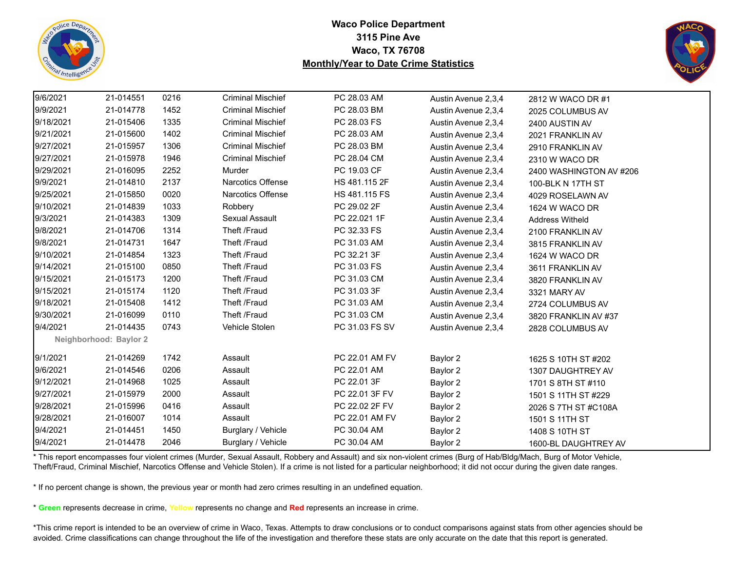# Waco Police Department
## 3115 Pine Ave
## Waco, TX 76708
## Monthly/Year to Date Crime Statistics

| | | | | | | |
|---|---|---|---|---|---|---|
| 9/6/2021 | 21-014551 | 0216 | Criminal Mischief | PC 28.03 AM | Austin Avenue 2,3,4 | 2812 W WACO DR #1 |
| 9/9/2021 | 21-014778 | 1452 | Criminal Mischief | PC 28.03 BM | Austin Avenue 2,3,4 | 2025 COLUMBUS AV |
| 9/18/2021 | 21-015406 | 1335 | Criminal Mischief | PC 28.03 FS | Austin Avenue 2,3,4 | 2400 AUSTIN AV |
| 9/21/2021 | 21-015600 | 1402 | Criminal Mischief | PC 28.03 AM | Austin Avenue 2,3,4 | 2021 FRANKLIN AV |
| 9/27/2021 | 21-015957 | 1306 | Criminal Mischief | PC 28.03 BM | Austin Avenue 2,3,4 | 2910 FRANKLIN AV |
| 9/27/2021 | 21-015978 | 1946 | Criminal Mischief | PC 28.04 CM | Austin Avenue 2,3,4 | 2310 W WACO DR |
| 9/29/2021 | 21-016095 | 2252 | Murder | PC 19.03 CF | Austin Avenue 2,3,4 | 2400 WASHINGTON AV #206 |
| 9/9/2021 | 21-014810 | 2137 | Narcotics Offense | HS 481.115 2F | Austin Avenue 2,3,4 | 100-BLK N 17TH ST |
| 9/25/2021 | 21-015850 | 0020 | Narcotics Offense | HS 481.115 FS | Austin Avenue 2,3,4 | 4029 ROSELAWN AV |
| 9/10/2021 | 21-014839 | 1033 | Robbery | PC 29.02 2F | Austin Avenue 2,3,4 | 1624 W WACO DR |
| 9/3/2021 | 21-014383 | 1309 | Sexual Assault | PC 22.021 1F | Austin Avenue 2,3,4 | Address Witheld |
| 9/8/2021 | 21-014706 | 1314 | Theft /Fraud | PC 32.33 FS | Austin Avenue 2,3,4 | 2100 FRANKLIN AV |
| 9/8/2021 | 21-014731 | 1647 | Theft /Fraud | PC 31.03 AM | Austin Avenue 2,3,4 | 3815 FRANKLIN AV |
| 9/10/2021 | 21-014854 | 1323 | Theft /Fraud | PC 32.21 3F | Austin Avenue 2,3,4 | 1624 W WACO DR |
| 9/14/2021 | 21-015100 | 0850 | Theft /Fraud | PC 31.03 FS | Austin Avenue 2,3,4 | 3611 FRANKLIN AV |
| 9/15/2021 | 21-015173 | 1200 | Theft /Fraud | PC 31.03 CM | Austin Avenue 2,3,4 | 3820 FRANKLIN AV |
| 9/15/2021 | 21-015174 | 1120 | Theft /Fraud | PC 31.03 3F | Austin Avenue 2,3,4 | 3321 MARY AV |
| 9/18/2021 | 21-015408 | 1412 | Theft /Fraud | PC 31.03 AM | Austin Avenue 2,3,4 | 2724 COLUMBUS AV |
| 9/30/2021 | 21-016099 | 0110 | Theft /Fraud | PC 31.03 CM | Austin Avenue 2,3,4 | 3820 FRANKLIN AV #37 |
| 9/4/2021 | 21-014435 | 0743 | Vehicle Stolen | PC 31.03 FS SV | Austin Avenue 2,3,4 | 2828 COLUMBUS AV |
| **Neighborhood: Baylor 2** | | | | | | |
| 9/1/2021 | 21-014269 | 1742 | Assault | PC 22.01 AM FV | Baylor 2 | 1625 S 10TH ST #202 |
| 9/6/2021 | 21-014546 | 0206 | Assault | PC 22.01 AM | Baylor 2 | 1307 DAUGHTREY AV |
| 9/12/2021 | 21-014968 | 1025 | Assault | PC 22.01 3F | Baylor 2 | 1701 S 8TH ST #110 |
| 9/27/2021 | 21-015979 | 2000 | Assault | PC 22.01 3F FV | Baylor 2 | 1501 S 11TH ST #229 |
| 9/28/2021 | 21-015996 | 0416 | Assault | PC 22.02 2F FV | Baylor 2 | 2026 S 7TH ST #C108A |
| 9/28/2021 | 21-016007 | 1014 | Assault | PC 22.01 AM FV | Baylor 2 | 1501 S 11TH ST |
| 9/4/2021 | 21-014451 | 1450 | Burglary / Vehicle | PC 30.04 AM | Baylor 2 | 1408 S 10TH ST |
| 9/4/2021 | 21-014478 | 2046 | Burglary / Vehicle | PC 30.04 AM | Baylor 2 | 1600-BL DAUGHTREY AV |

* This report encompasses four violent crimes (Murder, Sexual Assault, Robbery and Assault) and six non-violent crimes (Burg of Hab/Bldg/Mach, Burg of Motor Vehicle, Theft/Fraud, Criminal Mischief, Narcotics Offense and Vehicle Stolen). If a crime is not listed for a particular neighborhood; it did not occur during the given date ranges.

* If no percent change is shown, the previous year or month had zero crimes resulting in an undefined equation.

* **Green** represents decrease in crime, **Yellow** represents no change and **Red** represents an increase in crime.

*This crime report is intended to be an overview of crime in Waco, Texas. Attempts to draw conclusions or to conduct comparisons against stats from other agencies should be avoided. Crime classifications can change throughout the life of the investigation and therefore these stats are only accurate on the date that this report is generated.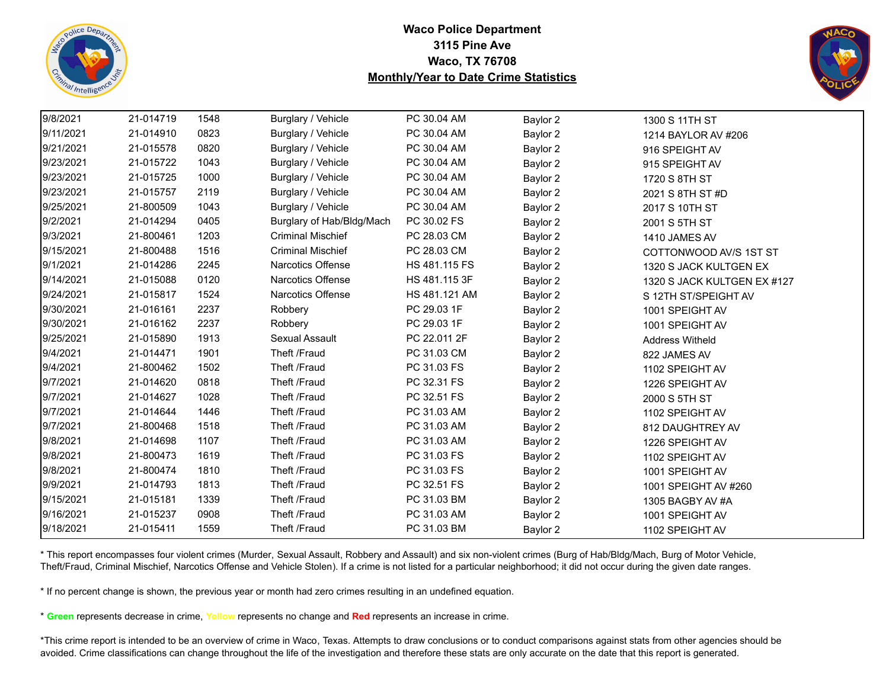**Waco Police Department**
**3115 Pine Ave**
**Waco, TX 76708**
**Monthly/Year to Date Crime Statistics**

| | | | | | | |
|---|---|---|---|---|---|---|
| 9/8/2021 | 21-014719 | 1548 | Burglary / Vehicle | PC 30.04 AM | Baylor 2 | 1300 S 11TH ST |
| 9/11/2021 | 21-014910 | 0823 | Burglary / Vehicle | PC 30.04 AM | Baylor 2 | 1214 BAYLOR AV #206 |
| 9/21/2021 | 21-015578 | 0820 | Burglary / Vehicle | PC 30.04 AM | Baylor 2 | 916 SPEIGHT AV |
| 9/23/2021 | 21-015722 | 1043 | Burglary / Vehicle | PC 30.04 AM | Baylor 2 | 915 SPEIGHT AV |
| 9/23/2021 | 21-015725 | 1000 | Burglary / Vehicle | PC 30.04 AM | Baylor 2 | 1720 S 8TH ST |
| 9/23/2021 | 21-015757 | 2119 | Burglary / Vehicle | PC 30.04 AM | Baylor 2 | 2021 S 8TH ST #D |
| 9/25/2021 | 21-800509 | 1043 | Burglary / Vehicle | PC 30.04 AM | Baylor 2 | 2017 S 10TH ST |
| 9/2/2021 | 21-014294 | 0405 | Burglary of Hab/Bldg/Mach | PC 30.02 FS | Baylor 2 | 2001 S 5TH ST |
| 9/3/2021 | 21-800461 | 1203 | Criminal Mischief | PC 28.03 CM | Baylor 2 | 1410 JAMES AV |
| 9/15/2021 | 21-800488 | 1516 | Criminal Mischief | PC 28.03 CM | Baylor 2 | COTTONWOOD AV/S 1ST ST |
| 9/1/2021 | 21-014286 | 2245 | Narcotics Offense | HS 481.115 FS | Baylor 2 | 1320 S JACK KULTGEN EX |
| 9/14/2021 | 21-015088 | 0120 | Narcotics Offense | HS 481.115 3F | Baylor 2 | 1320 S JACK KULTGEN EX #127 |
| 9/24/2021 | 21-015817 | 1524 | Narcotics Offense | HS 481.121 AM | Baylor 2 | S 12TH ST/SPEIGHT AV |
| 9/30/2021 | 21-016161 | 2237 | Robbery | PC 29.03 1F | Baylor 2 | 1001 SPEIGHT AV |
| 9/30/2021 | 21-016162 | 2237 | Robbery | PC 29.03 1F | Baylor 2 | 1001 SPEIGHT AV |
| 9/25/2021 | 21-015890 | 1913 | Sexual Assault | PC 22.011 2F | Baylor 2 | Address Witheld |
| 9/4/2021 | 21-014471 | 1901 | Theft /Fraud | PC 31.03 CM | Baylor 2 | 822 JAMES AV |
| 9/4/2021 | 21-800462 | 1502 | Theft /Fraud | PC 31.03 FS | Baylor 2 | 1102 SPEIGHT AV |
| 9/7/2021 | 21-014620 | 0818 | Theft /Fraud | PC 32.31 FS | Baylor 2 | 1226 SPEIGHT AV |
| 9/7/2021 | 21-014627 | 1028 | Theft /Fraud | PC 32.51 FS | Baylor 2 | 2000 S 5TH ST |
| 9/7/2021 | 21-014644 | 1446 | Theft /Fraud | PC 31.03 AM | Baylor 2 | 1102 SPEIGHT AV |
| 9/7/2021 | 21-800468 | 1518 | Theft /Fraud | PC 31.03 AM | Baylor 2 | 812 DAUGHTREY AV |
| 9/8/2021 | 21-014698 | 1107 | Theft /Fraud | PC 31.03 AM | Baylor 2 | 1226 SPEIGHT AV |
| 9/8/2021 | 21-800473 | 1619 | Theft /Fraud | PC 31.03 FS | Baylor 2 | 1102 SPEIGHT AV |
| 9/8/2021 | 21-800474 | 1810 | Theft /Fraud | PC 31.03 FS | Baylor 2 | 1001 SPEIGHT AV |
| 9/9/2021 | 21-014793 | 1813 | Theft /Fraud | PC 32.51 FS | Baylor 2 | 1001 SPEIGHT AV #260 |
| 9/15/2021 | 21-015181 | 1339 | Theft /Fraud | PC 31.03 BM | Baylor 2 | 1305 BAGBY AV #A |
| 9/16/2021 | 21-015237 | 0908 | Theft /Fraud | PC 31.03 AM | Baylor 2 | 1001 SPEIGHT AV |
| 9/18/2021 | 21-015411 | 1559 | Theft /Fraud | PC 31.03 BM | Baylor 2 | 1102 SPEIGHT AV |

* This report encompasses four violent crimes (Murder, Sexual Assault, Robbery and Assault) and six non-violent crimes (Burg of Hab/Bldg/Mach, Burg of Motor Vehicle, Theft/Fraud, Criminal Mischief, Narcotics Offense and Vehicle Stolen). If a crime is not listed for a particular neighborhood; it did not occur during the given date ranges.

* If no percent change is shown, the previous year or month had zero crimes resulting in an undefined equation.

* **Green** represents decrease in crime, **Yellow** represents no change and **Red** represents an increase in crime.

*This crime report is intended to be an overview of crime in Waco, Texas. Attempts to draw conclusions or to conduct comparisons against stats from other agencies should be avoided. Crime classifications can change throughout the life of the investigation and therefore these stats are only accurate on the date that this report is generated.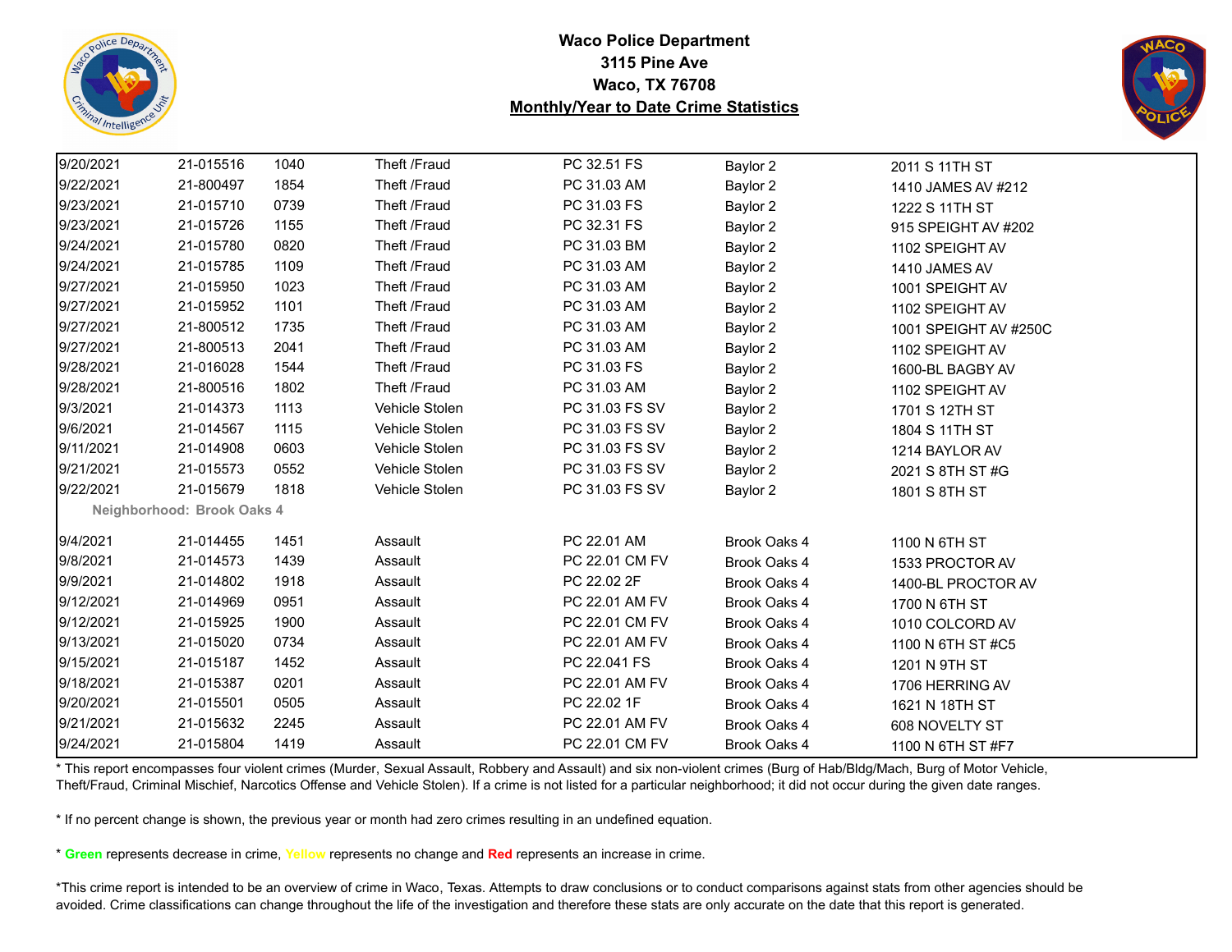# Waco Police Department
## 3115 Pine Ave
## Waco, TX 76708
## Monthly/Year to Date Crime Statistics

| Date | Case # | Time | Offense | Statute | Neighborhood | Address |
|---|---|---|---|---|---|---|
| 9/20/2021 | 21-015516 | 1040 | Theft /Fraud | PC 32.51 FS | Baylor 2 | 2011 S 11TH ST |
| 9/22/2021 | 21-800497 | 1854 | Theft /Fraud | PC 31.03 AM | Baylor 2 | 1410 JAMES AV #212 |
| 9/23/2021 | 21-015710 | 0739 | Theft /Fraud | PC 31.03 FS | Baylor 2 | 1222 S 11TH ST |
| 9/23/2021 | 21-015726 | 1155 | Theft /Fraud | PC 32.31 FS | Baylor 2 | 915 SPEIGHT AV #202 |
| 9/24/2021 | 21-015780 | 0820 | Theft /Fraud | PC 31.03 BM | Baylor 2 | 1102 SPEIGHT AV |
| 9/24/2021 | 21-015785 | 1109 | Theft /Fraud | PC 31.03 AM | Baylor 2 | 1410 JAMES AV |
| 9/27/2021 | 21-015950 | 1023 | Theft /Fraud | PC 31.03 AM | Baylor 2 | 1001 SPEIGHT AV |
| 9/27/2021 | 21-015952 | 1101 | Theft /Fraud | PC 31.03 AM | Baylor 2 | 1102 SPEIGHT AV |
| 9/27/2021 | 21-800512 | 1735 | Theft /Fraud | PC 31.03 AM | Baylor 2 | 1001 SPEIGHT AV #250C |
| 9/27/2021 | 21-800513 | 2041 | Theft /Fraud | PC 31.03 AM | Baylor 2 | 1102 SPEIGHT AV |
| 9/28/2021 | 21-016028 | 1544 | Theft /Fraud | PC 31.03 FS | Baylor 2 | 1600-BL BAGBY AV |
| 9/28/2021 | 21-800516 | 1802 | Theft /Fraud | PC 31.03 AM | Baylor 2 | 1102 SPEIGHT AV |
| 9/3/2021 | 21-014373 | 1113 | Vehicle Stolen | PC 31.03 FS SV | Baylor 2 | 1701 S 12TH ST |
| 9/6/2021 | 21-014567 | 1115 | Vehicle Stolen | PC 31.03 FS SV | Baylor 2 | 1804 S 11TH ST |
| 9/11/2021 | 21-014908 | 0603 | Vehicle Stolen | PC 31.03 FS SV | Baylor 2 | 1214 BAYLOR AV |
| 9/21/2021 | 21-015573 | 0552 | Vehicle Stolen | PC 31.03 FS SV | Baylor 2 | 2021 S 8TH ST #G |
| 9/22/2021 | 21-015679 | 1818 | Vehicle Stolen | PC 31.03 FS SV | Baylor 2 | 1801 S 8TH ST |
| **Neighborhood: Brook Oaks 4** | | | | | | |
| 9/4/2021 | 21-014455 | 1451 | Assault | PC 22.01 AM | Brook Oaks 4 | 1100 N 6TH ST |
| 9/8/2021 | 21-014573 | 1439 | Assault | PC 22.01 CM FV | Brook Oaks 4 | 1533 PROCTOR AV |
| 9/9/2021 | 21-014802 | 1918 | Assault | PC 22.02 2F | Brook Oaks 4 | 1400-BL PROCTOR AV |
| 9/12/2021 | 21-014969 | 0951 | Assault | PC 22.01 AM FV | Brook Oaks 4 | 1700 N 6TH ST |
| 9/12/2021 | 21-015925 | 1900 | Assault | PC 22.01 CM FV | Brook Oaks 4 | 1010 COLCORD AV |
| 9/13/2021 | 21-015020 | 0734 | Assault | PC 22.01 AM FV | Brook Oaks 4 | 1100 N 6TH ST #C5 |
| 9/15/2021 | 21-015187 | 1452 | Assault | PC 22.041 FS | Brook Oaks 4 | 1201 N 9TH ST |
| 9/18/2021 | 21-015387 | 0201 | Assault | PC 22.01 AM FV | Brook Oaks 4 | 1706 HERRING AV |
| 9/20/2021 | 21-015501 | 0505 | Assault | PC 22.02 1F | Brook Oaks 4 | 1621 N 18TH ST |
| 9/21/2021 | 21-015632 | 2245 | Assault | PC 22.01 AM FV | Brook Oaks 4 | 608 NOVELTY ST |
| 9/24/2021 | 21-015804 | 1419 | Assault | PC 22.01 CM FV | Brook Oaks 4 | 1100 N 6TH ST #F7 |

* This report encompasses four violent crimes (Murder, Sexual Assault, Robbery and Assault) and six non-violent crimes (Burg of Hab/Bldg/Mach, Burg of Motor Vehicle, Theft/Fraud, Criminal Mischief, Narcotics Offense and Vehicle Stolen). If a crime is not listed for a particular neighborhood; it did not occur during the given date ranges.

* If no percent change is shown, the previous year or month had zero crimes resulting in an undefined equation.

* **Green** represents decrease in crime, **Yellow** represents no change and **Red** represents an increase in crime.

*This crime report is intended to be an overview of crime in Waco, Texas. Attempts to draw conclusions or to conduct comparisons against stats from other agencies should be avoided. Crime classifications can change throughout the life of the investigation and therefore these stats are only accurate on the date that this report is generated.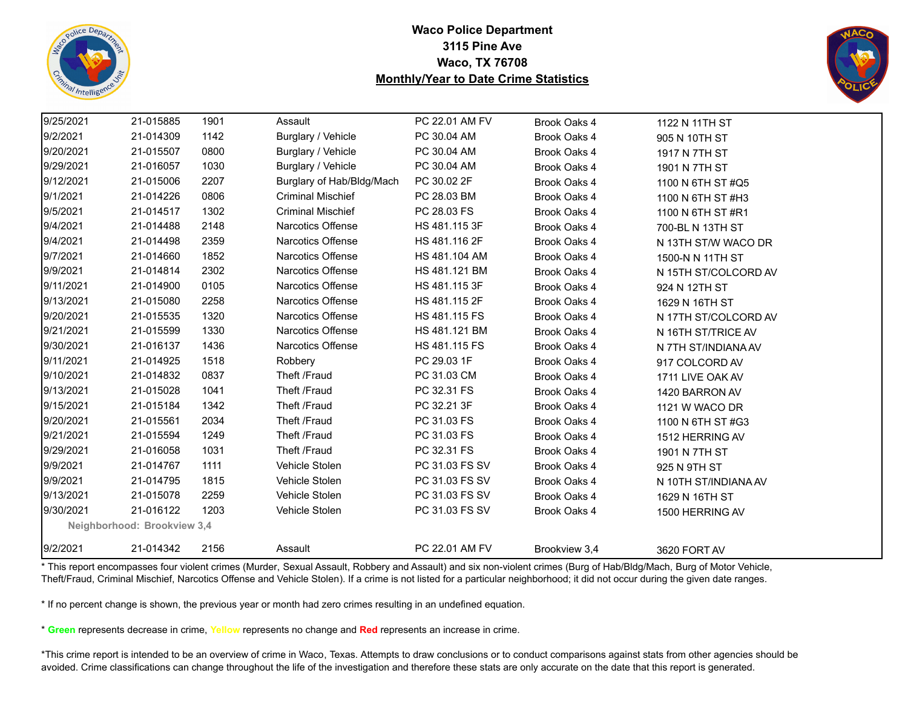# Waco Police Department
## 3115 Pine Ave
## Waco, TX 76708
## Monthly/Year to Date Crime Statistics

| | | | | | | |
|---|---|---|---|---|---|---|
| 9/25/2021 | 21-015885 | 1901 | Assault | PC 22.01 AM FV | Brook Oaks 4 | 1122 N 11TH ST |
| 9/2/2021 | 21-014309 | 1142 | Burglary / Vehicle | PC 30.04 AM | Brook Oaks 4 | 905 N 10TH ST |
| 9/20/2021 | 21-015507 | 0800 | Burglary / Vehicle | PC 30.04 AM | Brook Oaks 4 | 1917 N 7TH ST |
| 9/29/2021 | 21-016057 | 1030 | Burglary / Vehicle | PC 30.04 AM | Brook Oaks 4 | 1901 N 7TH ST |
| 9/12/2021 | 21-015006 | 2207 | Burglary of Hab/Bldg/Mach | PC 30.02 2F | Brook Oaks 4 | 1100 N 6TH ST #Q5 |
| 9/1/2021 | 21-014226 | 0806 | Criminal Mischief | PC 28.03 BM | Brook Oaks 4 | 1100 N 6TH ST #H3 |
| 9/5/2021 | 21-014517 | 1302 | Criminal Mischief | PC 28.03 FS | Brook Oaks 4 | 1100 N 6TH ST #R1 |
| 9/4/2021 | 21-014488 | 2148 | Narcotics Offense | HS 481.115 3F | Brook Oaks 4 | 700-BL N 13TH ST |
| 9/4/2021 | 21-014498 | 2359 | Narcotics Offense | HS 481.116 2F | Brook Oaks 4 | N 13TH ST/W WACO DR |
| 9/7/2021 | 21-014660 | 1852 | Narcotics Offense | HS 481.104 AM | Brook Oaks 4 | 1500-N N 11TH ST |
| 9/9/2021 | 21-014814 | 2302 | Narcotics Offense | HS 481.121 BM | Brook Oaks 4 | N 15TH ST/COLCORD AV |
| 9/11/2021 | 21-014900 | 0105 | Narcotics Offense | HS 481.115 3F | Brook Oaks 4 | 924 N 12TH ST |
| 9/13/2021 | 21-015080 | 2258 | Narcotics Offense | HS 481.115 2F | Brook Oaks 4 | 1629 N 16TH ST |
| 9/20/2021 | 21-015535 | 1320 | Narcotics Offense | HS 481.115 FS | Brook Oaks 4 | N 17TH ST/COLCORD AV |
| 9/21/2021 | 21-015599 | 1330 | Narcotics Offense | HS 481.121 BM | Brook Oaks 4 | N 16TH ST/TRICE AV |
| 9/30/2021 | 21-016137 | 1436 | Narcotics Offense | HS 481.115 FS | Brook Oaks 4 | N 7TH ST/INDIANA AV |
| 9/11/2021 | 21-014925 | 1518 | Robbery | PC 29.03 1F | Brook Oaks 4 | 917 COLCORD AV |
| 9/10/2021 | 21-014832 | 0837 | Theft /Fraud | PC 31.03 CM | Brook Oaks 4 | 1711 LIVE OAK AV |
| 9/13/2021 | 21-015028 | 1041 | Theft /Fraud | PC 32.31 FS | Brook Oaks 4 | 1420 BARRON AV |
| 9/15/2021 | 21-015184 | 1342 | Theft /Fraud | PC 32.21 3F | Brook Oaks 4 | 1121 W WACO DR |
| 9/20/2021 | 21-015561 | 2034 | Theft /Fraud | PC 31.03 FS | Brook Oaks 4 | 1100 N 6TH ST #G3 |
| 9/21/2021 | 21-015594 | 1249 | Theft /Fraud | PC 31.03 FS | Brook Oaks 4 | 1512 HERRING AV |
| 9/29/2021 | 21-016058 | 1031 | Theft /Fraud | PC 32.31 FS | Brook Oaks 4 | 1901 N 7TH ST |
| 9/9/2021 | 21-014767 | 1111 | Vehicle Stolen | PC 31.03 FS SV | Brook Oaks 4 | 925 N 9TH ST |
| 9/9/2021 | 21-014795 | 1815 | Vehicle Stolen | PC 31.03 FS SV | Brook Oaks 4 | N 10TH ST/INDIANA AV |
| 9/13/2021 | 21-015078 | 2259 | Vehicle Stolen | PC 31.03 FS SV | Brook Oaks 4 | 1629 N 16TH ST |
| 9/30/2021 | 21-016122 | 1203 | Vehicle Stolen | PC 31.03 FS SV | Brook Oaks 4 | 1500 HERRING AV |
| **Neighborhood: Brookview 3,4** | | | | | | |
| 9/2/2021 | 21-014342 | 2156 | Assault | PC 22.01 AM FV | Brookview 3,4 | 3620 FORT AV |

* This report encompasses four violent crimes (Murder, Sexual Assault, Robbery and Assault) and six non-violent crimes (Burg of Hab/Bldg/Mach, Burg of Motor Vehicle, Theft/Fraud, Criminal Mischief, Narcotics Offense and Vehicle Stolen). If a crime is not listed for a particular neighborhood; it did not occur during the given date ranges.

* If no percent change is shown, the previous year or month had zero crimes resulting in an undefined equation.

* **Green** represents decrease in crime, **Yellow** represents no change and **Red** represents an increase in crime.

*This crime report is intended to be an overview of crime in Waco, Texas. Attempts to draw conclusions or to conduct comparisons against stats from other agencies should be avoided. Crime classifications can change throughout the life of the investigation and therefore these stats are only accurate on the date that this report is generated.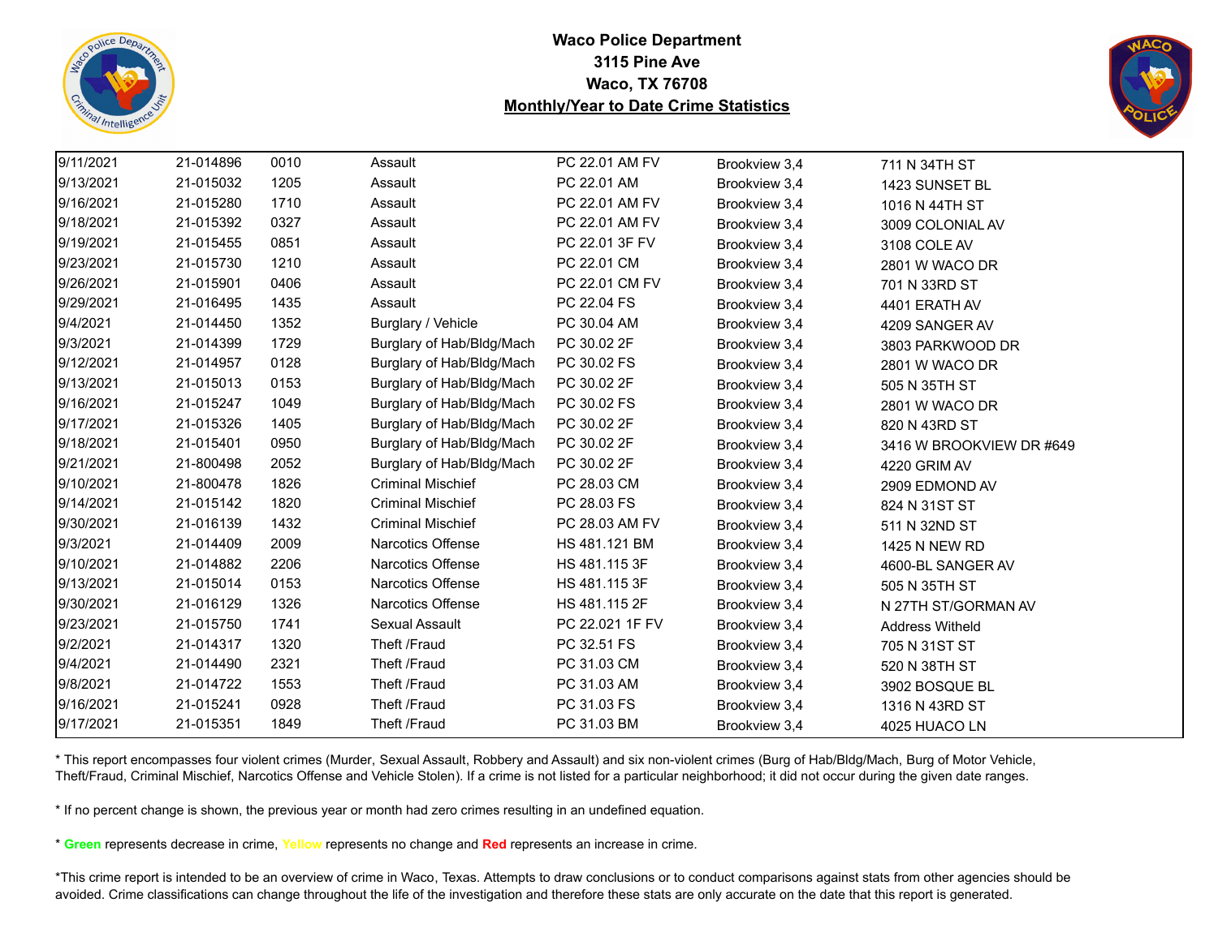**Waco Police Department**
**3115 Pine Ave**
**Waco, TX 76708**
**Monthly/Year to Date Crime Statistics**

| | | | | | | |
|---|---|---|---|---|---|---|
| 9/11/2021 | 21-014896 | 0010 | Assault | PC 22.01 AM FV | Brookview 3,4 | 711 N 34TH ST |
| 9/13/2021 | 21-015032 | 1205 | Assault | PC 22.01 AM | Brookview 3,4 | 1423 SUNSET BL |
| 9/16/2021 | 21-015280 | 1710 | Assault | PC 22.01 AM FV | Brookview 3,4 | 1016 N 44TH ST |
| 9/18/2021 | 21-015392 | 0327 | Assault | PC 22.01 AM FV | Brookview 3,4 | 3009 COLONIAL AV |
| 9/19/2021 | 21-015455 | 0851 | Assault | PC 22.01 3F FV | Brookview 3,4 | 3108 COLE AV |
| 9/23/2021 | 21-015730 | 1210 | Assault | PC 22.01 CM | Brookview 3,4 | 2801 W WACO DR |
| 9/26/2021 | 21-015901 | 0406 | Assault | PC 22.01 CM FV | Brookview 3,4 | 701 N 33RD ST |
| 9/29/2021 | 21-016495 | 1435 | Assault | PC 22.04 FS | Brookview 3,4 | 4401 ERATH AV |
| 9/4/2021 | 21-014450 | 1352 | Burglary / Vehicle | PC 30.04 AM | Brookview 3,4 | 4209 SANGER AV |
| 9/3/2021 | 21-014399 | 1729 | Burglary of Hab/Bldg/Mach | PC 30.02 2F | Brookview 3,4 | 3803 PARKWOOD DR |
| 9/12/2021 | 21-014957 | 0128 | Burglary of Hab/Bldg/Mach | PC 30.02 FS | Brookview 3,4 | 2801 W WACO DR |
| 9/13/2021 | 21-015013 | 0153 | Burglary of Hab/Bldg/Mach | PC 30.02 2F | Brookview 3,4 | 505 N 35TH ST |
| 9/16/2021 | 21-015247 | 1049 | Burglary of Hab/Bldg/Mach | PC 30.02 FS | Brookview 3,4 | 2801 W WACO DR |
| 9/17/2021 | 21-015326 | 1405 | Burglary of Hab/Bldg/Mach | PC 30.02 2F | Brookview 3,4 | 820 N 43RD ST |
| 9/18/2021 | 21-015401 | 0950 | Burglary of Hab/Bldg/Mach | PC 30.02 2F | Brookview 3,4 | 3416 W BROOKVIEW DR #649 |
| 9/21/2021 | 21-800498 | 2052 | Burglary of Hab/Bldg/Mach | PC 30.02 2F | Brookview 3,4 | 4220 GRIM AV |
| 9/10/2021 | 21-800478 | 1826 | Criminal Mischief | PC 28.03 CM | Brookview 3,4 | 2909 EDMOND AV |
| 9/14/2021 | 21-015142 | 1820 | Criminal Mischief | PC 28.03 FS | Brookview 3,4 | 824 N 31ST ST |
| 9/30/2021 | 21-016139 | 1432 | Criminal Mischief | PC 28.03 AM FV | Brookview 3,4 | 511 N 32ND ST |
| 9/3/2021 | 21-014409 | 2009 | Narcotics Offense | HS 481.121 BM | Brookview 3,4 | 1425 N NEW RD |
| 9/10/2021 | 21-014882 | 2206 | Narcotics Offense | HS 481.115 3F | Brookview 3,4 | 4600-BL SANGER AV |
| 9/13/2021 | 21-015014 | 0153 | Narcotics Offense | HS 481.115 3F | Brookview 3,4 | 505 N 35TH ST |
| 9/30/2021 | 21-016129 | 1326 | Narcotics Offense | HS 481.115 2F | Brookview 3,4 | N 27TH ST/GORMAN AV |
| 9/23/2021 | 21-015750 | 1741 | Sexual Assault | PC 22.021 1F FV | Brookview 3,4 | Address Witheld |
| 9/2/2021 | 21-014317 | 1320 | Theft /Fraud | PC 32.51 FS | Brookview 3,4 | 705 N 31ST ST |
| 9/4/2021 | 21-014490 | 2321 | Theft /Fraud | PC 31.03 CM | Brookview 3,4 | 520 N 38TH ST |
| 9/8/2021 | 21-014722 | 1553 | Theft /Fraud | PC 31.03 AM | Brookview 3,4 | 3902 BOSQUE BL |
| 9/16/2021 | 21-015241 | 0928 | Theft /Fraud | PC 31.03 FS | Brookview 3,4 | 1316 N 43RD ST |
| 9/17/2021 | 21-015351 | 1849 | Theft /Fraud | PC 31.03 BM | Brookview 3,4 | 4025 HUACO LN |

* This report encompasses four violent crimes (Murder, Sexual Assault, Robbery and Assault) and six non-violent crimes (Burg of Hab/Bldg/Mach, Burg of Motor Vehicle, Theft/Fraud, Criminal Mischief, Narcotics Offense and Vehicle Stolen). If a crime is not listed for a particular neighborhood; it did not occur during the given date ranges.

* If no percent change is shown, the previous year or month had zero crimes resulting in an undefined equation.

* **Green** represents decrease in crime, **Yellow** represents no change and **Red** represents an increase in crime.

*This crime report is intended to be an overview of crime in Waco, Texas. Attempts to draw conclusions or to conduct comparisons against stats from other agencies should be avoided. Crime classifications can change throughout the life of the investigation and therefore these stats are only accurate on the date that this report is generated.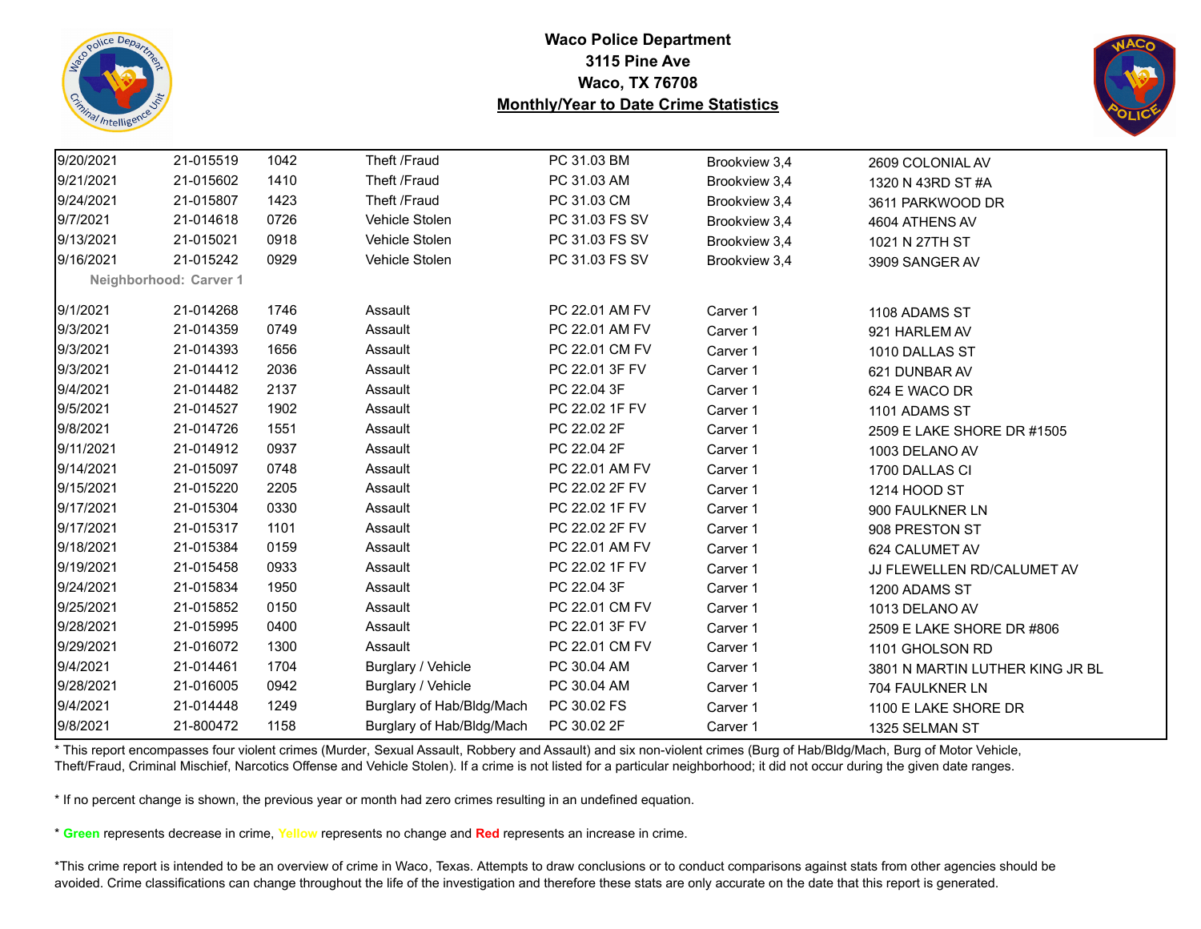# Waco Police Department
**3115 Pine Ave**
**Waco, TX 76708**
**Monthly/Year to Date Crime Statistics**

| | | | | | | |
|---|---|---|---|---|---|---|
| 9/20/2021 | 21-015519 | 1042 | Theft /Fraud | PC 31.03 BM | Brookview 3,4 | 2609 COLONIAL AV |
| 9/21/2021 | 21-015602 | 1410 | Theft /Fraud | PC 31.03 AM | Brookview 3,4 | 1320 N 43RD ST #A |
| 9/24/2021 | 21-015807 | 1423 | Theft /Fraud | PC 31.03 CM | Brookview 3,4 | 3611 PARKWOOD DR |
| 9/7/2021 | 21-014618 | 0726 | Vehicle Stolen | PC 31.03 FS SV | Brookview 3,4 | 4604 ATHENS AV |
| 9/13/2021 | 21-015021 | 0918 | Vehicle Stolen | PC 31.03 FS SV | Brookview 3,4 | 1021 N 27TH ST |
| 9/16/2021 | 21-015242 | 0929 | Vehicle Stolen | PC 31.03 FS SV | Brookview 3,4 | 3909 SANGER AV |
| **Neighborhood: Carver 1** | | | | | | |
| 9/1/2021 | 21-014268 | 1746 | Assault | PC 22.01 AM FV | Carver 1 | 1108 ADAMS ST |
| 9/3/2021 | 21-014359 | 0749 | Assault | PC 22.01 AM FV | Carver 1 | 921 HARLEM AV |
| 9/3/2021 | 21-014393 | 1656 | Assault | PC 22.01 CM FV | Carver 1 | 1010 DALLAS ST |
| 9/3/2021 | 21-014412 | 2036 | Assault | PC 22.01 3F FV | Carver 1 | 621 DUNBAR AV |
| 9/4/2021 | 21-014482 | 2137 | Assault | PC 22.04 3F | Carver 1 | 624 E WACO DR |
| 9/5/2021 | 21-014527 | 1902 | Assault | PC 22.02 1F FV | Carver 1 | 1101 ADAMS ST |
| 9/8/2021 | 21-014726 | 1551 | Assault | PC 22.02 2F | Carver 1 | 2509 E LAKE SHORE DR #1505 |
| 9/11/2021 | 21-014912 | 0937 | Assault | PC 22.04 2F | Carver 1 | 1003 DELANO AV |
| 9/14/2021 | 21-015097 | 0748 | Assault | PC 22.01 AM FV | Carver 1 | 1700 DALLAS CI |
| 9/15/2021 | 21-015220 | 2205 | Assault | PC 22.02 2F FV | Carver 1 | 1214 HOOD ST |
| 9/17/2021 | 21-015304 | 0330 | Assault | PC 22.02 1F FV | Carver 1 | 900 FAULKNER LN |
| 9/17/2021 | 21-015317 | 1101 | Assault | PC 22.02 2F FV | Carver 1 | 908 PRESTON ST |
| 9/18/2021 | 21-015384 | 0159 | Assault | PC 22.01 AM FV | Carver 1 | 624 CALUMET AV |
| 9/19/2021 | 21-015458 | 0933 | Assault | PC 22.02 1F FV | Carver 1 | JJ FLEWELLEN RD/CALUMET AV |
| 9/24/2021 | 21-015834 | 1950 | Assault | PC 22.04 3F | Carver 1 | 1200 ADAMS ST |
| 9/25/2021 | 21-015852 | 0150 | Assault | PC 22.01 CM FV | Carver 1 | 1013 DELANO AV |
| 9/28/2021 | 21-015995 | 0400 | Assault | PC 22.01 3F FV | Carver 1 | 2509 E LAKE SHORE DR #806 |
| 9/29/2021 | 21-016072 | 1300 | Assault | PC 22.01 CM FV | Carver 1 | 1101 GHOLSON RD |
| 9/4/2021 | 21-014461 | 1704 | Burglary / Vehicle | PC 30.04 AM | Carver 1 | 3801 N MARTIN LUTHER KING JR BL |
| 9/28/2021 | 21-016005 | 0942 | Burglary / Vehicle | PC 30.04 AM | Carver 1 | 704 FAULKNER LN |
| 9/4/2021 | 21-014448 | 1249 | Burglary of Hab/Bldg/Mach | PC 30.02 FS | Carver 1 | 1100 E LAKE SHORE DR |
| 9/8/2021 | 21-800472 | 1158 | Burglary of Hab/Bldg/Mach | PC 30.02 2F | Carver 1 | 1325 SELMAN ST |

* This report encompasses four violent crimes (Murder, Sexual Assault, Robbery and Assault) and six non-violent crimes (Burg of Hab/Bldg/Mach, Burg of Motor Vehicle, Theft/Fraud, Criminal Mischief, Narcotics Offense and Vehicle Stolen). If a crime is not listed for a particular neighborhood; it did not occur during the given date ranges.

* If no percent change is shown, the previous year or month had zero crimes resulting in an undefined equation.

* **Green** represents decrease in crime, Yellow represents no change and **Red** represents an increase in crime.

*This crime report is intended to be an overview of crime in Waco, Texas. Attempts to draw conclusions or to conduct comparisons against stats from other agencies should be avoided. Crime classifications can change throughout the life of the investigation and therefore these stats are only accurate on the date that this report is generated.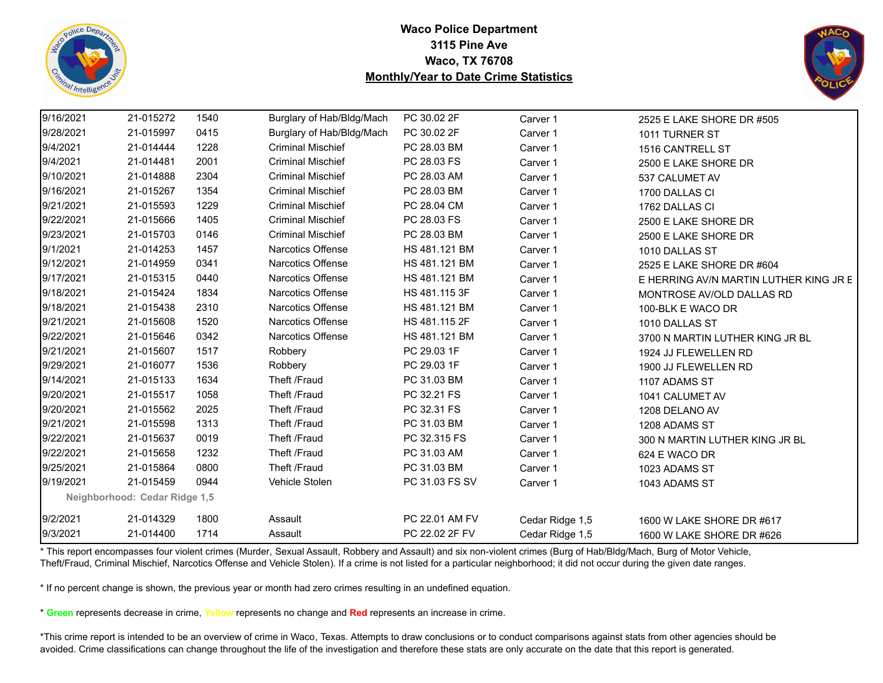**Waco Police Department**
**3115 Pine Ave**
**Waco, TX 76708**
**Monthly/Year to Date Crime Statistics**

| | | | | | | |
|---|---|---|---|---|---|---|
| 9/16/2021 | 21-015272 | 1540 | Burglary of Hab/Bldg/Mach | PC 30.02 2F | Carver 1 | 2525 E LAKE SHORE DR #505 |
| 9/28/2021 | 21-015997 | 0415 | Burglary of Hab/Bldg/Mach | PC 30.02 2F | Carver 1 | 1011 TURNER ST |
| 9/4/2021 | 21-014444 | 1228 | Criminal Mischief | PC 28.03 BM | Carver 1 | 1516 CANTRELL ST |
| 9/4/2021 | 21-014481 | 2001 | Criminal Mischief | PC 28.03 FS | Carver 1 | 2500 E LAKE SHORE DR |
| 9/10/2021 | 21-014888 | 2304 | Criminal Mischief | PC 28.03 AM | Carver 1 | 537 CALUMET AV |
| 9/16/2021 | 21-015267 | 1354 | Criminal Mischief | PC 28.03 BM | Carver 1 | 1700 DALLAS CI |
| 9/21/2021 | 21-015593 | 1229 | Criminal Mischief | PC 28.04 CM | Carver 1 | 1762 DALLAS CI |
| 9/22/2021 | 21-015666 | 1405 | Criminal Mischief | PC 28.03 FS | Carver 1 | 2500 E LAKE SHORE DR |
| 9/23/2021 | 21-015703 | 0146 | Criminal Mischief | PC 28.03 BM | Carver 1 | 2500 E LAKE SHORE DR |
| 9/1/2021 | 21-014253 | 1457 | Narcotics Offense | HS 481.121 BM | Carver 1 | 1010 DALLAS ST |
| 9/12/2021 | 21-014959 | 0341 | Narcotics Offense | HS 481.121 BM | Carver 1 | 2525 E LAKE SHORE DR #604 |
| 9/17/2021 | 21-015315 | 0440 | Narcotics Offense | HS 481.121 BM | Carver 1 | E HERRING AV/N MARTIN LUTHER KING JR E |
| 9/18/2021 | 21-015424 | 1834 | Narcotics Offense | HS 481.115 3F | Carver 1 | MONTROSE AV/OLD DALLAS RD |
| 9/18/2021 | 21-015438 | 2310 | Narcotics Offense | HS 481.121 BM | Carver 1 | 100-BLK E WACO DR |
| 9/21/2021 | 21-015608 | 1520 | Narcotics Offense | HS 481.115 2F | Carver 1 | 1010 DALLAS ST |
| 9/22/2021 | 21-015646 | 0342 | Narcotics Offense | HS 481.121 BM | Carver 1 | 3700 N MARTIN LUTHER KING JR BL |
| 9/21/2021 | 21-015607 | 1517 | Robbery | PC 29.03 1F | Carver 1 | 1924 JJ FLEWELLEN RD |
| 9/29/2021 | 21-016077 | 1536 | Robbery | PC 29.03 1F | Carver 1 | 1900 JJ FLEWELLEN RD |
| 9/14/2021 | 21-015133 | 1634 | Theft /Fraud | PC 31.03 BM | Carver 1 | 1107 ADAMS ST |
| 9/20/2021 | 21-015517 | 1058 | Theft /Fraud | PC 32.21 FS | Carver 1 | 1041 CALUMET AV |
| 9/20/2021 | 21-015562 | 2025 | Theft /Fraud | PC 32.31 FS | Carver 1 | 1208 DELANO AV |
| 9/21/2021 | 21-015598 | 1313 | Theft /Fraud | PC 31.03 BM | Carver 1 | 1208 ADAMS ST |
| 9/22/2021 | 21-015637 | 0019 | Theft /Fraud | PC 32.315 FS | Carver 1 | 300 N MARTIN LUTHER KING JR BL |
| 9/22/2021 | 21-015658 | 1232 | Theft /Fraud | PC 31.03 AM | Carver 1 | 624 E WACO DR |
| 9/25/2021 | 21-015864 | 0800 | Theft /Fraud | PC 31.03 BM | Carver 1 | 1023 ADAMS ST |
| 9/19/2021 | 21-015459 | 0944 | Vehicle Stolen | PC 31.03 FS SV | Carver 1 | 1043 ADAMS ST |
| **Neighborhood: Cedar Ridge 1,5** | | | | | | |
| 9/2/2021 | 21-014329 | 1800 | Assault | PC 22.01 AM FV | Cedar Ridge 1,5 | 1600 W LAKE SHORE DR #617 |
| 9/3/2021 | 21-014400 | 1714 | Assault | PC 22.02 2F FV | Cedar Ridge 1,5 | 1600 W LAKE SHORE DR #626 |

* This report encompasses four violent crimes (Murder, Sexual Assault, Robbery and Assault) and six non-violent crimes (Burg of Hab/Bldg/Mach, Burg of Motor Vehicle, Theft/Fraud, Criminal Mischief, Narcotics Offense and Vehicle Stolen). If a crime is not listed for a particular neighborhood; it did not occur during the given date ranges.

* If no percent change is shown, the previous year or month had zero crimes resulting in an undefined equation.

* **Green** represents decrease in crime, **Yellow** represents no change and **Red** represents an increase in crime.

*This crime report is intended to be an overview of crime in Waco, Texas. Attempts to draw conclusions or to conduct comparisons against stats from other agencies should be avoided. Crime classifications can change throughout the life of the investigation and therefore these stats are only accurate on the date that this report is generated.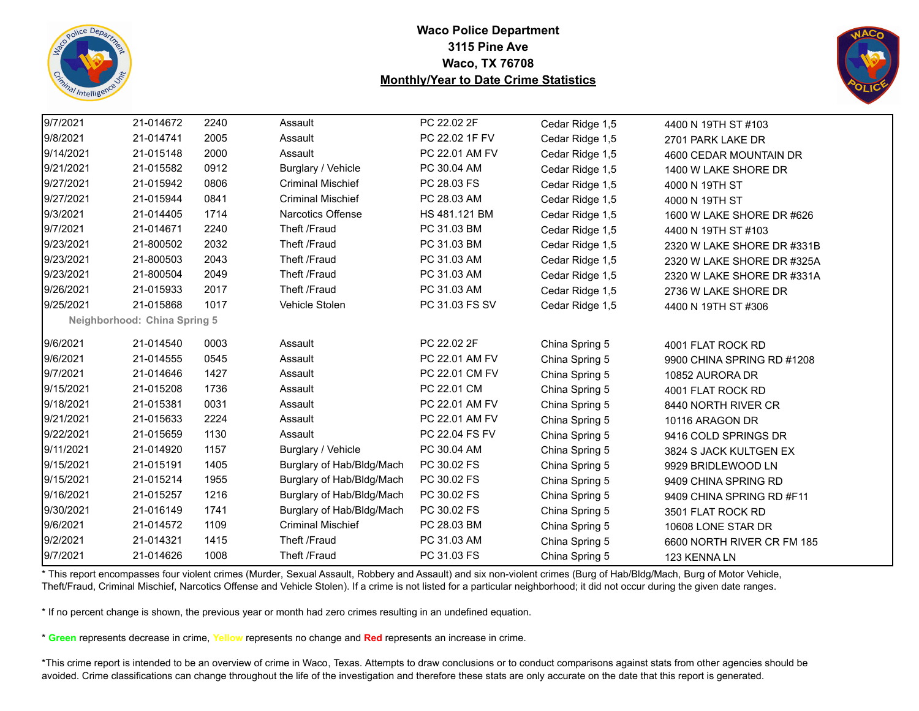**Waco Police Department**
**3115 Pine Ave**
**Waco, TX 76708**
**Monthly/Year to Date Crime Statistics**

| | | | | | | |
|---|---|---|---|---|---|---|
| 9/7/2021 | 21-014672 | 2240 | Assault | PC 22.02 2F | Cedar Ridge 1,5 | 4400 N 19TH ST #103 |
| 9/8/2021 | 21-014741 | 2005 | Assault | PC 22.02 1F FV | Cedar Ridge 1,5 | 2701 PARK LAKE DR |
| 9/14/2021 | 21-015148 | 2000 | Assault | PC 22.01 AM FV | Cedar Ridge 1,5 | 4600 CEDAR MOUNTAIN DR |
| 9/21/2021 | 21-015582 | 0912 | Burglary / Vehicle | PC 30.04 AM | Cedar Ridge 1,5 | 1400 W LAKE SHORE DR |
| 9/27/2021 | 21-015942 | 0806 | Criminal Mischief | PC 28.03 FS | Cedar Ridge 1,5 | 4000 N 19TH ST |
| 9/27/2021 | 21-015944 | 0841 | Criminal Mischief | PC 28.03 AM | Cedar Ridge 1,5 | 4000 N 19TH ST |
| 9/3/2021 | 21-014405 | 1714 | Narcotics Offense | HS 481.121 BM | Cedar Ridge 1,5 | 1600 W LAKE SHORE DR #626 |
| 9/7/2021 | 21-014671 | 2240 | Theft /Fraud | PC 31.03 BM | Cedar Ridge 1,5 | 4400 N 19TH ST #103 |
| 9/23/2021 | 21-800502 | 2032 | Theft /Fraud | PC 31.03 BM | Cedar Ridge 1,5 | 2320 W LAKE SHORE DR #331B |
| 9/23/2021 | 21-800503 | 2043 | Theft /Fraud | PC 31.03 AM | Cedar Ridge 1,5 | 2320 W LAKE SHORE DR #325A |
| 9/23/2021 | 21-800504 | 2049 | Theft /Fraud | PC 31.03 AM | Cedar Ridge 1,5 | 2320 W LAKE SHORE DR #331A |
| 9/26/2021 | 21-015933 | 2017 | Theft /Fraud | PC 31.03 AM | Cedar Ridge 1,5 | 2736 W LAKE SHORE DR |
| 9/25/2021 | 21-015868 | 1017 | Vehicle Stolen | PC 31.03 FS SV | Cedar Ridge 1,5 | 4400 N 19TH ST #306 |
| **Neighborhood: China Spring 5** | | | | | | |
| 9/6/2021 | 21-014540 | 0003 | Assault | PC 22.02 2F | China Spring 5 | 4001 FLAT ROCK RD |
| 9/6/2021 | 21-014555 | 0545 | Assault | PC 22.01 AM FV | China Spring 5 | 9900 CHINA SPRING RD #1208 |
| 9/7/2021 | 21-014646 | 1427 | Assault | PC 22.01 CM FV | China Spring 5 | 10852 AURORA DR |
| 9/15/2021 | 21-015208 | 1736 | Assault | PC 22.01 CM | China Spring 5 | 4001 FLAT ROCK RD |
| 9/18/2021 | 21-015381 | 0031 | Assault | PC 22.01 AM FV | China Spring 5 | 8440 NORTH RIVER CR |
| 9/21/2021 | 21-015633 | 2224 | Assault | PC 22.01 AM FV | China Spring 5 | 10116 ARAGON DR |
| 9/22/2021 | 21-015659 | 1130 | Assault | PC 22.04 FS FV | China Spring 5 | 9416 COLD SPRINGS DR |
| 9/11/2021 | 21-014920 | 1157 | Burglary / Vehicle | PC 30.04 AM | China Spring 5 | 3824 S JACK KULTGEN EX |
| 9/15/2021 | 21-015191 | 1405 | Burglary of Hab/Bldg/Mach | PC 30.02 FS | China Spring 5 | 9929 BRIDLEWOOD LN |
| 9/15/2021 | 21-015214 | 1955 | Burglary of Hab/Bldg/Mach | PC 30.02 FS | China Spring 5 | 9409 CHINA SPRING RD |
| 9/16/2021 | 21-015257 | 1216 | Burglary of Hab/Bldg/Mach | PC 30.02 FS | China Spring 5 | 9409 CHINA SPRING RD #F11 |
| 9/30/2021 | 21-016149 | 1741 | Burglary of Hab/Bldg/Mach | PC 30.02 FS | China Spring 5 | 3501 FLAT ROCK RD |
| 9/6/2021 | 21-014572 | 1109 | Criminal Mischief | PC 28.03 BM | China Spring 5 | 10608 LONE STAR DR |
| 9/2/2021 | 21-014321 | 1415 | Theft /Fraud | PC 31.03 AM | China Spring 5 | 6600 NORTH RIVER CR FM 185 |
| 9/7/2021 | 21-014626 | 1008 | Theft /Fraud | PC 31.03 FS | China Spring 5 | 123 KENNA LN |

* This report encompasses four violent crimes (Murder, Sexual Assault, Robbery and Assault) and six non-violent crimes (Burg of Hab/Bldg/Mach, Burg of Motor Vehicle, Theft/Fraud, Criminal Mischief, Narcotics Offense and Vehicle Stolen). If a crime is not listed for a particular neighborhood; it did not occur during the given date ranges.

* If no percent change is shown, the previous year or month had zero crimes resulting in an undefined equation.

* **Green** represents decrease in crime, **Yellow** represents no change and **Red** represents an increase in crime.

*This crime report is intended to be an overview of crime in Waco, Texas. Attempts to draw conclusions or to conduct comparisons against stats from other agencies should be avoided. Crime classifications can change throughout the life of the investigation and therefore these stats are only accurate on the date that this report is generated.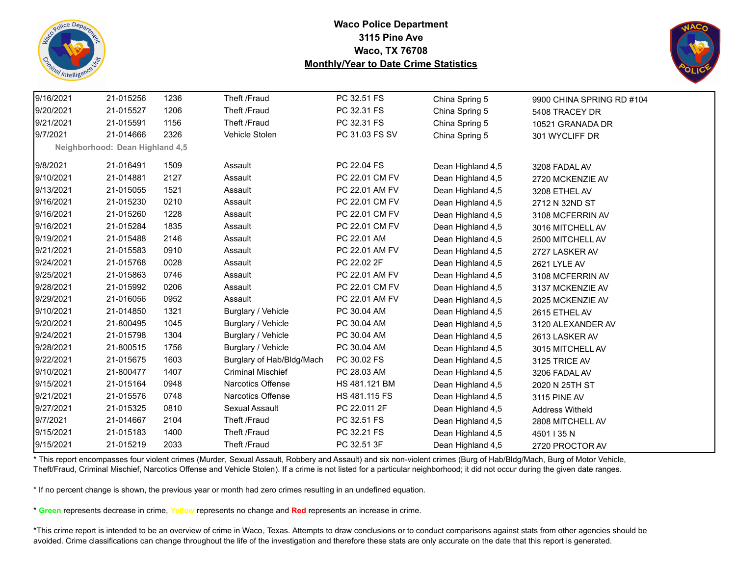# Waco Police Department
## 3115 Pine Ave
## Waco, TX 76708
## Monthly/Year to Date Crime Statistics

| | | | | | | |
|---|---|---|---|---|---|---|
| 9/16/2021 | 21-015256 | 1236 | Theft /Fraud | PC 32.51 FS | China Spring 5 | 9900 CHINA SPRING RD #104 |
| 9/20/2021 | 21-015527 | 1206 | Theft /Fraud | PC 32.31 FS | China Spring 5 | 5408 TRACEY DR |
| 9/21/2021 | 21-015591 | 1156 | Theft /Fraud | PC 32.31 FS | China Spring 5 | 10521 GRANADA DR |
| 9/7/2021 | 21-014666 | 2326 | Vehicle Stolen | PC 31.03 FS SV | China Spring 5 | 301 WYCLIFF DR |
| **Neighborhood: Dean Highland 4,5** | | | | | | |
| 9/8/2021 | 21-016491 | 1509 | Assault | PC 22.04 FS | Dean Highland 4,5 | 3208 FADAL AV |
| 9/10/2021 | 21-014881 | 2127 | Assault | PC 22.01 CM FV | Dean Highland 4,5 | 2720 MCKENZIE AV |
| 9/13/2021 | 21-015055 | 1521 | Assault | PC 22.01 AM FV | Dean Highland 4,5 | 3208 ETHEL AV |
| 9/16/2021 | 21-015230 | 0210 | Assault | PC 22.01 CM FV | Dean Highland 4,5 | 2712 N 32ND ST |
| 9/16/2021 | 21-015260 | 1228 | Assault | PC 22.01 CM FV | Dean Highland 4,5 | 3108 MCFERRIN AV |
| 9/16/2021 | 21-015284 | 1835 | Assault | PC 22.01 CM FV | Dean Highland 4,5 | 3016 MITCHELL AV |
| 9/19/2021 | 21-015488 | 2146 | Assault | PC 22.01 AM | Dean Highland 4,5 | 2500 MITCHELL AV |
| 9/21/2021 | 21-015583 | 0910 | Assault | PC 22.01 AM FV | Dean Highland 4,5 | 2727 LASKER AV |
| 9/24/2021 | 21-015768 | 0028 | Assault | PC 22.02 2F | Dean Highland 4,5 | 2621 LYLE AV |
| 9/25/2021 | 21-015863 | 0746 | Assault | PC 22.01 AM FV | Dean Highland 4,5 | 3108 MCFERRIN AV |
| 9/28/2021 | 21-015992 | 0206 | Assault | PC 22.01 CM FV | Dean Highland 4,5 | 3137 MCKENZIE AV |
| 9/29/2021 | 21-016056 | 0952 | Assault | PC 22.01 AM FV | Dean Highland 4,5 | 2025 MCKENZIE AV |
| 9/10/2021 | 21-014850 | 1321 | Burglary / Vehicle | PC 30.04 AM | Dean Highland 4,5 | 2615 ETHEL AV |
| 9/20/2021 | 21-800495 | 1045 | Burglary / Vehicle | PC 30.04 AM | Dean Highland 4,5 | 3120 ALEXANDER AV |
| 9/24/2021 | 21-015798 | 1304 | Burglary / Vehicle | PC 30.04 AM | Dean Highland 4,5 | 2613 LASKER AV |
| 9/28/2021 | 21-800515 | 1756 | Burglary / Vehicle | PC 30.04 AM | Dean Highland 4,5 | 3015 MITCHELL AV |
| 9/22/2021 | 21-015675 | 1603 | Burglary of Hab/Bldg/Mach | PC 30.02 FS | Dean Highland 4,5 | 3125 TRICE AV |
| 9/10/2021 | 21-800477 | 1407 | Criminal Mischief | PC 28.03 AM | Dean Highland 4,5 | 3206 FADAL AV |
| 9/15/2021 | 21-015164 | 0948 | Narcotics Offense | HS 481.121 BM | Dean Highland 4,5 | 2020 N 25TH ST |
| 9/21/2021 | 21-015576 | 0748 | Narcotics Offense | HS 481.115 FS | Dean Highland 4,5 | 3115 PINE AV |
| 9/27/2021 | 21-015325 | 0810 | Sexual Assault | PC 22.011 2F | Dean Highland 4,5 | Address Witheld |
| 9/7/2021 | 21-014667 | 2104 | Theft /Fraud | PC 32.51 FS | Dean Highland 4,5 | 2808 MITCHELL AV |
| 9/15/2021 | 21-015183 | 1400 | Theft /Fraud | PC 32.21 FS | Dean Highland 4,5 | 4501 I 35 N |
| 9/15/2021 | 21-015219 | 2033 | Theft /Fraud | PC 32.51 3F | Dean Highland 4,5 | 2720 PROCTOR AV |

* This report encompasses four violent crimes (Murder, Sexual Assault, Robbery and Assault) and six non-violent crimes (Burg of Hab/Bldg/Mach, Burg of Motor Vehicle, Theft/Fraud, Criminal Mischief, Narcotics Offense and Vehicle Stolen). If a crime is not listed for a particular neighborhood; it did not occur during the given date ranges.

* If no percent change is shown, the previous year or month had zero crimes resulting in an undefined equation.

* **Green** represents decrease in crime, **Yellow** represents no change and **Red** represents an increase in crime.

*This crime report is intended to be an overview of crime in Waco, Texas. Attempts to draw conclusions or to conduct comparisons against stats from other agencies should be avoided. Crime classifications can change throughout the life of the investigation and therefore these stats are only accurate on the date that this report is generated.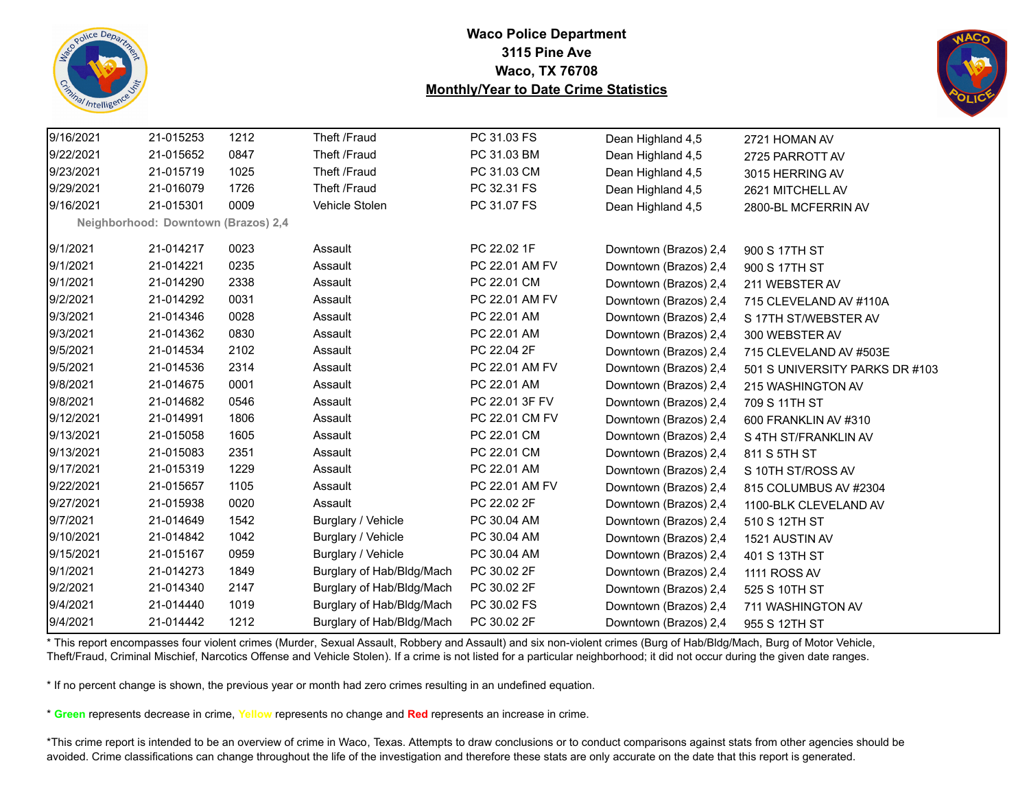# Waco Police Department
## 3115 Pine Ave
## Waco, TX 76708
## Monthly/Year to Date Crime Statistics

| Date | Case # | Time | Offense | Code | Neighborhood | Address |
|---|---|---|---|---|---|---|
| 9/16/2021 | 21-015253 | 1212 | Theft /Fraud | PC 31.03 FS | Dean Highland 4,5 | 2721 HOMAN AV |
| 9/22/2021 | 21-015652 | 0847 | Theft /Fraud | PC 31.03 BM | Dean Highland 4,5 | 2725 PARROTT AV |
| 9/23/2021 | 21-015719 | 1025 | Theft /Fraud | PC 31.03 CM | Dean Highland 4,5 | 3015 HERRING AV |
| 9/29/2021 | 21-016079 | 1726 | Theft /Fraud | PC 32.31 FS | Dean Highland 4,5 | 2621 MITCHELL AV |
| 9/16/2021 | 21-015301 | 0009 | Vehicle Stolen | PC 31.07 FS | Dean Highland 4,5 | 2800-BL MCFERRIN AV |
| **Neighborhood: Downtown (Brazos) 2,4** | | | | | | |
| 9/1/2021 | 21-014217 | 0023 | Assault | PC 22.02 1F | Downtown (Brazos) 2,4 | 900 S 17TH ST |
| 9/1/2021 | 21-014221 | 0235 | Assault | PC 22.01 AM FV | Downtown (Brazos) 2,4 | 900 S 17TH ST |
| 9/1/2021 | 21-014290 | 2338 | Assault | PC 22.01 CM | Downtown (Brazos) 2,4 | 211 WEBSTER AV |
| 9/2/2021 | 21-014292 | 0031 | Assault | PC 22.01 AM FV | Downtown (Brazos) 2,4 | 715 CLEVELAND AV #110A |
| 9/3/2021 | 21-014346 | 0028 | Assault | PC 22.01 AM | Downtown (Brazos) 2,4 | S 17TH ST/WEBSTER AV |
| 9/3/2021 | 21-014362 | 0830 | Assault | PC 22.01 AM | Downtown (Brazos) 2,4 | 300 WEBSTER AV |
| 9/5/2021 | 21-014534 | 2102 | Assault | PC 22.04 2F | Downtown (Brazos) 2,4 | 715 CLEVELAND AV #503E |
| 9/5/2021 | 21-014536 | 2314 | Assault | PC 22.01 AM FV | Downtown (Brazos) 2,4 | 501 S UNIVERSITY PARKS DR #103 |
| 9/8/2021 | 21-014675 | 0001 | Assault | PC 22.01 AM | Downtown (Brazos) 2,4 | 215 WASHINGTON AV |
| 9/8/2021 | 21-014682 | 0546 | Assault | PC 22.01 3F FV | Downtown (Brazos) 2,4 | 709 S 11TH ST |
| 9/12/2021 | 21-014991 | 1806 | Assault | PC 22.01 CM FV | Downtown (Brazos) 2,4 | 600 FRANKLIN AV #310 |
| 9/13/2021 | 21-015058 | 1605 | Assault | PC 22.01 CM | Downtown (Brazos) 2,4 | S 4TH ST/FRANKLIN AV |
| 9/13/2021 | 21-015083 | 2351 | Assault | PC 22.01 CM | Downtown (Brazos) 2,4 | 811 S 5TH ST |
| 9/17/2021 | 21-015319 | 1229 | Assault | PC 22.01 AM | Downtown (Brazos) 2,4 | S 10TH ST/ROSS AV |
| 9/22/2021 | 21-015657 | 1105 | Assault | PC 22.01 AM FV | Downtown (Brazos) 2,4 | 815 COLUMBUS AV #2304 |
| 9/27/2021 | 21-015938 | 0020 | Assault | PC 22.02 2F | Downtown (Brazos) 2,4 | 1100-BLK CLEVELAND AV |
| 9/7/2021 | 21-014649 | 1542 | Burglary / Vehicle | PC 30.04 AM | Downtown (Brazos) 2,4 | 510 S 12TH ST |
| 9/10/2021 | 21-014842 | 1042 | Burglary / Vehicle | PC 30.04 AM | Downtown (Brazos) 2,4 | 1521 AUSTIN AV |
| 9/15/2021 | 21-015167 | 0959 | Burglary / Vehicle | PC 30.04 AM | Downtown (Brazos) 2,4 | 401 S 13TH ST |
| 9/1/2021 | 21-014273 | 1849 | Burglary of Hab/Bldg/Mach | PC 30.02 2F | Downtown (Brazos) 2,4 | 1111 ROSS AV |
| 9/2/2021 | 21-014340 | 2147 | Burglary of Hab/Bldg/Mach | PC 30.02 2F | Downtown (Brazos) 2,4 | 525 S 10TH ST |
| 9/4/2021 | 21-014440 | 1019 | Burglary of Hab/Bldg/Mach | PC 30.02 FS | Downtown (Brazos) 2,4 | 711 WASHINGTON AV |
| 9/4/2021 | 21-014442 | 1212 | Burglary of Hab/Bldg/Mach | PC 30.02 2F | Downtown (Brazos) 2,4 | 955 S 12TH ST |

* This report encompasses four violent crimes (Murder, Sexual Assault, Robbery and Assault) and six non-violent crimes (Burg of Hab/Bldg/Mach, Burg of Motor Vehicle, Theft/Fraud, Criminal Mischief, Narcotics Offense and Vehicle Stolen). If a crime is not listed for a particular neighborhood; it did not occur during the given date ranges.

* If no percent change is shown, the previous year or month had zero crimes resulting in an undefined equation.

* **Green** represents decrease in crime, **Yellow** represents no change and **Red** represents an increase in crime.

*This crime report is intended to be an overview of crime in Waco, Texas. Attempts to draw conclusions or to conduct comparisons against stats from other agencies should be avoided. Crime classifications can change throughout the life of the investigation and therefore these stats are only accurate on the date that this report is generated.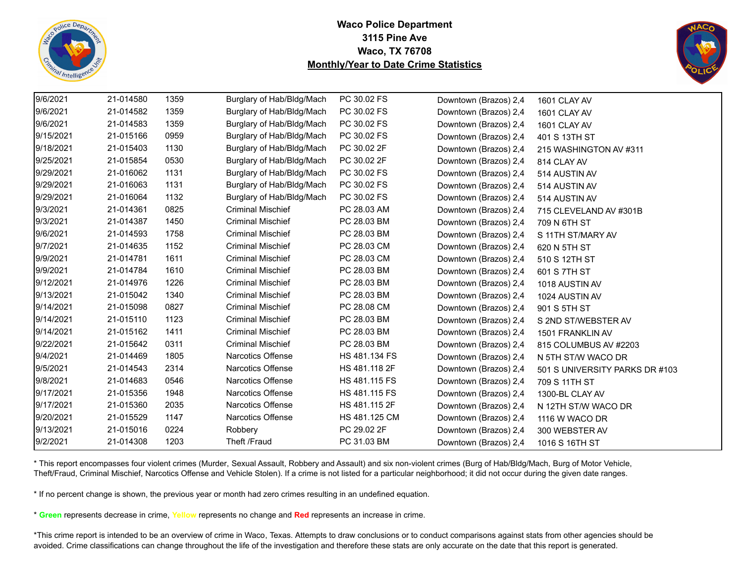**Waco Police Department**
**3115 Pine Ave**
**Waco, TX 76708**
**Monthly/Year to Date Crime Statistics**

| | | | | | | |
|---|---|---|---|---|---|---|
| 9/6/2021 | 21-014580 | 1359 | Burglary of Hab/Bldg/Mach | PC 30.02 FS | Downtown (Brazos) 2,4 | 1601 CLAY AV |
| 9/6/2021 | 21-014582 | 1359 | Burglary of Hab/Bldg/Mach | PC 30.02 FS | Downtown (Brazos) 2,4 | 1601 CLAY AV |
| 9/6/2021 | 21-014583 | 1359 | Burglary of Hab/Bldg/Mach | PC 30.02 FS | Downtown (Brazos) 2,4 | 1601 CLAY AV |
| 9/15/2021 | 21-015166 | 0959 | Burglary of Hab/Bldg/Mach | PC 30.02 FS | Downtown (Brazos) 2,4 | 401 S 13TH ST |
| 9/18/2021 | 21-015403 | 1130 | Burglary of Hab/Bldg/Mach | PC 30.02 2F | Downtown (Brazos) 2,4 | 215 WASHINGTON AV #311 |
| 9/25/2021 | 21-015854 | 0530 | Burglary of Hab/Bldg/Mach | PC 30.02 2F | Downtown (Brazos) 2,4 | 814 CLAY AV |
| 9/29/2021 | 21-016062 | 1131 | Burglary of Hab/Bldg/Mach | PC 30.02 FS | Downtown (Brazos) 2,4 | 514 AUSTIN AV |
| 9/29/2021 | 21-016063 | 1131 | Burglary of Hab/Bldg/Mach | PC 30.02 FS | Downtown (Brazos) 2,4 | 514 AUSTIN AV |
| 9/29/2021 | 21-016064 | 1132 | Burglary of Hab/Bldg/Mach | PC 30.02 FS | Downtown (Brazos) 2,4 | 514 AUSTIN AV |
| 9/3/2021 | 21-014361 | 0825 | Criminal Mischief | PC 28.03 AM | Downtown (Brazos) 2,4 | 715 CLEVELAND AV #301B |
| 9/3/2021 | 21-014387 | 1450 | Criminal Mischief | PC 28.03 BM | Downtown (Brazos) 2,4 | 709 N 6TH ST |
| 9/6/2021 | 21-014593 | 1758 | Criminal Mischief | PC 28.03 BM | Downtown (Brazos) 2,4 | S 11TH ST/MARY AV |
| 9/7/2021 | 21-014635 | 1152 | Criminal Mischief | PC 28.03 CM | Downtown (Brazos) 2,4 | 620 N 5TH ST |
| 9/9/2021 | 21-014781 | 1611 | Criminal Mischief | PC 28.03 CM | Downtown (Brazos) 2,4 | 510 S 12TH ST |
| 9/9/2021 | 21-014784 | 1610 | Criminal Mischief | PC 28.03 BM | Downtown (Brazos) 2,4 | 601 S 7TH ST |
| 9/12/2021 | 21-014976 | 1226 | Criminal Mischief | PC 28.03 BM | Downtown (Brazos) 2,4 | 1018 AUSTIN AV |
| 9/13/2021 | 21-015042 | 1340 | Criminal Mischief | PC 28.03 BM | Downtown (Brazos) 2,4 | 1024 AUSTIN AV |
| 9/14/2021 | 21-015098 | 0827 | Criminal Mischief | PC 28.08 CM | Downtown (Brazos) 2,4 | 901 S 5TH ST |
| 9/14/2021 | 21-015110 | 1123 | Criminal Mischief | PC 28.03 BM | Downtown (Brazos) 2,4 | S 2ND ST/WEBSTER AV |
| 9/14/2021 | 21-015162 | 1411 | Criminal Mischief | PC 28.03 BM | Downtown (Brazos) 2,4 | 1501 FRANKLIN AV |
| 9/22/2021 | 21-015642 | 0311 | Criminal Mischief | PC 28.03 BM | Downtown (Brazos) 2,4 | 815 COLUMBUS AV #2203 |
| 9/4/2021 | 21-014469 | 1805 | Narcotics Offense | HS 481.134 FS | Downtown (Brazos) 2,4 | N 5TH ST/W WACO DR |
| 9/5/2021 | 21-014543 | 2314 | Narcotics Offense | HS 481.118 2F | Downtown (Brazos) 2,4 | 501 S UNIVERSITY PARKS DR #103 |
| 9/8/2021 | 21-014683 | 0546 | Narcotics Offense | HS 481.115 FS | Downtown (Brazos) 2,4 | 709 S 11TH ST |
| 9/17/2021 | 21-015356 | 1948 | Narcotics Offense | HS 481.115 FS | Downtown (Brazos) 2,4 | 1300-BL CLAY AV |
| 9/17/2021 | 21-015360 | 2035 | Narcotics Offense | HS 481.115 2F | Downtown (Brazos) 2,4 | N 12TH ST/W WACO DR |
| 9/20/2021 | 21-015529 | 1147 | Narcotics Offense | HS 481.125 CM | Downtown (Brazos) 2,4 | 1116 W WACO DR |
| 9/13/2021 | 21-015016 | 0224 | Robbery | PC 29.02 2F | Downtown (Brazos) 2,4 | 300 WEBSTER AV |
| 9/2/2021 | 21-014308 | 1203 | Theft /Fraud | PC 31.03 BM | Downtown (Brazos) 2,4 | 1016 S 16TH ST |

* This report encompasses four violent crimes (Murder, Sexual Assault, Robbery and Assault) and six non-violent crimes (Burg of Hab/Bldg/Mach, Burg of Motor Vehicle, Theft/Fraud, Criminal Mischief, Narcotics Offense and Vehicle Stolen). If a crime is not listed for a particular neighborhood; it did not occur during the given date ranges.

* If no percent change is shown, the previous year or month had zero crimes resulting in an undefined equation.

* **Green** represents decrease in crime, **Yellow** represents no change and **Red** represents an increase in crime.

*This crime report is intended to be an overview of crime in Waco, Texas. Attempts to draw conclusions or to conduct comparisons against stats from other agencies should be avoided. Crime classifications can change throughout the life of the investigation and therefore these stats are only accurate on the date that this report is generated.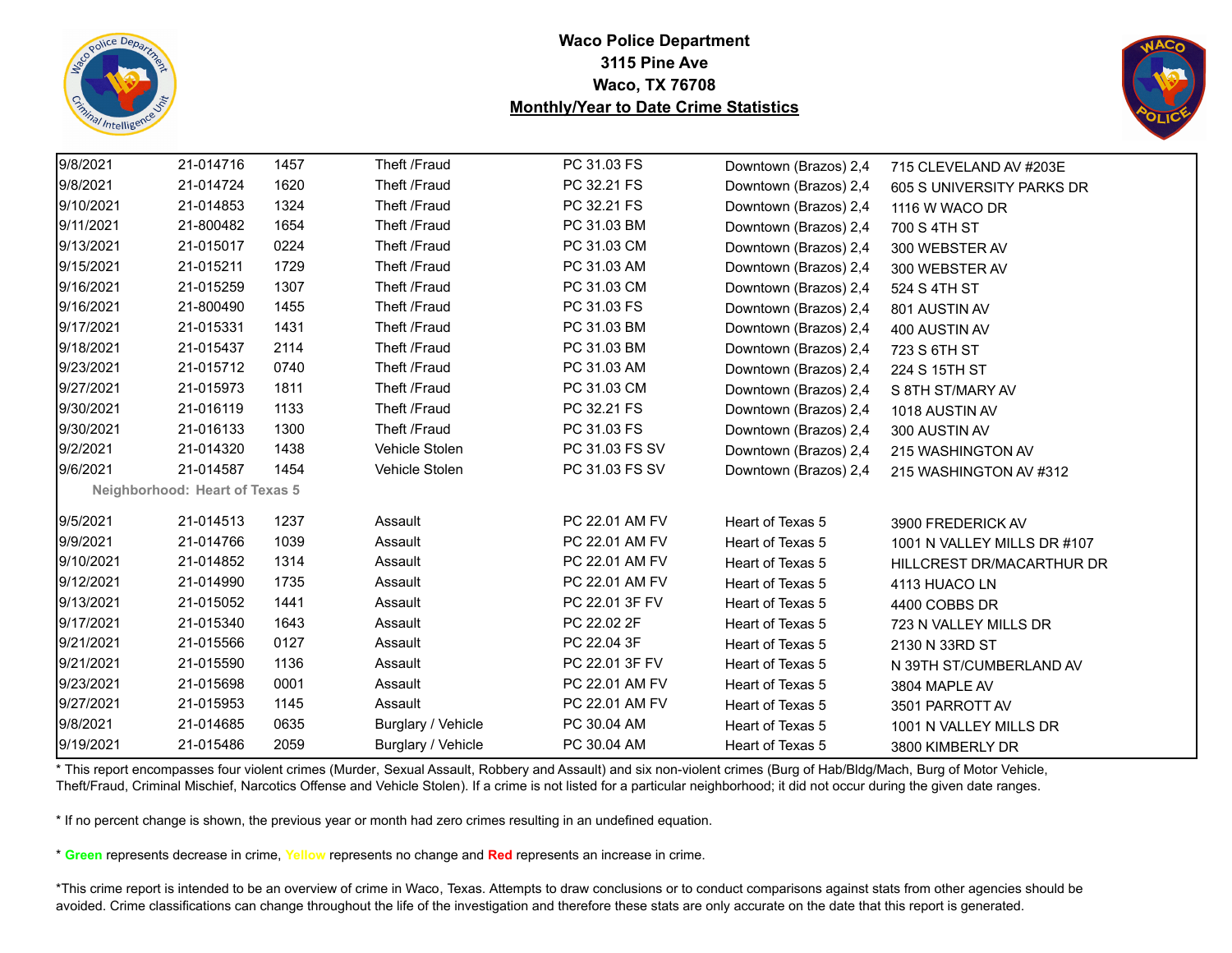**Waco Police Department**
**3115 Pine Ave**
**Waco, TX 76708**
**Monthly/Year to Date Crime Statistics**

| | | | | | | |
|---|---|---|---|---|---|---|
| 9/8/2021 | 21-014716 | 1457 | Theft /Fraud | PC 31.03 FS | Downtown (Brazos) 2,4 | 715 CLEVELAND AV #203E |
| 9/8/2021 | 21-014724 | 1620 | Theft /Fraud | PC 32.21 FS | Downtown (Brazos) 2,4 | 605 S UNIVERSITY PARKS DR |
| 9/10/2021 | 21-014853 | 1324 | Theft /Fraud | PC 32.21 FS | Downtown (Brazos) 2,4 | 1116 W WACO DR |
| 9/11/2021 | 21-800482 | 1654 | Theft /Fraud | PC 31.03 BM | Downtown (Brazos) 2,4 | 700 S 4TH ST |
| 9/13/2021 | 21-015017 | 0224 | Theft /Fraud | PC 31.03 CM | Downtown (Brazos) 2,4 | 300 WEBSTER AV |
| 9/15/2021 | 21-015211 | 1729 | Theft /Fraud | PC 31.03 AM | Downtown (Brazos) 2,4 | 300 WEBSTER AV |
| 9/16/2021 | 21-015259 | 1307 | Theft /Fraud | PC 31.03 CM | Downtown (Brazos) 2,4 | 524 S 4TH ST |
| 9/16/2021 | 21-800490 | 1455 | Theft /Fraud | PC 31.03 FS | Downtown (Brazos) 2,4 | 801 AUSTIN AV |
| 9/17/2021 | 21-015331 | 1431 | Theft /Fraud | PC 31.03 BM | Downtown (Brazos) 2,4 | 400 AUSTIN AV |
| 9/18/2021 | 21-015437 | 2114 | Theft /Fraud | PC 31.03 BM | Downtown (Brazos) 2,4 | 723 S 6TH ST |
| 9/23/2021 | 21-015712 | 0740 | Theft /Fraud | PC 31.03 AM | Downtown (Brazos) 2,4 | 224 S 15TH ST |
| 9/27/2021 | 21-015973 | 1811 | Theft /Fraud | PC 31.03 CM | Downtown (Brazos) 2,4 | S 8TH ST/MARY AV |
| 9/30/2021 | 21-016119 | 1133 | Theft /Fraud | PC 32.21 FS | Downtown (Brazos) 2,4 | 1018 AUSTIN AV |
| 9/30/2021 | 21-016133 | 1300 | Theft /Fraud | PC 31.03 FS | Downtown (Brazos) 2,4 | 300 AUSTIN AV |
| 9/2/2021 | 21-014320 | 1438 | Vehicle Stolen | PC 31.03 FS SV | Downtown (Brazos) 2,4 | 215 WASHINGTON AV |
| 9/6/2021 | 21-014587 | 1454 | Vehicle Stolen | PC 31.03 FS SV | Downtown (Brazos) 2,4 | 215 WASHINGTON AV #312 |
| **Neighborhood: Heart of Texas 5** | | | | | | |
| 9/5/2021 | 21-014513 | 1237 | Assault | PC 22.01 AM FV | Heart of Texas 5 | 3900 FREDERICK AV |
| 9/9/2021 | 21-014766 | 1039 | Assault | PC 22.01 AM FV | Heart of Texas 5 | 1001 N VALLEY MILLS DR #107 |
| 9/10/2021 | 21-014852 | 1314 | Assault | PC 22.01 AM FV | Heart of Texas 5 | HILLCREST DR/MACARTHUR DR |
| 9/12/2021 | 21-014990 | 1735 | Assault | PC 22.01 AM FV | Heart of Texas 5 | 4113 HUACO LN |
| 9/13/2021 | 21-015052 | 1441 | Assault | PC 22.01 3F FV | Heart of Texas 5 | 4400 COBBS DR |
| 9/17/2021 | 21-015340 | 1643 | Assault | PC 22.02 2F | Heart of Texas 5 | 723 N VALLEY MILLS DR |
| 9/21/2021 | 21-015566 | 0127 | Assault | PC 22.04 3F | Heart of Texas 5 | 2130 N 33RD ST |
| 9/21/2021 | 21-015590 | 1136 | Assault | PC 22.01 3F FV | Heart of Texas 5 | N 39TH ST/CUMBERLAND AV |
| 9/23/2021 | 21-015698 | 0001 | Assault | PC 22.01 AM FV | Heart of Texas 5 | 3804 MAPLE AV |
| 9/27/2021 | 21-015953 | 1145 | Assault | PC 22.01 AM FV | Heart of Texas 5 | 3501 PARROTT AV |
| 9/8/2021 | 21-014685 | 0635 | Burglary / Vehicle | PC 30.04 AM | Heart of Texas 5 | 1001 N VALLEY MILLS DR |
| 9/19/2021 | 21-015486 | 2059 | Burglary / Vehicle | PC 30.04 AM | Heart of Texas 5 | 3800 KIMBERLY DR |

* This report encompasses four violent crimes (Murder, Sexual Assault, Robbery and Assault) and six non-violent crimes (Burg of Hab/Bldg/Mach, Burg of Motor Vehicle, Theft/Fraud, Criminal Mischief, Narcotics Offense and Vehicle Stolen). If a crime is not listed for a particular neighborhood; it did not occur during the given date ranges.

* If no percent change is shown, the previous year or month had zero crimes resulting in an undefined equation.

* **Green** represents decrease in crime, **Yellow** represents no change and **Red** represents an increase in crime.

*This crime report is intended to be an overview of crime in Waco, Texas. Attempts to draw conclusions or to conduct comparisons against stats from other agencies should be avoided. Crime classifications can change throughout the life of the investigation and therefore these stats are only accurate on the date that this report is generated.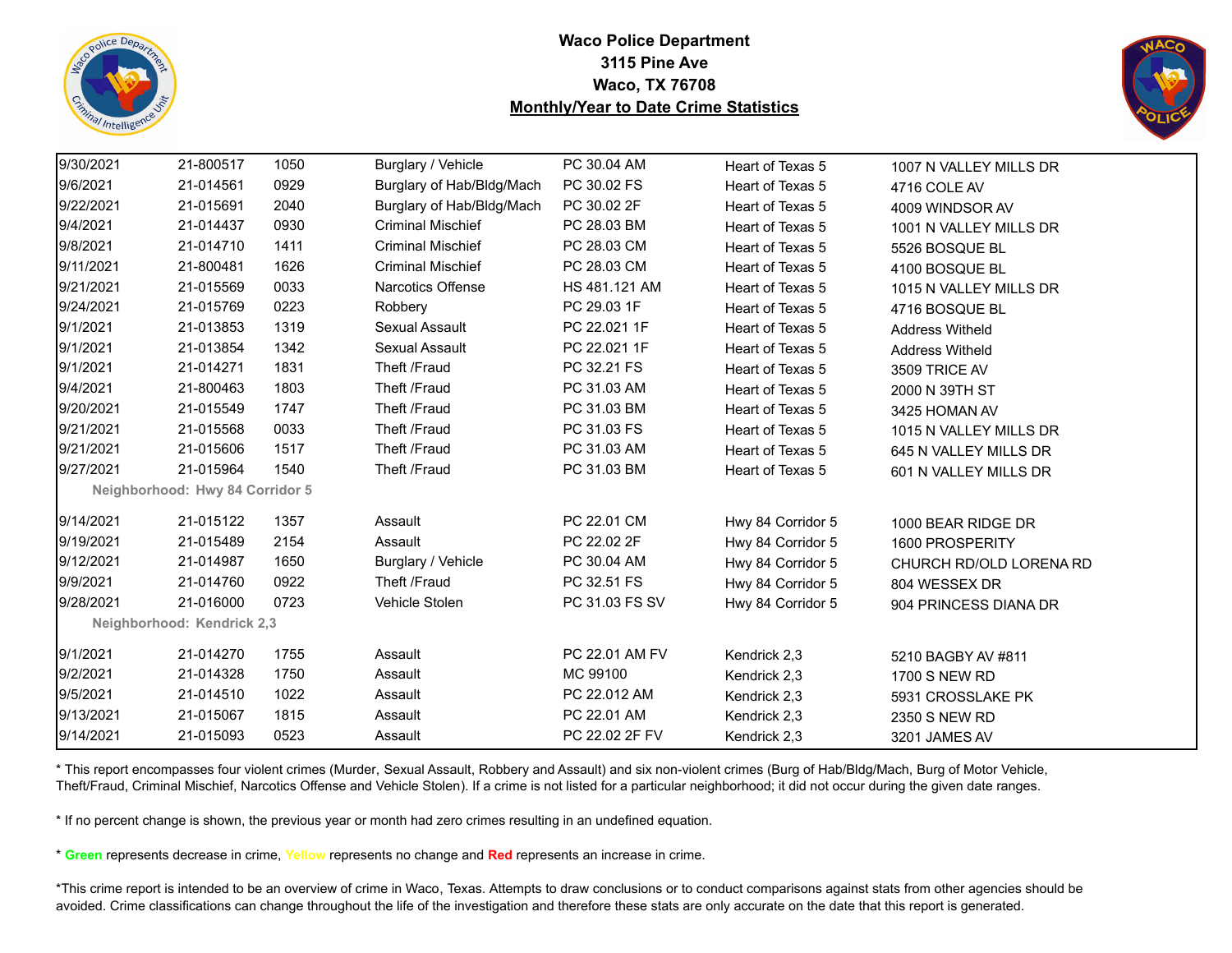# Waco Police Department
## 3115 Pine Ave
## Waco, TX 76708
## Monthly/Year to Date Crime Statistics

| Date | Case # | Time | Offense | Code | Neighborhood | Address |
|---|---|---|---|---|---|---|
| 9/30/2021 | 21-800517 | 1050 | Burglary / Vehicle | PC 30.04 AM | Heart of Texas 5 | 1007 N VALLEY MILLS DR |
| 9/6/2021 | 21-014561 | 0929 | Burglary of Hab/Bldg/Mach | PC 30.02 FS | Heart of Texas 5 | 4716 COLE AV |
| 9/22/2021 | 21-015691 | 2040 | Burglary of Hab/Bldg/Mach | PC 30.02 2F | Heart of Texas 5 | 4009 WINDSOR AV |
| 9/4/2021 | 21-014437 | 0930 | Criminal Mischief | PC 28.03 BM | Heart of Texas 5 | 1001 N VALLEY MILLS DR |
| 9/8/2021 | 21-014710 | 1411 | Criminal Mischief | PC 28.03 CM | Heart of Texas 5 | 5526 BOSQUE BL |
| 9/11/2021 | 21-800481 | 1626 | Criminal Mischief | PC 28.03 CM | Heart of Texas 5 | 4100 BOSQUE BL |
| 9/21/2021 | 21-015569 | 0033 | Narcotics Offense | HS 481.121 AM | Heart of Texas 5 | 1015 N VALLEY MILLS DR |
| 9/24/2021 | 21-015769 | 0223 | Robbery | PC 29.03 1F | Heart of Texas 5 | 4716 BOSQUE BL |
| 9/1/2021 | 21-013853 | 1319 | Sexual Assault | PC 22.021 1F | Heart of Texas 5 | Address Witheld |
| 9/1/2021 | 21-013854 | 1342 | Sexual Assault | PC 22.021 1F | Heart of Texas 5 | Address Witheld |
| 9/1/2021 | 21-014271 | 1831 | Theft /Fraud | PC 32.21 FS | Heart of Texas 5 | 3509 TRICE AV |
| 9/4/2021 | 21-800463 | 1803 | Theft /Fraud | PC 31.03 AM | Heart of Texas 5 | 2000 N 39TH ST |
| 9/20/2021 | 21-015549 | 1747 | Theft /Fraud | PC 31.03 BM | Heart of Texas 5 | 3425 HOMAN AV |
| 9/21/2021 | 21-015568 | 0033 | Theft /Fraud | PC 31.03 FS | Heart of Texas 5 | 1015 N VALLEY MILLS DR |
| 9/21/2021 | 21-015606 | 1517 | Theft /Fraud | PC 31.03 AM | Heart of Texas 5 | 645 N VALLEY MILLS DR |
| 9/27/2021 | 21-015964 | 1540 | Theft /Fraud | PC 31.03 BM | Heart of Texas 5 | 601 N VALLEY MILLS DR |
| **Neighborhood: Hwy 84 Corridor 5** | | | | | | |
| 9/14/2021 | 21-015122 | 1357 | Assault | PC 22.01 CM | Hwy 84 Corridor 5 | 1000 BEAR RIDGE DR |
| 9/19/2021 | 21-015489 | 2154 | Assault | PC 22.02 2F | Hwy 84 Corridor 5 | 1600 PROSPERITY |
| 9/12/2021 | 21-014987 | 1650 | Burglary / Vehicle | PC 30.04 AM | Hwy 84 Corridor 5 | CHURCH RD/OLD LORENA RD |
| 9/9/2021 | 21-014760 | 0922 | Theft /Fraud | PC 32.51 FS | Hwy 84 Corridor 5 | 804 WESSEX DR |
| 9/28/2021 | 21-016000 | 0723 | Vehicle Stolen | PC 31.03 FS SV | Hwy 84 Corridor 5 | 904 PRINCESS DIANA DR |
| **Neighborhood: Kendrick 2,3** | | | | | | |
| 9/1/2021 | 21-014270 | 1755 | Assault | PC 22.01 AM FV | Kendrick 2,3 | 5210 BAGBY AV #811 |
| 9/2/2021 | 21-014328 | 1750 | Assault | MC 99100 | Kendrick 2,3 | 1700 S NEW RD |
| 9/5/2021 | 21-014510 | 1022 | Assault | PC 22.012 AM | Kendrick 2,3 | 5931 CROSSLAKE PK |
| 9/13/2021 | 21-015067 | 1815 | Assault | PC 22.01 AM | Kendrick 2,3 | 2350 S NEW RD |
| 9/14/2021 | 21-015093 | 0523 | Assault | PC 22.02 2F FV | Kendrick 2,3 | 3201 JAMES AV |

* This report encompasses four violent crimes (Murder, Sexual Assault, Robbery and Assault) and six non-violent crimes (Burg of Hab/Bldg/Mach, Burg of Motor Vehicle, Theft/Fraud, Criminal Mischief, Narcotics Offense and Vehicle Stolen). If a crime is not listed for a particular neighborhood; it did not occur during the given date ranges.

* If no percent change is shown, the previous year or month had zero crimes resulting in an undefined equation.

* **Green** represents decrease in crime, **Yellow** represents no change and **Red** represents an increase in crime.

*This crime report is intended to be an overview of crime in Waco, Texas. Attempts to draw conclusions or to conduct comparisons against stats from other agencies should be avoided. Crime classifications can change throughout the life of the investigation and therefore these stats are only accurate on the date that this report is generated.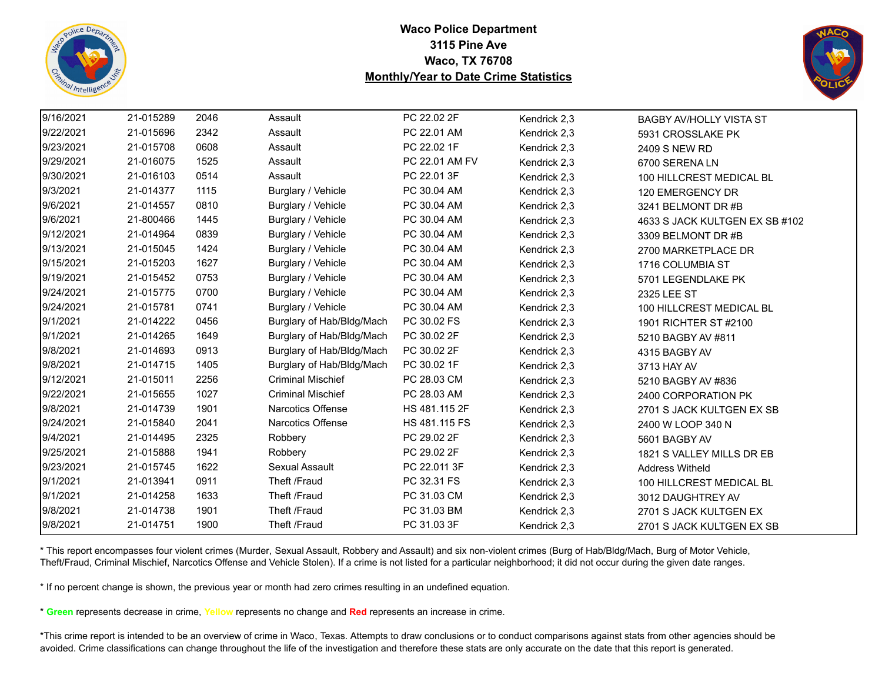**Waco Police Department**
**3115 Pine Ave**
**Waco, TX 76708**
**Monthly/Year to Date Crime Statistics**

| | | | | | | |
|---|---|---|---|---|---|---|
| 9/16/2021 | 21-015289 | 2046 | Assault | PC 22.02 2F | Kendrick 2,3 | BAGBY AV/HOLLY VISTA ST |
| 9/22/2021 | 21-015696 | 2342 | Assault | PC 22.01 AM | Kendrick 2,3 | 5931 CROSSLAKE PK |
| 9/23/2021 | 21-015708 | 0608 | Assault | PC 22.02 1F | Kendrick 2,3 | 2409 S NEW RD |
| 9/29/2021 | 21-016075 | 1525 | Assault | PC 22.01 AM FV | Kendrick 2,3 | 6700 SERENA LN |
| 9/30/2021 | 21-016103 | 0514 | Assault | PC 22.01 3F | Kendrick 2,3 | 100 HILLCREST MEDICAL BL |
| 9/3/2021 | 21-014377 | 1115 | Burglary / Vehicle | PC 30.04 AM | Kendrick 2,3 | 120 EMERGENCY DR |
| 9/6/2021 | 21-014557 | 0810 | Burglary / Vehicle | PC 30.04 AM | Kendrick 2,3 | 3241 BELMONT DR #B |
| 9/6/2021 | 21-800466 | 1445 | Burglary / Vehicle | PC 30.04 AM | Kendrick 2,3 | 4633 S JACK KULTGEN EX SB #102 |
| 9/12/2021 | 21-014964 | 0839 | Burglary / Vehicle | PC 30.04 AM | Kendrick 2,3 | 3309 BELMONT DR #B |
| 9/13/2021 | 21-015045 | 1424 | Burglary / Vehicle | PC 30.04 AM | Kendrick 2,3 | 2700 MARKETPLACE DR |
| 9/15/2021 | 21-015203 | 1627 | Burglary / Vehicle | PC 30.04 AM | Kendrick 2,3 | 1716 COLUMBIA ST |
| 9/19/2021 | 21-015452 | 0753 | Burglary / Vehicle | PC 30.04 AM | Kendrick 2,3 | 5701 LEGENDLAKE PK |
| 9/24/2021 | 21-015775 | 0700 | Burglary / Vehicle | PC 30.04 AM | Kendrick 2,3 | 2325 LEE ST |
| 9/24/2021 | 21-015781 | 0741 | Burglary / Vehicle | PC 30.04 AM | Kendrick 2,3 | 100 HILLCREST MEDICAL BL |
| 9/1/2021 | 21-014222 | 0456 | Burglary of Hab/Bldg/Mach | PC 30.02 FS | Kendrick 2,3 | 1901 RICHTER ST #2100 |
| 9/1/2021 | 21-014265 | 1649 | Burglary of Hab/Bldg/Mach | PC 30.02 2F | Kendrick 2,3 | 5210 BAGBY AV #811 |
| 9/8/2021 | 21-014693 | 0913 | Burglary of Hab/Bldg/Mach | PC 30.02 2F | Kendrick 2,3 | 4315 BAGBY AV |
| 9/8/2021 | 21-014715 | 1405 | Burglary of Hab/Bldg/Mach | PC 30.02 1F | Kendrick 2,3 | 3713 HAY AV |
| 9/12/2021 | 21-015011 | 2256 | Criminal Mischief | PC 28.03 CM | Kendrick 2,3 | 5210 BAGBY AV #836 |
| 9/22/2021 | 21-015655 | 1027 | Criminal Mischief | PC 28.03 AM | Kendrick 2,3 | 2400 CORPORATION PK |
| 9/8/2021 | 21-014739 | 1901 | Narcotics Offense | HS 481.115 2F | Kendrick 2,3 | 2701 S JACK KULTGEN EX SB |
| 9/24/2021 | 21-015840 | 2041 | Narcotics Offense | HS 481.115 FS | Kendrick 2,3 | 2400 W LOOP 340 N |
| 9/4/2021 | 21-014495 | 2325 | Robbery | PC 29.02 2F | Kendrick 2,3 | 5601 BAGBY AV |
| 9/25/2021 | 21-015888 | 1941 | Robbery | PC 29.02 2F | Kendrick 2,3 | 1821 S VALLEY MILLS DR EB |
| 9/23/2021 | 21-015745 | 1622 | Sexual Assault | PC 22.011 3F | Kendrick 2,3 | Address Witheld |
| 9/1/2021 | 21-013941 | 0911 | Theft /Fraud | PC 32.31 FS | Kendrick 2,3 | 100 HILLCREST MEDICAL BL |
| 9/1/2021 | 21-014258 | 1633 | Theft /Fraud | PC 31.03 CM | Kendrick 2,3 | 3012 DAUGHTREY AV |
| 9/8/2021 | 21-014738 | 1901 | Theft /Fraud | PC 31.03 BM | Kendrick 2,3 | 2701 S JACK KULTGEN EX |
| 9/8/2021 | 21-014751 | 1900 | Theft /Fraud | PC 31.03 3F | Kendrick 2,3 | 2701 S JACK KULTGEN EX SB |

* This report encompasses four violent crimes (Murder, Sexual Assault, Robbery and Assault) and six non-violent crimes (Burg of Hab/Bldg/Mach, Burg of Motor Vehicle, Theft/Fraud, Criminal Mischief, Narcotics Offense and Vehicle Stolen). If a crime is not listed for a particular neighborhood; it did not occur during the given date ranges.

* If no percent change is shown, the previous year or month had zero crimes resulting in an undefined equation.

* **Green** represents decrease in crime, **Yellow** represents no change and **Red** represents an increase in crime.

*This crime report is intended to be an overview of crime in Waco, Texas. Attempts to draw conclusions or to conduct comparisons against stats from other agencies should be avoided. Crime classifications can change throughout the life of the investigation and therefore these stats are only accurate on the date that this report is generated.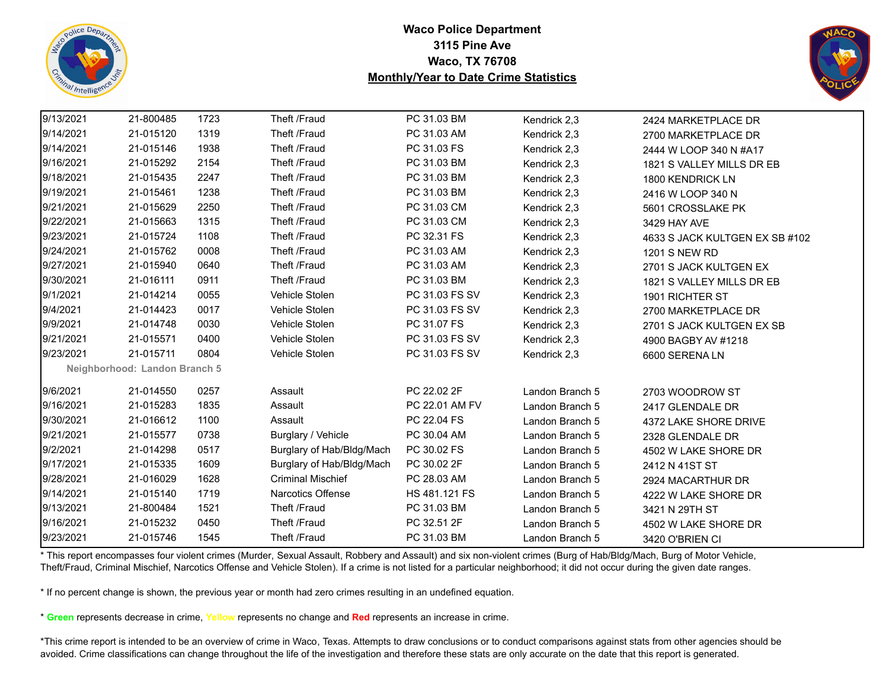# Waco Police Department
## 3115 Pine Ave
## Waco, TX 76708
## Monthly/Year to Date Crime Statistics

| Date | Case # | Time | Offense | Code | Neighborhood | Address |
|---|---|---|---|---|---|---|
| 9/13/2021 | 21-800485 | 1723 | Theft /Fraud | PC 31.03 BM | Kendrick 2,3 | 2424 MARKETPLACE DR |
| 9/14/2021 | 21-015120 | 1319 | Theft /Fraud | PC 31.03 AM | Kendrick 2,3 | 2700 MARKETPLACE DR |
| 9/14/2021 | 21-015146 | 1938 | Theft /Fraud | PC 31.03 FS | Kendrick 2,3 | 2444 W LOOP 340 N #A17 |
| 9/16/2021 | 21-015292 | 2154 | Theft /Fraud | PC 31.03 BM | Kendrick 2,3 | 1821 S VALLEY MILLS DR EB |
| 9/18/2021 | 21-015435 | 2247 | Theft /Fraud | PC 31.03 BM | Kendrick 2,3 | 1800 KENDRICK LN |
| 9/19/2021 | 21-015461 | 1238 | Theft /Fraud | PC 31.03 BM | Kendrick 2,3 | 2416 W LOOP 340 N |
| 9/21/2021 | 21-015629 | 2250 | Theft /Fraud | PC 31.03 CM | Kendrick 2,3 | 5601 CROSSLAKE PK |
| 9/22/2021 | 21-015663 | 1315 | Theft /Fraud | PC 31.03 CM | Kendrick 2,3 | 3429 HAY AVE |
| 9/23/2021 | 21-015724 | 1108 | Theft /Fraud | PC 32.31 FS | Kendrick 2,3 | 4633 S JACK KULTGEN EX SB #102 |
| 9/24/2021 | 21-015762 | 0008 | Theft /Fraud | PC 31.03 AM | Kendrick 2,3 | 1201 S NEW RD |
| 9/27/2021 | 21-015940 | 0640 | Theft /Fraud | PC 31.03 AM | Kendrick 2,3 | 2701 S JACK KULTGEN EX |
| 9/30/2021 | 21-016111 | 0911 | Theft /Fraud | PC 31.03 BM | Kendrick 2,3 | 1821 S VALLEY MILLS DR EB |
| 9/1/2021 | 21-014214 | 0055 | Vehicle Stolen | PC 31.03 FS SV | Kendrick 2,3 | 1901 RICHTER ST |
| 9/4/2021 | 21-014423 | 0017 | Vehicle Stolen | PC 31.03 FS SV | Kendrick 2,3 | 2700 MARKETPLACE DR |
| 9/9/2021 | 21-014748 | 0030 | Vehicle Stolen | PC 31.07 FS | Kendrick 2,3 | 2701 S JACK KULTGEN EX SB |
| 9/21/2021 | 21-015571 | 0400 | Vehicle Stolen | PC 31.03 FS SV | Kendrick 2,3 | 4900 BAGBY AV #1218 |
| 9/23/2021 | 21-015711 | 0804 | Vehicle Stolen | PC 31.03 FS SV | Kendrick 2,3 | 6600 SERENA LN |
| **Neighborhood: Landon Branch 5** | | | | | | |
| 9/6/2021 | 21-014550 | 0257 | Assault | PC 22.02 2F | Landon Branch 5 | 2703 WOODROW ST |
| 9/16/2021 | 21-015283 | 1835 | Assault | PC 22.01 AM FV | Landon Branch 5 | 2417 GLENDALE DR |
| 9/30/2021 | 21-016612 | 1100 | Assault | PC 22.04 FS | Landon Branch 5 | 4372 LAKE SHORE DRIVE |
| 9/21/2021 | 21-015577 | 0738 | Burglary / Vehicle | PC 30.04 AM | Landon Branch 5 | 2328 GLENDALE DR |
| 9/2/2021 | 21-014298 | 0517 | Burglary of Hab/Bldg/Mach | PC 30.02 FS | Landon Branch 5 | 4502 W LAKE SHORE DR |
| 9/17/2021 | 21-015335 | 1609 | Burglary of Hab/Bldg/Mach | PC 30.02 2F | Landon Branch 5 | 2412 N 41ST ST |
| 9/28/2021 | 21-016029 | 1628 | Criminal Mischief | PC 28.03 AM | Landon Branch 5 | 2924 MACARTHUR DR |
| 9/14/2021 | 21-015140 | 1719 | Narcotics Offense | HS 481.121 FS | Landon Branch 5 | 4222 W LAKE SHORE DR |
| 9/13/2021 | 21-800484 | 1521 | Theft /Fraud | PC 31.03 BM | Landon Branch 5 | 3421 N 29TH ST |
| 9/16/2021 | 21-015232 | 0450 | Theft /Fraud | PC 32.51 2F | Landon Branch 5 | 4502 W LAKE SHORE DR |
| 9/23/2021 | 21-015746 | 1545 | Theft /Fraud | PC 31.03 BM | Landon Branch 5 | 3420 O'BRIEN CI |

* This report encompasses four violent crimes (Murder, Sexual Assault, Robbery and Assault) and six non-violent crimes (Burg of Hab/Bldg/Mach, Burg of Motor Vehicle, Theft/Fraud, Criminal Mischief, Narcotics Offense and Vehicle Stolen). If a crime is not listed for a particular neighborhood; it did not occur during the given date ranges.

* If no percent change is shown, the previous year or month had zero crimes resulting in an undefined equation.

* **Green** represents decrease in crime, **Yellow** represents no change and **Red** represents an increase in crime.

*This crime report is intended to be an overview of crime in Waco, Texas. Attempts to draw conclusions or to conduct comparisons against stats from other agencies should be avoided. Crime classifications can change throughout the life of the investigation and therefore these stats are only accurate on the date that this report is generated.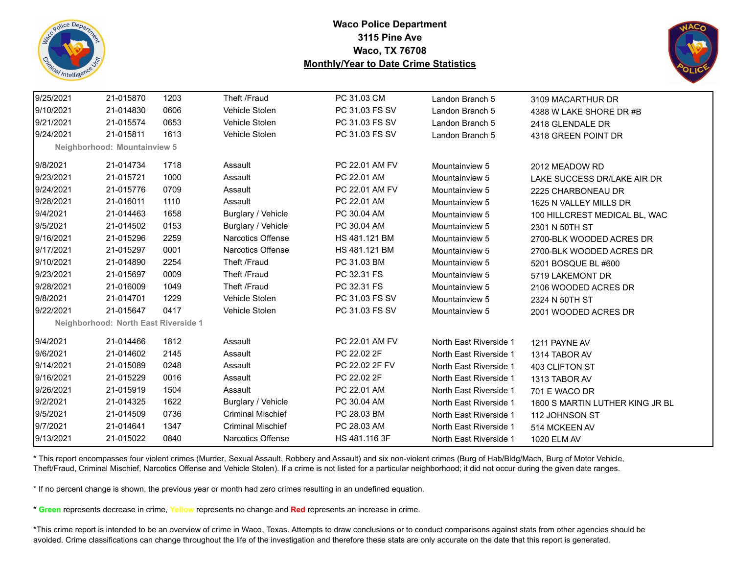# Waco Police Department
## 3115 Pine Ave
## Waco, TX 76708
## Monthly/Year to Date Crime Statistics

| Date | Case # | Time | Offense | Statute | Neighborhood | Address |
|---|---|---|---|---|---|---|
| 9/25/2021 | 21-015870 | 1203 | Theft /Fraud | PC 31.03 CM | Landon Branch 5 | 3109 MACARTHUR DR |
| 9/10/2021 | 21-014830 | 0606 | Vehicle Stolen | PC 31.03 FS SV | Landon Branch 5 | 4388 W LAKE SHORE DR #B |
| 9/21/2021 | 21-015574 | 0653 | Vehicle Stolen | PC 31.03 FS SV | Landon Branch 5 | 2418 GLENDALE DR |
| 9/24/2021 | 21-015811 | 1613 | Vehicle Stolen | PC 31.03 FS SV | Landon Branch 5 | 4318 GREEN POINT DR |
| **Neighborhood: Mountainview 5** | | | | | | |
| 9/8/2021 | 21-014734 | 1718 | Assault | PC 22.01 AM FV | Mountainview 5 | 2012 MEADOW RD |
| 9/23/2021 | 21-015721 | 1000 | Assault | PC 22.01 AM | Mountainview 5 | LAKE SUCCESS DR/LAKE AIR DR |
| 9/24/2021 | 21-015776 | 0709 | Assault | PC 22.01 AM FV | Mountainview 5 | 2225 CHARBONEAU DR |
| 9/28/2021 | 21-016011 | 1110 | Assault | PC 22.01 AM | Mountainview 5 | 1625 N VALLEY MILLS DR |
| 9/4/2021 | 21-014463 | 1658 | Burglary / Vehicle | PC 30.04 AM | Mountainview 5 | 100 HILLCREST MEDICAL BL, WAC |
| 9/5/2021 | 21-014502 | 0153 | Burglary / Vehicle | PC 30.04 AM | Mountainview 5 | 2301 N 50TH ST |
| 9/16/2021 | 21-015296 | 2259 | Narcotics Offense | HS 481.121 BM | Mountainview 5 | 2700-BLK WOODED ACRES DR |
| 9/17/2021 | 21-015297 | 0001 | Narcotics Offense | HS 481.121 BM | Mountainview 5 | 2700-BLK WOODED ACRES DR |
| 9/10/2021 | 21-014890 | 2254 | Theft /Fraud | PC 31.03 BM | Mountainview 5 | 5201 BOSQUE BL #600 |
| 9/23/2021 | 21-015697 | 0009 | Theft /Fraud | PC 32.31 FS | Mountainview 5 | 5719 LAKEMONT DR |
| 9/28/2021 | 21-016009 | 1049 | Theft /Fraud | PC 32.31 FS | Mountainview 5 | 2106 WOODED ACRES DR |
| 9/8/2021 | 21-014701 | 1229 | Vehicle Stolen | PC 31.03 FS SV | Mountainview 5 | 2324 N 50TH ST |
| 9/22/2021 | 21-015647 | 0417 | Vehicle Stolen | PC 31.03 FS SV | Mountainview 5 | 2001 WOODED ACRES DR |
| **Neighborhood: North East Riverside 1** | | | | | | |
| 9/4/2021 | 21-014466 | 1812 | Assault | PC 22.01 AM FV | North East Riverside 1 | 1211 PAYNE AV |
| 9/6/2021 | 21-014602 | 2145 | Assault | PC 22.02 2F | North East Riverside 1 | 1314 TABOR AV |
| 9/14/2021 | 21-015089 | 0248 | Assault | PC 22.02 2F FV | North East Riverside 1 | 403 CLIFTON ST |
| 9/16/2021 | 21-015229 | 0016 | Assault | PC 22.02 2F | North East Riverside 1 | 1313 TABOR AV |
| 9/26/2021 | 21-015919 | 1504 | Assault | PC 22.01 AM | North East Riverside 1 | 701 E WACO DR |
| 9/2/2021 | 21-014325 | 1622 | Burglary / Vehicle | PC 30.04 AM | North East Riverside 1 | 1600 S MARTIN LUTHER KING JR BL |
| 9/5/2021 | 21-014509 | 0736 | Criminal Mischief | PC 28.03 BM | North East Riverside 1 | 112 JOHNSON ST |
| 9/7/2021 | 21-014641 | 1347 | Criminal Mischief | PC 28.03 AM | North East Riverside 1 | 514 MCKEEN AV |
| 9/13/2021 | 21-015022 | 0840 | Narcotics Offense | HS 481.116 3F | North East Riverside 1 | 1020 ELM AV |

* This report encompasses four violent crimes (Murder, Sexual Assault, Robbery and Assault) and six non-violent crimes (Burg of Hab/Bldg/Mach, Burg of Motor Vehicle, Theft/Fraud, Criminal Mischief, Narcotics Offense and Vehicle Stolen). If a crime is not listed for a particular neighborhood; it did not occur during the given date ranges.

* If no percent change is shown, the previous year or month had zero crimes resulting in an undefined equation.

* **Green** represents decrease in crime, **Yellow** represents no change and **Red** represents an increase in crime.

*This crime report is intended to be an overview of crime in Waco, Texas. Attempts to draw conclusions or to conduct comparisons against stats from other agencies should be avoided. Crime classifications can change throughout the life of the investigation and therefore these stats are only accurate on the date that this report is generated.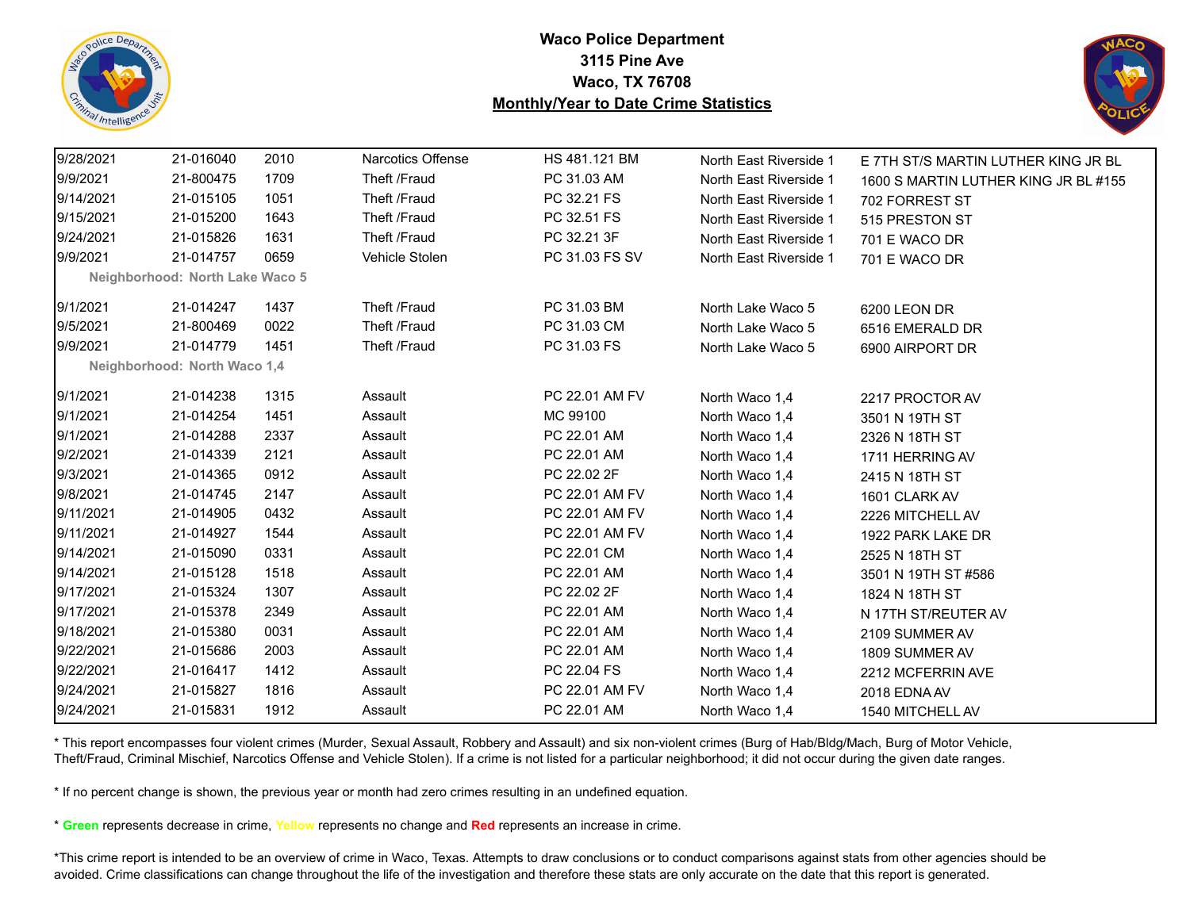**Waco Police Department**
**3115 Pine Ave**
**Waco, TX 76708**
**Monthly/Year to Date Crime Statistics**

| | | | | | | |
|---|---|---|---|---|---|---|
| 9/28/2021 | 21-016040 | 2010 | Narcotics Offense | HS 481.121 BM | North East Riverside 1 | E 7TH ST/S MARTIN LUTHER KING JR BL |
| 9/9/2021 | 21-800475 | 1709 | Theft /Fraud | PC 31.03 AM | North East Riverside 1 | 1600 S MARTIN LUTHER KING JR BL #155 |
| 9/14/2021 | 21-015105 | 1051 | Theft /Fraud | PC 32.21 FS | North East Riverside 1 | 702 FORREST ST |
| 9/15/2021 | 21-015200 | 1643 | Theft /Fraud | PC 32.51 FS | North East Riverside 1 | 515 PRESTON ST |
| 9/24/2021 | 21-015826 | 1631 | Theft /Fraud | PC 32.21 3F | North East Riverside 1 | 701 E WACO DR |
| 9/9/2021 | 21-014757 | 0659 | Vehicle Stolen | PC 31.03 FS SV | North East Riverside 1 | 701 E WACO DR |
| **Neighborhood: North Lake Waco 5** | | | | | | |
| 9/1/2021 | 21-014247 | 1437 | Theft /Fraud | PC 31.03 BM | North Lake Waco 5 | 6200 LEON DR |
| 9/5/2021 | 21-800469 | 0022 | Theft /Fraud | PC 31.03 CM | North Lake Waco 5 | 6516 EMERALD DR |
| 9/9/2021 | 21-014779 | 1451 | Theft /Fraud | PC 31.03 FS | North Lake Waco 5 | 6900 AIRPORT DR |
| **Neighborhood: North Waco 1,4** | | | | | | |
| 9/1/2021 | 21-014238 | 1315 | Assault | PC 22.01 AM FV | North Waco 1,4 | 2217 PROCTOR AV |
| 9/1/2021 | 21-014254 | 1451 | Assault | MC 99100 | North Waco 1,4 | 3501 N 19TH ST |
| 9/1/2021 | 21-014288 | 2337 | Assault | PC 22.01 AM | North Waco 1,4 | 2326 N 18TH ST |
| 9/2/2021 | 21-014339 | 2121 | Assault | PC 22.01 AM | North Waco 1,4 | 1711 HERRING AV |
| 9/3/2021 | 21-014365 | 0912 | Assault | PC 22.02 2F | North Waco 1,4 | 2415 N 18TH ST |
| 9/8/2021 | 21-014745 | 2147 | Assault | PC 22.01 AM FV | North Waco 1,4 | 1601 CLARK AV |
| 9/11/2021 | 21-014905 | 0432 | Assault | PC 22.01 AM FV | North Waco 1,4 | 2226 MITCHELL AV |
| 9/11/2021 | 21-014927 | 1544 | Assault | PC 22.01 AM FV | North Waco 1,4 | 1922 PARK LAKE DR |
| 9/14/2021 | 21-015090 | 0331 | Assault | PC 22.01 CM | North Waco 1,4 | 2525 N 18TH ST |
| 9/14/2021 | 21-015128 | 1518 | Assault | PC 22.01 AM | North Waco 1,4 | 3501 N 19TH ST #586 |
| 9/17/2021 | 21-015324 | 1307 | Assault | PC 22.02 2F | North Waco 1,4 | 1824 N 18TH ST |
| 9/17/2021 | 21-015378 | 2349 | Assault | PC 22.01 AM | North Waco 1,4 | N 17TH ST/REUTER AV |
| 9/18/2021 | 21-015380 | 0031 | Assault | PC 22.01 AM | North Waco 1,4 | 2109 SUMMER AV |
| 9/22/2021 | 21-015686 | 2003 | Assault | PC 22.01 AM | North Waco 1,4 | 1809 SUMMER AV |
| 9/22/2021 | 21-016417 | 1412 | Assault | PC 22.04 FS | North Waco 1,4 | 2212 MCFERRIN AVE |
| 9/24/2021 | 21-015827 | 1816 | Assault | PC 22.01 AM FV | North Waco 1,4 | 2018 EDNA AV |
| 9/24/2021 | 21-015831 | 1912 | Assault | PC 22.01 AM | North Waco 1,4 | 1540 MITCHELL AV |

* This report encompasses four violent crimes (Murder, Sexual Assault, Robbery and Assault) and six non-violent crimes (Burg of Hab/Bldg/Mach, Burg of Motor Vehicle, Theft/Fraud, Criminal Mischief, Narcotics Offense and Vehicle Stolen). If a crime is not listed for a particular neighborhood; it did not occur during the given date ranges.

* If no percent change is shown, the previous year or month had zero crimes resulting in an undefined equation.

* **Green** represents decrease in crime, **Yellow** represents no change and **Red** represents an increase in crime.

*This crime report is intended to be an overview of crime in Waco, Texas. Attempts to draw conclusions or to conduct comparisons against stats from other agencies should be avoided. Crime classifications can change throughout the life of the investigation and therefore these stats are only accurate on the date that this report is generated.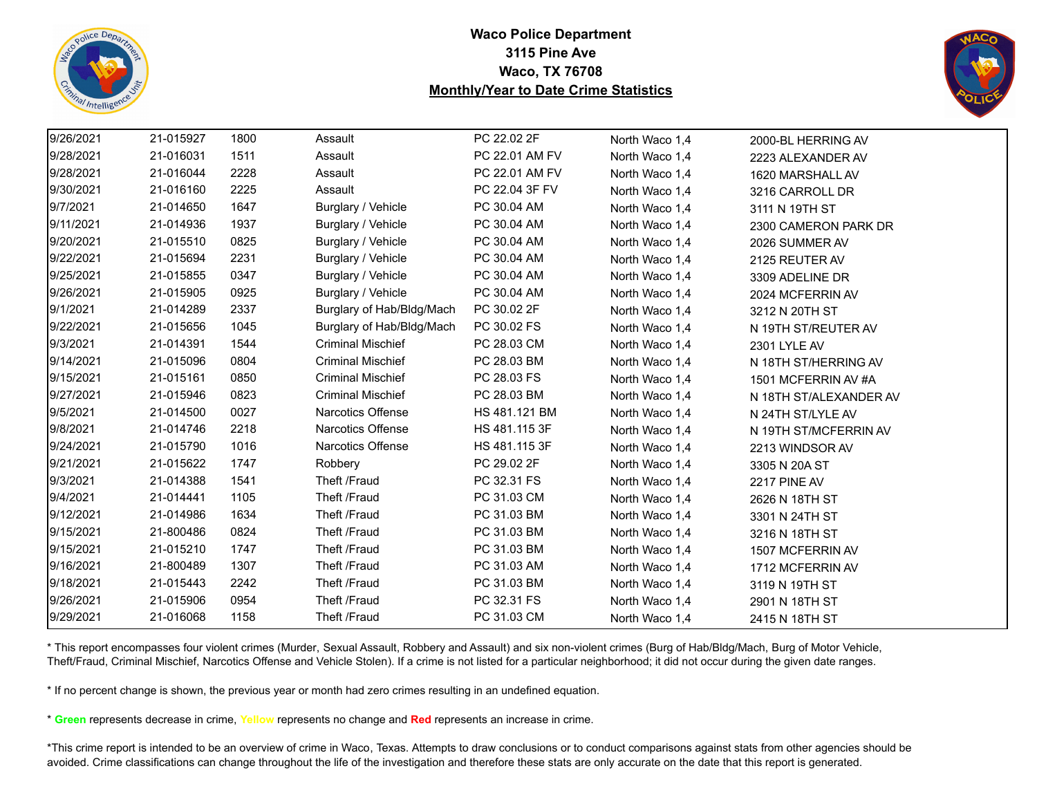**Waco Police Department**
**3115 Pine Ave**
**Waco, TX 76708**
**Monthly/Year to Date Crime Statistics**

| | | | | | | |
|---|---|---|---|---|---|---|
| 9/26/2021 | 21-015927 | 1800 | Assault | PC 22.02 2F | North Waco 1,4 | 2000-BL HERRING AV |
| 9/28/2021 | 21-016031 | 1511 | Assault | PC 22.01 AM FV | North Waco 1,4 | 2223 ALEXANDER AV |
| 9/28/2021 | 21-016044 | 2228 | Assault | PC 22.01 AM FV | North Waco 1,4 | 1620 MARSHALL AV |
| 9/30/2021 | 21-016160 | 2225 | Assault | PC 22.04 3F FV | North Waco 1,4 | 3216 CARROLL DR |
| 9/7/2021 | 21-014650 | 1647 | Burglary / Vehicle | PC 30.04 AM | North Waco 1,4 | 3111 N 19TH ST |
| 9/11/2021 | 21-014936 | 1937 | Burglary / Vehicle | PC 30.04 AM | North Waco 1,4 | 2300 CAMERON PARK DR |
| 9/20/2021 | 21-015510 | 0825 | Burglary / Vehicle | PC 30.04 AM | North Waco 1,4 | 2026 SUMMER AV |
| 9/22/2021 | 21-015694 | 2231 | Burglary / Vehicle | PC 30.04 AM | North Waco 1,4 | 2125 REUTER AV |
| 9/25/2021 | 21-015855 | 0347 | Burglary / Vehicle | PC 30.04 AM | North Waco 1,4 | 3309 ADELINE DR |
| 9/26/2021 | 21-015905 | 0925 | Burglary / Vehicle | PC 30.04 AM | North Waco 1,4 | 2024 MCFERRIN AV |
| 9/1/2021 | 21-014289 | 2337 | Burglary of Hab/Bldg/Mach | PC 30.02 2F | North Waco 1,4 | 3212 N 20TH ST |
| 9/22/2021 | 21-015656 | 1045 | Burglary of Hab/Bldg/Mach | PC 30.02 FS | North Waco 1,4 | N 19TH ST/REUTER AV |
| 9/3/2021 | 21-014391 | 1544 | Criminal Mischief | PC 28.03 CM | North Waco 1,4 | 2301 LYLE AV |
| 9/14/2021 | 21-015096 | 0804 | Criminal Mischief | PC 28.03 BM | North Waco 1,4 | N 18TH ST/HERRING AV |
| 9/15/2021 | 21-015161 | 0850 | Criminal Mischief | PC 28.03 FS | North Waco 1,4 | 1501 MCFERRIN AV #A |
| 9/27/2021 | 21-015946 | 0823 | Criminal Mischief | PC 28.03 BM | North Waco 1,4 | N 18TH ST/ALEXANDER AV |
| 9/5/2021 | 21-014500 | 0027 | Narcotics Offense | HS 481.121 BM | North Waco 1,4 | N 24TH ST/LYLE AV |
| 9/8/2021 | 21-014746 | 2218 | Narcotics Offense | HS 481.115 3F | North Waco 1,4 | N 19TH ST/MCFERRIN AV |
| 9/24/2021 | 21-015790 | 1016 | Narcotics Offense | HS 481.115 3F | North Waco 1,4 | 2213 WINDSOR AV |
| 9/21/2021 | 21-015622 | 1747 | Robbery | PC 29.02 2F | North Waco 1,4 | 3305 N 20A ST |
| 9/3/2021 | 21-014388 | 1541 | Theft /Fraud | PC 32.31 FS | North Waco 1,4 | 2217 PINE AV |
| 9/4/2021 | 21-014441 | 1105 | Theft /Fraud | PC 31.03 CM | North Waco 1,4 | 2626 N 18TH ST |
| 9/12/2021 | 21-014986 | 1634 | Theft /Fraud | PC 31.03 BM | North Waco 1,4 | 3301 N 24TH ST |
| 9/15/2021 | 21-800486 | 0824 | Theft /Fraud | PC 31.03 BM | North Waco 1,4 | 3216 N 18TH ST |
| 9/15/2021 | 21-015210 | 1747 | Theft /Fraud | PC 31.03 BM | North Waco 1,4 | 1507 MCFERRIN AV |
| 9/16/2021 | 21-800489 | 1307 | Theft /Fraud | PC 31.03 AM | North Waco 1,4 | 1712 MCFERRIN AV |
| 9/18/2021 | 21-015443 | 2242 | Theft /Fraud | PC 31.03 BM | North Waco 1,4 | 3119 N 19TH ST |
| 9/26/2021 | 21-015906 | 0954 | Theft /Fraud | PC 32.31 FS | North Waco 1,4 | 2901 N 18TH ST |
| 9/29/2021 | 21-016068 | 1158 | Theft /Fraud | PC 31.03 CM | North Waco 1,4 | 2415 N 18TH ST |

* This report encompasses four violent crimes (Murder, Sexual Assault, Robbery and Assault) and six non-violent crimes (Burg of Hab/Bldg/Mach, Burg of Motor Vehicle, Theft/Fraud, Criminal Mischief, Narcotics Offense and Vehicle Stolen). If a crime is not listed for a particular neighborhood; it did not occur during the given date ranges.

* If no percent change is shown, the previous year or month had zero crimes resulting in an undefined equation.

* **Green** represents decrease in crime, **Yellow** represents no change and **Red** represents an increase in crime.

*This crime report is intended to be an overview of crime in Waco, Texas. Attempts to draw conclusions or to conduct comparisons against stats from other agencies should be avoided. Crime classifications can change throughout the life of the investigation and therefore these stats are only accurate on the date that this report is generated.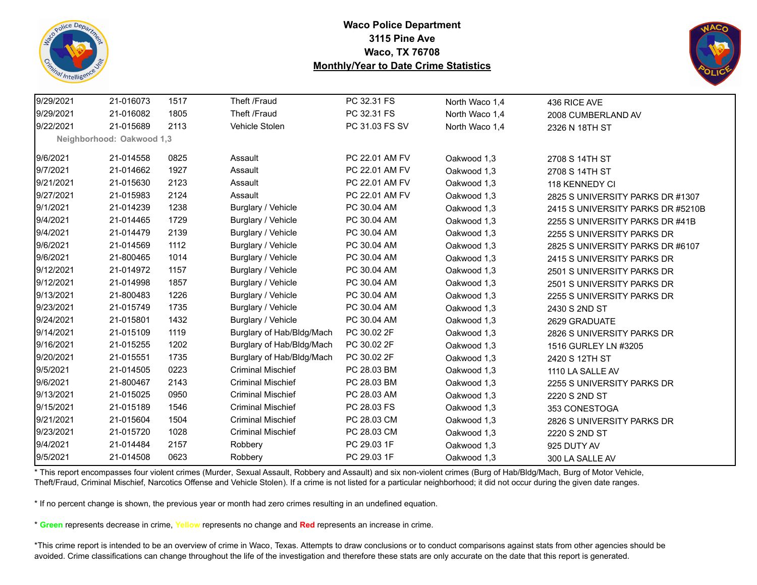# Waco Police Department
# 3115 Pine Ave
# Waco, TX 76708
## Monthly/Year to Date Crime Statistics

| | | | | | | |
|---|---|---|---|---|---|---|
| 9/29/2021 | 21-016073 | 1517 | Theft /Fraud | PC 32.31 FS | North Waco 1,4 | 436 RICE AVE |
| 9/29/2021 | 21-016082 | 1805 | Theft /Fraud | PC 32.31 FS | North Waco 1,4 | 2008 CUMBERLAND AV |
| 9/22/2021 | 21-015689 | 2113 | Vehicle Stolen | PC 31.03 FS SV | North Waco 1,4 | 2326 N 18TH ST |
| **Neighborhood: Oakwood 1,3** | | | | | | |
| 9/6/2021 | 21-014558 | 0825 | Assault | PC 22.01 AM FV | Oakwood 1,3 | 2708 S 14TH ST |
| 9/7/2021 | 21-014662 | 1927 | Assault | PC 22.01 AM FV | Oakwood 1,3 | 2708 S 14TH ST |
| 9/21/2021 | 21-015630 | 2123 | Assault | PC 22.01 AM FV | Oakwood 1,3 | 118 KENNEDY CI |
| 9/27/2021 | 21-015983 | 2124 | Assault | PC 22.01 AM FV | Oakwood 1,3 | 2825 S UNIVERSITY PARKS DR #1307 |
| 9/1/2021 | 21-014239 | 1238 | Burglary / Vehicle | PC 30.04 AM | Oakwood 1,3 | 2415 S UNIVERSITY PARKS DR #5210B |
| 9/4/2021 | 21-014465 | 1729 | Burglary / Vehicle | PC 30.04 AM | Oakwood 1,3 | 2255 S UNIVERSITY PARKS DR #41B |
| 9/4/2021 | 21-014479 | 2139 | Burglary / Vehicle | PC 30.04 AM | Oakwood 1,3 | 2255 S UNIVERSITY PARKS DR |
| 9/6/2021 | 21-014569 | 1112 | Burglary / Vehicle | PC 30.04 AM | Oakwood 1,3 | 2825 S UNIVERSITY PARKS DR #6107 |
| 9/6/2021 | 21-800465 | 1014 | Burglary / Vehicle | PC 30.04 AM | Oakwood 1,3 | 2415 S UNIVERSITY PARKS DR |
| 9/12/2021 | 21-014972 | 1157 | Burglary / Vehicle | PC 30.04 AM | Oakwood 1,3 | 2501 S UNIVERSITY PARKS DR |
| 9/12/2021 | 21-014998 | 1857 | Burglary / Vehicle | PC 30.04 AM | Oakwood 1,3 | 2501 S UNIVERSITY PARKS DR |
| 9/13/2021 | 21-800483 | 1226 | Burglary / Vehicle | PC 30.04 AM | Oakwood 1,3 | 2255 S UNIVERSITY PARKS DR |
| 9/23/2021 | 21-015749 | 1735 | Burglary / Vehicle | PC 30.04 AM | Oakwood 1,3 | 2430 S 2ND ST |
| 9/24/2021 | 21-015801 | 1432 | Burglary / Vehicle | PC 30.04 AM | Oakwood 1,3 | 2629 GRADUATE |
| 9/14/2021 | 21-015109 | 1119 | Burglary of Hab/Bldg/Mach | PC 30.02 2F | Oakwood 1,3 | 2826 S UNIVERSITY PARKS DR |
| 9/16/2021 | 21-015255 | 1202 | Burglary of Hab/Bldg/Mach | PC 30.02 2F | Oakwood 1,3 | 1516 GURLEY LN #3205 |
| 9/20/2021 | 21-015551 | 1735 | Burglary of Hab/Bldg/Mach | PC 30.02 2F | Oakwood 1,3 | 2420 S 12TH ST |
| 9/5/2021 | 21-014505 | 0223 | Criminal Mischief | PC 28.03 BM | Oakwood 1,3 | 1110 LA SALLE AV |
| 9/6/2021 | 21-800467 | 2143 | Criminal Mischief | PC 28.03 BM | Oakwood 1,3 | 2255 S UNIVERSITY PARKS DR |
| 9/13/2021 | 21-015025 | 0950 | Criminal Mischief | PC 28.03 AM | Oakwood 1,3 | 2220 S 2ND ST |
| 9/15/2021 | 21-015189 | 1546 | Criminal Mischief | PC 28.03 FS | Oakwood 1,3 | 353 CONESTOGA |
| 9/21/2021 | 21-015604 | 1504 | Criminal Mischief | PC 28.03 CM | Oakwood 1,3 | 2826 S UNIVERSITY PARKS DR |
| 9/23/2021 | 21-015720 | 1028 | Criminal Mischief | PC 28.03 CM | Oakwood 1,3 | 2220 S 2ND ST |
| 9/4/2021 | 21-014484 | 2157 | Robbery | PC 29.03 1F | Oakwood 1,3 | 925 DUTY AV |
| 9/5/2021 | 21-014508 | 0623 | Robbery | PC 29.03 1F | Oakwood 1,3 | 300 LA SALLE AV |

* This report encompasses four violent crimes (Murder, Sexual Assault, Robbery and Assault) and six non-violent crimes (Burg of Hab/Bldg/Mach, Burg of Motor Vehicle, Theft/Fraud, Criminal Mischief, Narcotics Offense and Vehicle Stolen). If a crime is not listed for a particular neighborhood; it did not occur during the given date ranges.

* If no percent change is shown, the previous year or month had zero crimes resulting in an undefined equation.

* **Green** represents decrease in crime, **Yellow** represents no change and **Red** represents an increase in crime.

*This crime report is intended to be an overview of crime in Waco, Texas. Attempts to draw conclusions or to conduct comparisons against stats from other agencies should be avoided. Crime classifications can change throughout the life of the investigation and therefore these stats are only accurate on the date that this report is generated.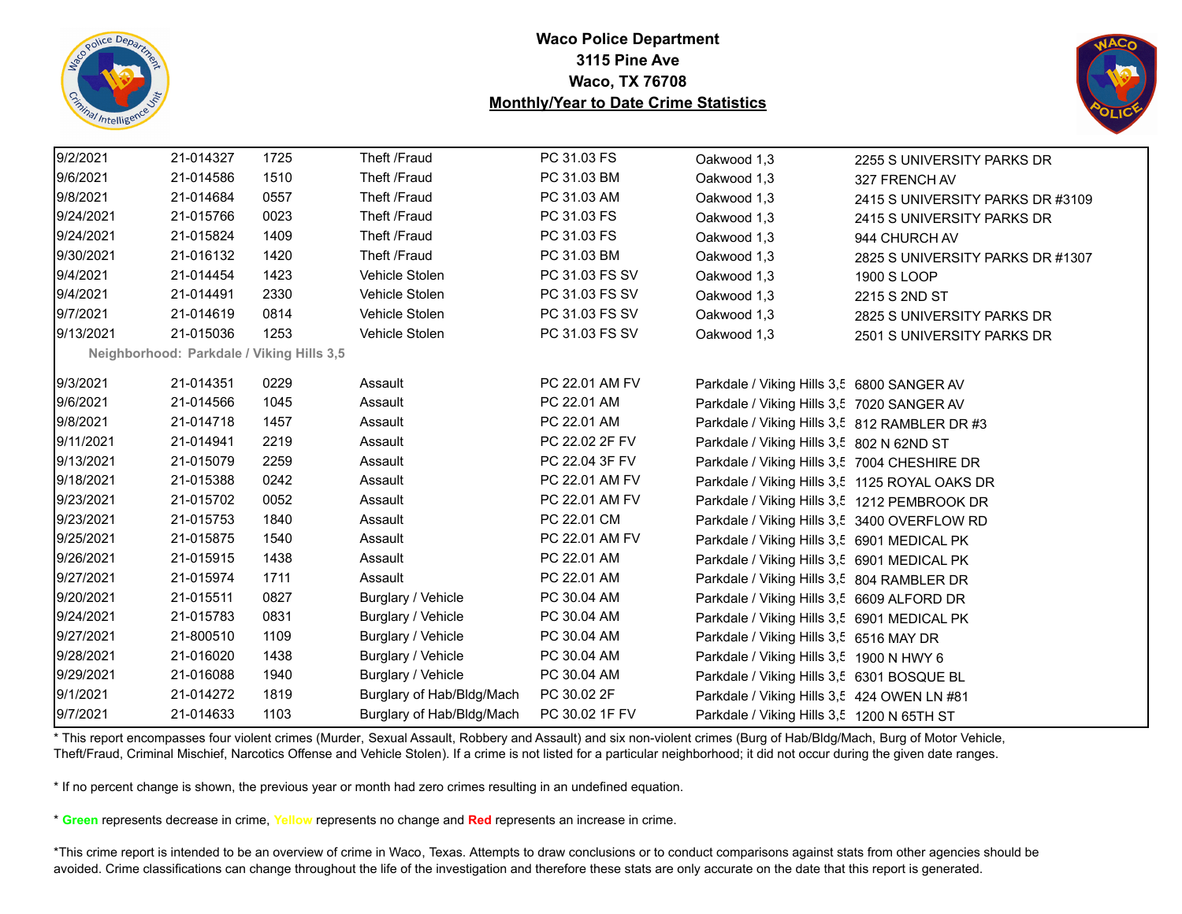# Waco Police Department
## 3115 Pine Ave
## Waco, TX 76708
## Monthly/Year to Date Crime Statistics

| Date | Case # | Time | Offense | Code | Neighborhood | Address |
|---|---|---|---|---|---|---|
| 9/2/2021 | 21-014327 | 1725 | Theft /Fraud | PC 31.03 FS | Oakwood 1,3 | 2255 S UNIVERSITY PARKS DR |
| 9/6/2021 | 21-014586 | 1510 | Theft /Fraud | PC 31.03 BM | Oakwood 1,3 | 327 FRENCH AV |
| 9/8/2021 | 21-014684 | 0557 | Theft /Fraud | PC 31.03 AM | Oakwood 1,3 | 2415 S UNIVERSITY PARKS DR #3109 |
| 9/24/2021 | 21-015766 | 0023 | Theft /Fraud | PC 31.03 FS | Oakwood 1,3 | 2415 S UNIVERSITY PARKS DR |
| 9/24/2021 | 21-015824 | 1409 | Theft /Fraud | PC 31.03 FS | Oakwood 1,3 | 944 CHURCH AV |
| 9/30/2021 | 21-016132 | 1420 | Theft /Fraud | PC 31.03 BM | Oakwood 1,3 | 2825 S UNIVERSITY PARKS DR #1307 |
| 9/4/2021 | 21-014454 | 1423 | Vehicle Stolen | PC 31.03 FS SV | Oakwood 1,3 | 1900 S LOOP |
| 9/4/2021 | 21-014491 | 2330 | Vehicle Stolen | PC 31.03 FS SV | Oakwood 1,3 | 2215 S 2ND ST |
| 9/7/2021 | 21-014619 | 0814 | Vehicle Stolen | PC 31.03 FS SV | Oakwood 1,3 | 2825 S UNIVERSITY PARKS DR |
| 9/13/2021 | 21-015036 | 1253 | Vehicle Stolen | PC 31.03 FS SV | Oakwood 1,3 | 2501 S UNIVERSITY PARKS DR |
| **Neighborhood: Parkdale / Viking Hills 3,5** | | | | | | |
| 9/3/2021 | 21-014351 | 0229 | Assault | PC 22.01 AM FV | Parkdale / Viking Hills 3,5 | 6800 SANGER AV |
| 9/6/2021 | 21-014566 | 1045 | Assault | PC 22.01 AM | Parkdale / Viking Hills 3,5 | 7020 SANGER AV |
| 9/8/2021 | 21-014718 | 1457 | Assault | PC 22.01 AM | Parkdale / Viking Hills 3,5 | 812 RAMBLER DR #3 |
| 9/11/2021 | 21-014941 | 2219 | Assault | PC 22.02 2F FV | Parkdale / Viking Hills 3,5 | 802 N 62ND ST |
| 9/13/2021 | 21-015079 | 2259 | Assault | PC 22.04 3F FV | Parkdale / Viking Hills 3,5 | 7004 CHESHIRE DR |
| 9/18/2021 | 21-015388 | 0242 | Assault | PC 22.01 AM FV | Parkdale / Viking Hills 3,5 | 1125 ROYAL OAKS DR |
| 9/23/2021 | 21-015702 | 0052 | Assault | PC 22.01 AM FV | Parkdale / Viking Hills 3,5 | 1212 PEMBROOK DR |
| 9/23/2021 | 21-015753 | 1840 | Assault | PC 22.01 CM | Parkdale / Viking Hills 3,5 | 3400 OVERFLOW RD |
| 9/25/2021 | 21-015875 | 1540 | Assault | PC 22.01 AM FV | Parkdale / Viking Hills 3,5 | 6901 MEDICAL PK |
| 9/26/2021 | 21-015915 | 1438 | Assault | PC 22.01 AM | Parkdale / Viking Hills 3,5 | 6901 MEDICAL PK |
| 9/27/2021 | 21-015974 | 1711 | Assault | PC 22.01 AM | Parkdale / Viking Hills 3,5 | 804 RAMBLER DR |
| 9/20/2021 | 21-015511 | 0827 | Burglary / Vehicle | PC 30.04 AM | Parkdale / Viking Hills 3,5 | 6609 ALFORD DR |
| 9/24/2021 | 21-015783 | 0831 | Burglary / Vehicle | PC 30.04 AM | Parkdale / Viking Hills 3,5 | 6901 MEDICAL PK |
| 9/27/2021 | 21-800510 | 1109 | Burglary / Vehicle | PC 30.04 AM | Parkdale / Viking Hills 3,5 | 6516 MAY DR |
| 9/28/2021 | 21-016020 | 1438 | Burglary / Vehicle | PC 30.04 AM | Parkdale / Viking Hills 3,5 | 1900 N HWY 6 |
| 9/29/2021 | 21-016088 | 1940 | Burglary / Vehicle | PC 30.04 AM | Parkdale / Viking Hills 3,5 | 6301 BOSQUE BL |
| 9/1/2021 | 21-014272 | 1819 | Burglary of Hab/Bldg/Mach | PC 30.02 2F | Parkdale / Viking Hills 3,5 | 424 OWEN LN #81 |
| 9/7/2021 | 21-014633 | 1103 | Burglary of Hab/Bldg/Mach | PC 30.02 1F FV | Parkdale / Viking Hills 3,5 | 1200 N 65TH ST |

* This report encompasses four violent crimes (Murder, Sexual Assault, Robbery and Assault) and six non-violent crimes (Burg of Hab/Bldg/Mach, Burg of Motor Vehicle, Theft/Fraud, Criminal Mischief, Narcotics Offense and Vehicle Stolen). If a crime is not listed for a particular neighborhood; it did not occur during the given date ranges.

* If no percent change is shown, the previous year or month had zero crimes resulting in an undefined equation.

* **Green** represents decrease in crime, **Yellow** represents no change and **Red** represents an increase in crime.

*This crime report is intended to be an overview of crime in Waco, Texas. Attempts to draw conclusions or to conduct comparisons against stats from other agencies should be avoided. Crime classifications can change throughout the life of the investigation and therefore these stats are only accurate on the date that this report is generated.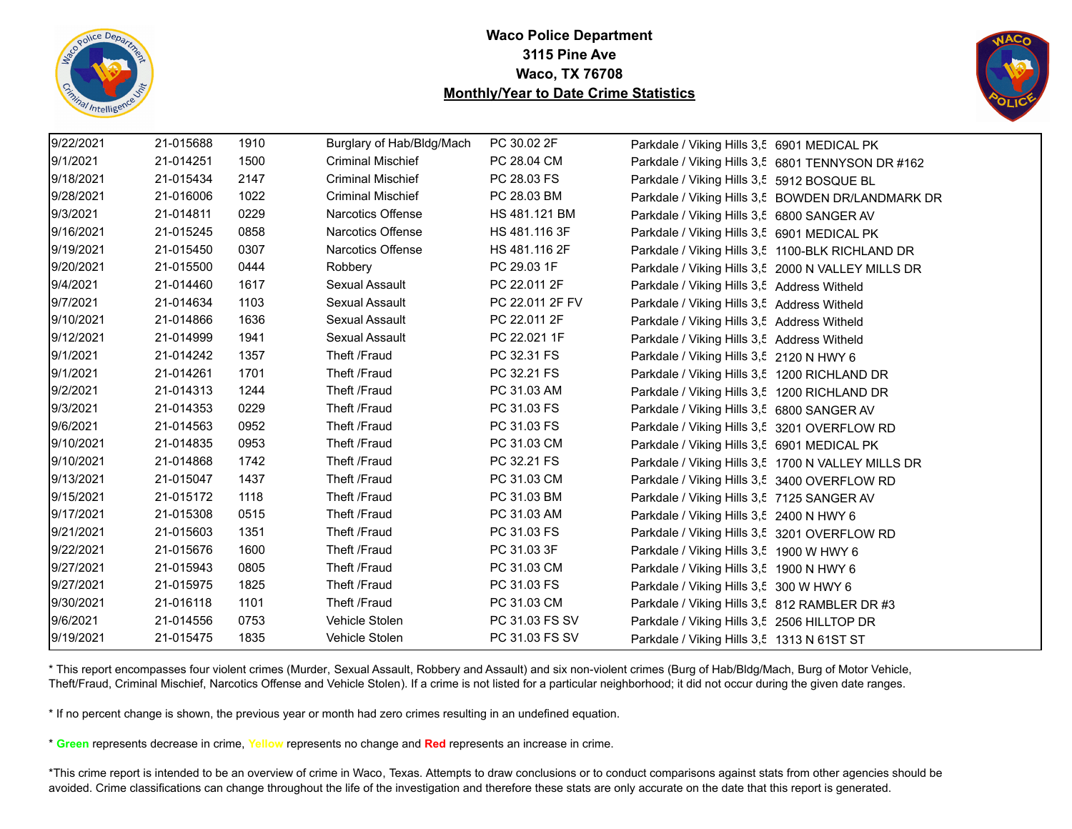**Waco Police Department**
**3115 Pine Ave**
**Waco, TX 76708**
**Monthly/Year to Date Crime Statistics**

| | | | | | | |
|---|---|---|---|---|---|---|
| 9/22/2021 | 21-015688 | 1910 | Burglary of Hab/Bldg/Mach | PC 30.02 2F | Parkdale / Viking Hills 3,5 | 6901 MEDICAL PK |
| 9/1/2021 | 21-014251 | 1500 | Criminal Mischief | PC 28.04 CM | Parkdale / Viking Hills 3,5 | 6801 TENNYSON DR #162 |
| 9/18/2021 | 21-015434 | 2147 | Criminal Mischief | PC 28.03 FS | Parkdale / Viking Hills 3,5 | 5912 BOSQUE BL |
| 9/28/2021 | 21-016006 | 1022 | Criminal Mischief | PC 28.03 BM | Parkdale / Viking Hills 3,5 | BOWDEN DR/LANDMARK DR |
| 9/3/2021 | 21-014811 | 0229 | Narcotics Offense | HS 481.121 BM | Parkdale / Viking Hills 3,5 | 6800 SANGER AV |
| 9/16/2021 | 21-015245 | 0858 | Narcotics Offense | HS 481.116 3F | Parkdale / Viking Hills 3,5 | 6901 MEDICAL PK |
| 9/19/2021 | 21-015450 | 0307 | Narcotics Offense | HS 481.116 2F | Parkdale / Viking Hills 3,5 | 1100-BLK RICHLAND DR |
| 9/20/2021 | 21-015500 | 0444 | Robbery | PC 29.03 1F | Parkdale / Viking Hills 3,5 | 2000 N VALLEY MILLS DR |
| 9/4/2021 | 21-014460 | 1617 | Sexual Assault | PC 22.011 2F | Parkdale / Viking Hills 3,5 | Address Witheld |
| 9/7/2021 | 21-014634 | 1103 | Sexual Assault | PC 22.011 2F FV | Parkdale / Viking Hills 3,5 | Address Witheld |
| 9/10/2021 | 21-014866 | 1636 | Sexual Assault | PC 22.011 2F | Parkdale / Viking Hills 3,5 | Address Witheld |
| 9/12/2021 | 21-014999 | 1941 | Sexual Assault | PC 22.021 1F | Parkdale / Viking Hills 3,5 | Address Witheld |
| 9/1/2021 | 21-014242 | 1357 | Theft /Fraud | PC 32.31 FS | Parkdale / Viking Hills 3,5 | 2120 N HWY 6 |
| 9/1/2021 | 21-014261 | 1701 | Theft /Fraud | PC 32.21 FS | Parkdale / Viking Hills 3,5 | 1200 RICHLAND DR |
| 9/2/2021 | 21-014313 | 1244 | Theft /Fraud | PC 31.03 AM | Parkdale / Viking Hills 3,5 | 1200 RICHLAND DR |
| 9/3/2021 | 21-014353 | 0229 | Theft /Fraud | PC 31.03 FS | Parkdale / Viking Hills 3,5 | 6800 SANGER AV |
| 9/6/2021 | 21-014563 | 0952 | Theft /Fraud | PC 31.03 FS | Parkdale / Viking Hills 3,5 | 3201 OVERFLOW RD |
| 9/10/2021 | 21-014835 | 0953 | Theft /Fraud | PC 31.03 CM | Parkdale / Viking Hills 3,5 | 6901 MEDICAL PK |
| 9/10/2021 | 21-014868 | 1742 | Theft /Fraud | PC 32.21 FS | Parkdale / Viking Hills 3,5 | 1700 N VALLEY MILLS DR |
| 9/13/2021 | 21-015047 | 1437 | Theft /Fraud | PC 31.03 CM | Parkdale / Viking Hills 3,5 | 3400 OVERFLOW RD |
| 9/15/2021 | 21-015172 | 1118 | Theft /Fraud | PC 31.03 BM | Parkdale / Viking Hills 3,5 | 7125 SANGER AV |
| 9/17/2021 | 21-015308 | 0515 | Theft /Fraud | PC 31.03 AM | Parkdale / Viking Hills 3,5 | 2400 N HWY 6 |
| 9/21/2021 | 21-015603 | 1351 | Theft /Fraud | PC 31.03 FS | Parkdale / Viking Hills 3,5 | 3201 OVERFLOW RD |
| 9/22/2021 | 21-015676 | 1600 | Theft /Fraud | PC 31.03 3F | Parkdale / Viking Hills 3,5 | 1900 W HWY 6 |
| 9/27/2021 | 21-015943 | 0805 | Theft /Fraud | PC 31.03 CM | Parkdale / Viking Hills 3,5 | 1900 N HWY 6 |
| 9/27/2021 | 21-015975 | 1825 | Theft /Fraud | PC 31.03 FS | Parkdale / Viking Hills 3,5 | 300 W HWY 6 |
| 9/30/2021 | 21-016118 | 1101 | Theft /Fraud | PC 31.03 CM | Parkdale / Viking Hills 3,5 | 812 RAMBLER DR #3 |
| 9/6/2021 | 21-014556 | 0753 | Vehicle Stolen | PC 31.03 FS SV | Parkdale / Viking Hills 3,5 | 2506 HILLTOP DR |
| 9/19/2021 | 21-015475 | 1835 | Vehicle Stolen | PC 31.03 FS SV | Parkdale / Viking Hills 3,5 | 1313 N 61ST ST |

* This report encompasses four violent crimes (Murder, Sexual Assault, Robbery and Assault) and six non-violent crimes (Burg of Hab/Bldg/Mach, Burg of Motor Vehicle, Theft/Fraud, Criminal Mischief, Narcotics Offense and Vehicle Stolen). If a crime is not listed for a particular neighborhood; it did not occur during the given date ranges.

* If no percent change is shown, the previous year or month had zero crimes resulting in an undefined equation.

* **Green** represents decrease in crime, **Yellow** represents no change and **Red** represents an increase in crime.

*This crime report is intended to be an overview of crime in Waco, Texas. Attempts to draw conclusions or to conduct comparisons against stats from other agencies should be avoided. Crime classifications can change throughout the life of the investigation and therefore these stats are only accurate on the date that this report is generated.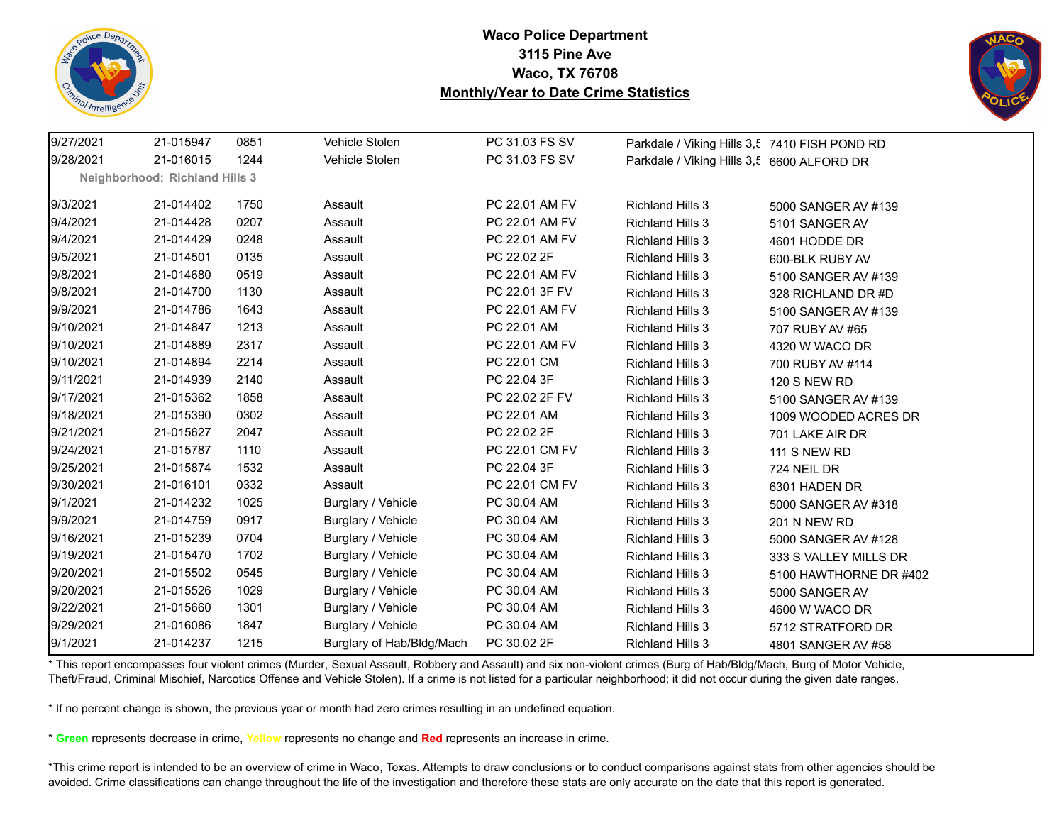**Waco Police Department**
**3115 Pine Ave**
**Waco, TX 76708**
**Monthly/Year to Date Crime Statistics**

| | | | | | | |
|---|---|---|---|---|---|---|
| 9/27/2021 | 21-015947 | 0851 | Vehicle Stolen | PC 31.03 FS SV | Parkdale / Viking Hills 3,5 | 7410 FISH POND RD |
| 9/28/2021 | 21-016015 | 1244 | Vehicle Stolen | PC 31.03 FS SV | Parkdale / Viking Hills 3,5 | 6600 ALFORD DR |
| **Neighborhood: Richland Hills 3** | | | | | | |
| 9/3/2021 | 21-014402 | 1750 | Assault | PC 22.01 AM FV | Richland Hills 3 | 5000 SANGER AV #139 |
| 9/4/2021 | 21-014428 | 0207 | Assault | PC 22.01 AM FV | Richland Hills 3 | 5101 SANGER AV |
| 9/4/2021 | 21-014429 | 0248 | Assault | PC 22.01 AM FV | Richland Hills 3 | 4601 HODDE DR |
| 9/5/2021 | 21-014501 | 0135 | Assault | PC 22.02 2F | Richland Hills 3 | 600-BLK RUBY AV |
| 9/8/2021 | 21-014680 | 0519 | Assault | PC 22.01 AM FV | Richland Hills 3 | 5100 SANGER AV #139 |
| 9/8/2021 | 21-014700 | 1130 | Assault | PC 22.01 3F FV | Richland Hills 3 | 328 RICHLAND DR #D |
| 9/9/2021 | 21-014786 | 1643 | Assault | PC 22.01 AM FV | Richland Hills 3 | 5100 SANGER AV #139 |
| 9/10/2021 | 21-014847 | 1213 | Assault | PC 22.01 AM | Richland Hills 3 | 707 RUBY AV #65 |
| 9/10/2021 | 21-014889 | 2317 | Assault | PC 22.01 AM FV | Richland Hills 3 | 4320 W WACO DR |
| 9/10/2021 | 21-014894 | 2214 | Assault | PC 22.01 CM | Richland Hills 3 | 700 RUBY AV #114 |
| 9/11/2021 | 21-014939 | 2140 | Assault | PC 22.04 3F | Richland Hills 3 | 120 S NEW RD |
| 9/17/2021 | 21-015362 | 1858 | Assault | PC 22.02 2F FV | Richland Hills 3 | 5100 SANGER AV #139 |
| 9/18/2021 | 21-015390 | 0302 | Assault | PC 22.01 AM | Richland Hills 3 | 1009 WOODED ACRES DR |
| 9/21/2021 | 21-015627 | 2047 | Assault | PC 22.02 2F | Richland Hills 3 | 701 LAKE AIR DR |
| 9/24/2021 | 21-015787 | 1110 | Assault | PC 22.01 CM FV | Richland Hills 3 | 111 S NEW RD |
| 9/25/2021 | 21-015874 | 1532 | Assault | PC 22.04 3F | Richland Hills 3 | 724 NEIL DR |
| 9/30/2021 | 21-016101 | 0332 | Assault | PC 22.01 CM FV | Richland Hills 3 | 6301 HADEN DR |
| 9/1/2021 | 21-014232 | 1025 | Burglary / Vehicle | PC 30.04 AM | Richland Hills 3 | 5000 SANGER AV #318 |
| 9/9/2021 | 21-014759 | 0917 | Burglary / Vehicle | PC 30.04 AM | Richland Hills 3 | 201 N NEW RD |
| 9/16/2021 | 21-015239 | 0704 | Burglary / Vehicle | PC 30.04 AM | Richland Hills 3 | 5000 SANGER AV #128 |
| 9/19/2021 | 21-015470 | 1702 | Burglary / Vehicle | PC 30.04 AM | Richland Hills 3 | 333 S VALLEY MILLS DR |
| 9/20/2021 | 21-015502 | 0545 | Burglary / Vehicle | PC 30.04 AM | Richland Hills 3 | 5100 HAWTHORNE DR #402 |
| 9/20/2021 | 21-015526 | 1029 | Burglary / Vehicle | PC 30.04 AM | Richland Hills 3 | 5000 SANGER AV |
| 9/22/2021 | 21-015660 | 1301 | Burglary / Vehicle | PC 30.04 AM | Richland Hills 3 | 4600 W WACO DR |
| 9/29/2021 | 21-016086 | 1847 | Burglary / Vehicle | PC 30.04 AM | Richland Hills 3 | 5712 STRATFORD DR |
| 9/1/2021 | 21-014237 | 1215 | Burglary of Hab/Bldg/Mach | PC 30.02 2F | Richland Hills 3 | 4801 SANGER AV #58 |

* This report encompasses four violent crimes (Murder, Sexual Assault, Robbery and Assault) and six non-violent crimes (Burg of Hab/Bldg/Mach, Burg of Motor Vehicle, Theft/Fraud, Criminal Mischief, Narcotics Offense and Vehicle Stolen). If a crime is not listed for a particular neighborhood; it did not occur during the given date ranges.

* If no percent change is shown, the previous year or month had zero crimes resulting in an undefined equation.

* **Green** represents decrease in crime, **Yellow** represents no change and **Red** represents an increase in crime.

*This crime report is intended to be an overview of crime in Waco, Texas. Attempts to draw conclusions or to conduct comparisons against stats from other agencies should be avoided. Crime classifications can change throughout the life of the investigation and therefore these stats are only accurate on the date that this report is generated.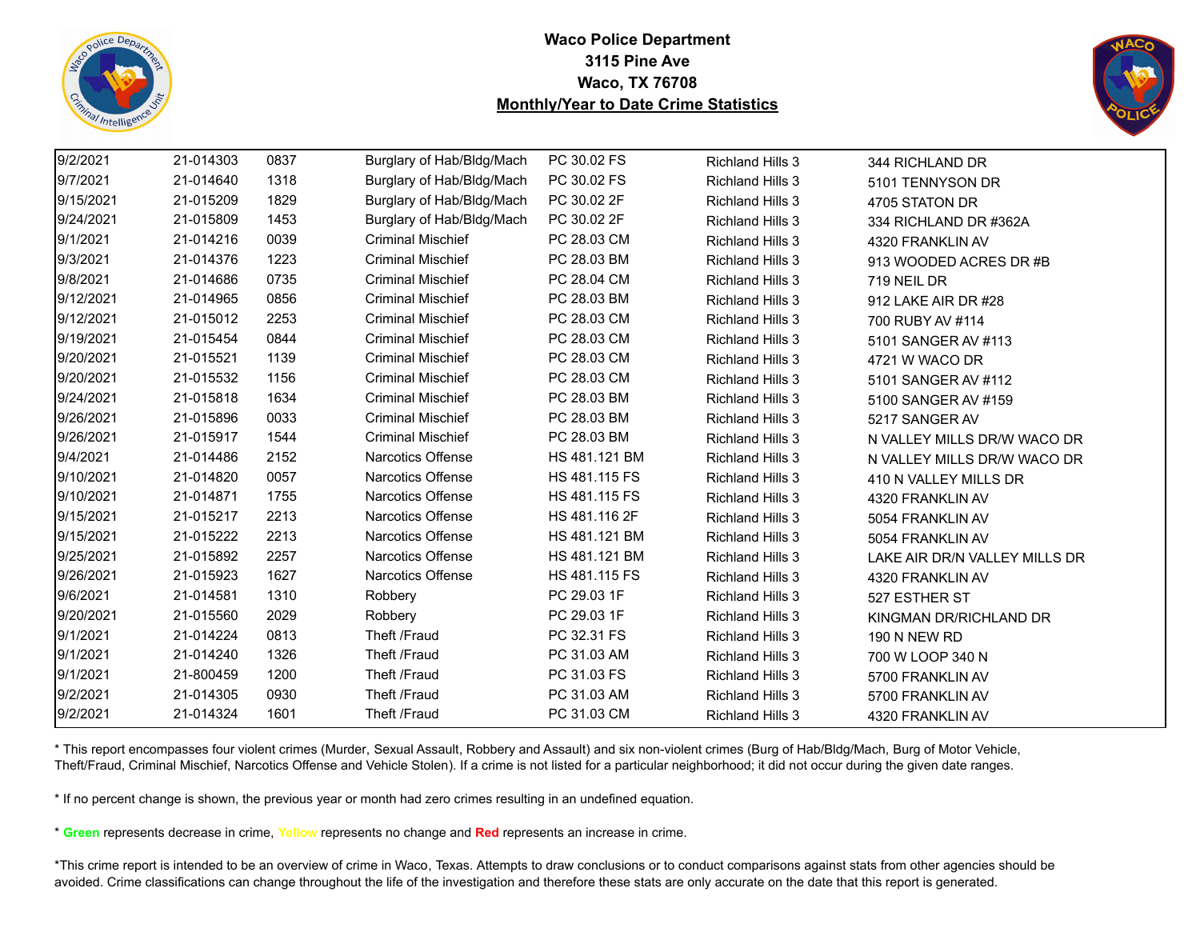**Waco Police Department**
**3115 Pine Ave**
**Waco, TX 76708**
**Monthly/Year to Date Crime Statistics**

| | | | | | | |
|---|---|---|---|---|---|---|
| 9/2/2021 | 21-014303 | 0837 | Burglary of Hab/Bldg/Mach | PC 30.02 FS | Richland Hills 3 | 344 RICHLAND DR |
| 9/7/2021 | 21-014640 | 1318 | Burglary of Hab/Bldg/Mach | PC 30.02 FS | Richland Hills 3 | 5101 TENNYSON DR |
| 9/15/2021 | 21-015209 | 1829 | Burglary of Hab/Bldg/Mach | PC 30.02 2F | Richland Hills 3 | 4705 STATON DR |
| 9/24/2021 | 21-015809 | 1453 | Burglary of Hab/Bldg/Mach | PC 30.02 2F | Richland Hills 3 | 334 RICHLAND DR #362A |
| 9/1/2021 | 21-014216 | 0039 | Criminal Mischief | PC 28.03 CM | Richland Hills 3 | 4320 FRANKLIN AV |
| 9/3/2021 | 21-014376 | 1223 | Criminal Mischief | PC 28.03 BM | Richland Hills 3 | 913 WOODED ACRES DR #B |
| 9/8/2021 | 21-014686 | 0735 | Criminal Mischief | PC 28.04 CM | Richland Hills 3 | 719 NEIL DR |
| 9/12/2021 | 21-014965 | 0856 | Criminal Mischief | PC 28.03 BM | Richland Hills 3 | 912 LAKE AIR DR #28 |
| 9/12/2021 | 21-015012 | 2253 | Criminal Mischief | PC 28.03 CM | Richland Hills 3 | 700 RUBY AV #114 |
| 9/19/2021 | 21-015454 | 0844 | Criminal Mischief | PC 28.03 CM | Richland Hills 3 | 5101 SANGER AV #113 |
| 9/20/2021 | 21-015521 | 1139 | Criminal Mischief | PC 28.03 CM | Richland Hills 3 | 4721 W WACO DR |
| 9/20/2021 | 21-015532 | 1156 | Criminal Mischief | PC 28.03 CM | Richland Hills 3 | 5101 SANGER AV #112 |
| 9/24/2021 | 21-015818 | 1634 | Criminal Mischief | PC 28.03 BM | Richland Hills 3 | 5100 SANGER AV #159 |
| 9/26/2021 | 21-015896 | 0033 | Criminal Mischief | PC 28.03 BM | Richland Hills 3 | 5217 SANGER AV |
| 9/26/2021 | 21-015917 | 1544 | Criminal Mischief | PC 28.03 BM | Richland Hills 3 | N VALLEY MILLS DR/W WACO DR |
| 9/4/2021 | 21-014486 | 2152 | Narcotics Offense | HS 481.121 BM | Richland Hills 3 | N VALLEY MILLS DR/W WACO DR |
| 9/10/2021 | 21-014820 | 0057 | Narcotics Offense | HS 481.115 FS | Richland Hills 3 | 410 N VALLEY MILLS DR |
| 9/10/2021 | 21-014871 | 1755 | Narcotics Offense | HS 481.115 FS | Richland Hills 3 | 4320 FRANKLIN AV |
| 9/15/2021 | 21-015217 | 2213 | Narcotics Offense | HS 481.116 2F | Richland Hills 3 | 5054 FRANKLIN AV |
| 9/15/2021 | 21-015222 | 2213 | Narcotics Offense | HS 481.121 BM | Richland Hills 3 | 5054 FRANKLIN AV |
| 9/25/2021 | 21-015892 | 2257 | Narcotics Offense | HS 481.121 BM | Richland Hills 3 | LAKE AIR DR/N VALLEY MILLS DR |
| 9/26/2021 | 21-015923 | 1627 | Narcotics Offense | HS 481.115 FS | Richland Hills 3 | 4320 FRANKLIN AV |
| 9/6/2021 | 21-014581 | 1310 | Robbery | PC 29.03 1F | Richland Hills 3 | 527 ESTHER ST |
| 9/20/2021 | 21-015560 | 2029 | Robbery | PC 29.03 1F | Richland Hills 3 | KINGMAN DR/RICHLAND DR |
| 9/1/2021 | 21-014224 | 0813 | Theft /Fraud | PC 32.31 FS | Richland Hills 3 | 190 N NEW RD |
| 9/1/2021 | 21-014240 | 1326 | Theft /Fraud | PC 31.03 AM | Richland Hills 3 | 700 W LOOP 340 N |
| 9/1/2021 | 21-800459 | 1200 | Theft /Fraud | PC 31.03 FS | Richland Hills 3 | 5700 FRANKLIN AV |
| 9/2/2021 | 21-014305 | 0930 | Theft /Fraud | PC 31.03 AM | Richland Hills 3 | 5700 FRANKLIN AV |
| 9/2/2021 | 21-014324 | 1601 | Theft /Fraud | PC 31.03 CM | Richland Hills 3 | 4320 FRANKLIN AV |

* This report encompasses four violent crimes (Murder, Sexual Assault, Robbery and Assault) and six non-violent crimes (Burg of Hab/Bldg/Mach, Burg of Motor Vehicle, Theft/Fraud, Criminal Mischief, Narcotics Offense and Vehicle Stolen). If a crime is not listed for a particular neighborhood; it did not occur during the given date ranges.

* If no percent change is shown, the previous year or month had zero crimes resulting in an undefined equation.

* **Green** represents decrease in crime, **Yellow** represents no change and **Red** represents an increase in crime.

*This crime report is intended to be an overview of crime in Waco, Texas. Attempts to draw conclusions or to conduct comparisons against stats from other agencies should be avoided. Crime classifications can change throughout the life of the investigation and therefore these stats are only accurate on the date that this report is generated.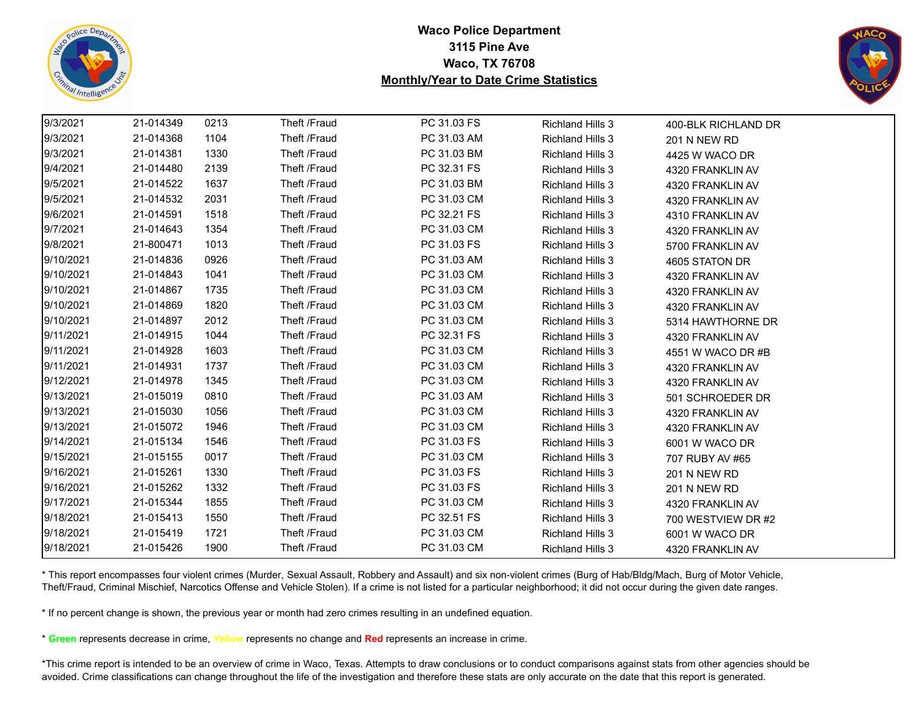**Waco Police Department**
**3115 Pine Ave**
**Waco, TX 76708**
**Monthly/Year to Date Crime Statistics**

| | | | | | | |
|---|---|---|---|---|---|---|
| 9/3/2021 | 21-014349 | 0213 | Theft /Fraud | PC 31.03 FS | Richland Hills 3 | 400-BLK RICHLAND DR |
| 9/3/2021 | 21-014368 | 1104 | Theft /Fraud | PC 31.03 AM | Richland Hills 3 | 201 N NEW RD |
| 9/3/2021 | 21-014381 | 1330 | Theft /Fraud | PC 31.03 BM | Richland Hills 3 | 4425 W WACO DR |
| 9/4/2021 | 21-014480 | 2139 | Theft /Fraud | PC 32.31 FS | Richland Hills 3 | 4320 FRANKLIN AV |
| 9/5/2021 | 21-014522 | 1637 | Theft /Fraud | PC 31.03 BM | Richland Hills 3 | 4320 FRANKLIN AV |
| 9/5/2021 | 21-014532 | 2031 | Theft /Fraud | PC 31.03 CM | Richland Hills 3 | 4320 FRANKLIN AV |
| 9/6/2021 | 21-014591 | 1518 | Theft /Fraud | PC 32.21 FS | Richland Hills 3 | 4310 FRANKLIN AV |
| 9/7/2021 | 21-014643 | 1354 | Theft /Fraud | PC 31.03 CM | Richland Hills 3 | 4320 FRANKLIN AV |
| 9/8/2021 | 21-800471 | 1013 | Theft /Fraud | PC 31.03 FS | Richland Hills 3 | 5700 FRANKLIN AV |
| 9/10/2021 | 21-014836 | 0926 | Theft /Fraud | PC 31.03 AM | Richland Hills 3 | 4605 STATON DR |
| 9/10/2021 | 21-014843 | 1041 | Theft /Fraud | PC 31.03 CM | Richland Hills 3 | 4320 FRANKLIN AV |
| 9/10/2021 | 21-014867 | 1735 | Theft /Fraud | PC 31.03 CM | Richland Hills 3 | 4320 FRANKLIN AV |
| 9/10/2021 | 21-014869 | 1820 | Theft /Fraud | PC 31.03 CM | Richland Hills 3 | 4320 FRANKLIN AV |
| 9/10/2021 | 21-014897 | 2012 | Theft /Fraud | PC 31.03 CM | Richland Hills 3 | 5314 HAWTHORNE DR |
| 9/11/2021 | 21-014915 | 1044 | Theft /Fraud | PC 32.31 FS | Richland Hills 3 | 4320 FRANKLIN AV |
| 9/11/2021 | 21-014928 | 1603 | Theft /Fraud | PC 31.03 CM | Richland Hills 3 | 4551 W WACO DR #B |
| 9/11/2021 | 21-014931 | 1737 | Theft /Fraud | PC 31.03 CM | Richland Hills 3 | 4320 FRANKLIN AV |
| 9/12/2021 | 21-014978 | 1345 | Theft /Fraud | PC 31.03 CM | Richland Hills 3 | 4320 FRANKLIN AV |
| 9/13/2021 | 21-015019 | 0810 | Theft /Fraud | PC 31.03 AM | Richland Hills 3 | 501 SCHROEDER DR |
| 9/13/2021 | 21-015030 | 1056 | Theft /Fraud | PC 31.03 CM | Richland Hills 3 | 4320 FRANKLIN AV |
| 9/13/2021 | 21-015072 | 1946 | Theft /Fraud | PC 31.03 CM | Richland Hills 3 | 4320 FRANKLIN AV |
| 9/14/2021 | 21-015134 | 1546 | Theft /Fraud | PC 31.03 FS | Richland Hills 3 | 6001 W WACO DR |
| 9/15/2021 | 21-015155 | 0017 | Theft /Fraud | PC 31.03 CM | Richland Hills 3 | 707 RUBY AV #65 |
| 9/16/2021 | 21-015261 | 1330 | Theft /Fraud | PC 31.03 FS | Richland Hills 3 | 201 N NEW RD |
| 9/16/2021 | 21-015262 | 1332 | Theft /Fraud | PC 31.03 FS | Richland Hills 3 | 201 N NEW RD |
| 9/17/2021 | 21-015344 | 1855 | Theft /Fraud | PC 31.03 CM | Richland Hills 3 | 4320 FRANKLIN AV |
| 9/18/2021 | 21-015413 | 1550 | Theft /Fraud | PC 32.51 FS | Richland Hills 3 | 700 WESTVIEW DR #2 |
| 9/18/2021 | 21-015419 | 1721 | Theft /Fraud | PC 31.03 CM | Richland Hills 3 | 6001 W WACO DR |
| 9/18/2021 | 21-015426 | 1900 | Theft /Fraud | PC 31.03 CM | Richland Hills 3 | 4320 FRANKLIN AV |

* This report encompasses four violent crimes (Murder, Sexual Assault, Robbery and Assault) and six non-violent crimes (Burg of Hab/Bldg/Mach, Burg of Motor Vehicle, Theft/Fraud, Criminal Mischief, Narcotics Offense and Vehicle Stolen). If a crime is not listed for a particular neighborhood; it did not occur during the given date ranges.

* If no percent change is shown, the previous year or month had zero crimes resulting in an undefined equation.

* **Green** represents decrease in crime, **Yellow** represents no change and **Red** represents an increase in crime.

*This crime report is intended to be an overview of crime in Waco, Texas. Attempts to draw conclusions or to conduct comparisons against stats from other agencies should be avoided. Crime classifications can change throughout the life of the investigation and therefore these stats are only accurate on the date that this report is generated.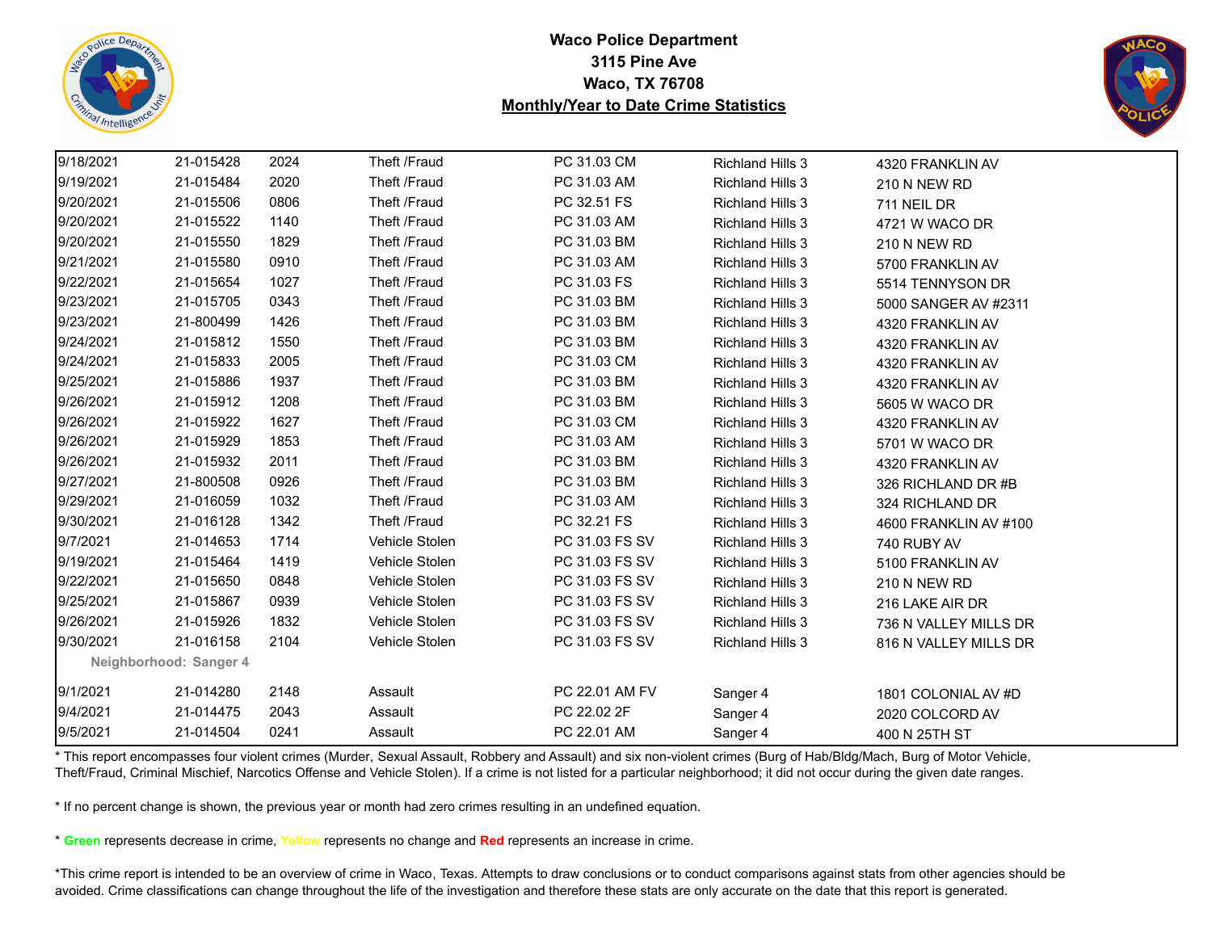# Waco Police Department
## 3115 Pine Ave
## Waco, TX 76708
## Monthly/Year to Date Crime Statistics

| | | | | | | |
|---|---|---|---|---|---|---|
| 9/18/2021 | 21-015428 | 2024 | Theft /Fraud | PC 31.03 CM | Richland Hills 3 | 4320 FRANKLIN AV |
| 9/19/2021 | 21-015484 | 2020 | Theft /Fraud | PC 31.03 AM | Richland Hills 3 | 210 N NEW RD |
| 9/20/2021 | 21-015506 | 0806 | Theft /Fraud | PC 32.51 FS | Richland Hills 3 | 711 NEIL DR |
| 9/20/2021 | 21-015522 | 1140 | Theft /Fraud | PC 31.03 AM | Richland Hills 3 | 4721 W WACO DR |
| 9/20/2021 | 21-015550 | 1829 | Theft /Fraud | PC 31.03 BM | Richland Hills 3 | 210 N NEW RD |
| 9/21/2021 | 21-015580 | 0910 | Theft /Fraud | PC 31.03 AM | Richland Hills 3 | 5700 FRANKLIN AV |
| 9/22/2021 | 21-015654 | 1027 | Theft /Fraud | PC 31.03 FS | Richland Hills 3 | 5514 TENNYSON DR |
| 9/23/2021 | 21-015705 | 0343 | Theft /Fraud | PC 31.03 BM | Richland Hills 3 | 5000 SANGER AV #2311 |
| 9/23/2021 | 21-800499 | 1426 | Theft /Fraud | PC 31.03 BM | Richland Hills 3 | 4320 FRANKLIN AV |
| 9/24/2021 | 21-015812 | 1550 | Theft /Fraud | PC 31.03 BM | Richland Hills 3 | 4320 FRANKLIN AV |
| 9/24/2021 | 21-015833 | 2005 | Theft /Fraud | PC 31.03 CM | Richland Hills 3 | 4320 FRANKLIN AV |
| 9/25/2021 | 21-015886 | 1937 | Theft /Fraud | PC 31.03 BM | Richland Hills 3 | 4320 FRANKLIN AV |
| 9/26/2021 | 21-015912 | 1208 | Theft /Fraud | PC 31.03 BM | Richland Hills 3 | 5605 W WACO DR |
| 9/26/2021 | 21-015922 | 1627 | Theft /Fraud | PC 31.03 CM | Richland Hills 3 | 4320 FRANKLIN AV |
| 9/26/2021 | 21-015929 | 1853 | Theft /Fraud | PC 31.03 AM | Richland Hills 3 | 5701 W WACO DR |
| 9/26/2021 | 21-015932 | 2011 | Theft /Fraud | PC 31.03 BM | Richland Hills 3 | 4320 FRANKLIN AV |
| 9/27/2021 | 21-800508 | 0926 | Theft /Fraud | PC 31.03 BM | Richland Hills 3 | 326 RICHLAND DR #B |
| 9/29/2021 | 21-016059 | 1032 | Theft /Fraud | PC 31.03 AM | Richland Hills 3 | 324 RICHLAND DR |
| 9/30/2021 | 21-016128 | 1342 | Theft /Fraud | PC 32.21 FS | Richland Hills 3 | 4600 FRANKLIN AV #100 |
| 9/7/2021 | 21-014653 | 1714 | Vehicle Stolen | PC 31.03 FS SV | Richland Hills 3 | 740 RUBY AV |
| 9/19/2021 | 21-015464 | 1419 | Vehicle Stolen | PC 31.03 FS SV | Richland Hills 3 | 5100 FRANKLIN AV |
| 9/22/2021 | 21-015650 | 0848 | Vehicle Stolen | PC 31.03 FS SV | Richland Hills 3 | 210 N NEW RD |
| 9/25/2021 | 21-015867 | 0939 | Vehicle Stolen | PC 31.03 FS SV | Richland Hills 3 | 216 LAKE AIR DR |
| 9/26/2021 | 21-015926 | 1832 | Vehicle Stolen | PC 31.03 FS SV | Richland Hills 3 | 736 N VALLEY MILLS DR |
| 9/30/2021 | 21-016158 | 2104 | Vehicle Stolen | PC 31.03 FS SV | Richland Hills 3 | 816 N VALLEY MILLS DR |
| **Neighborhood: Sanger 4** | | | | | | |
| 9/1/2021 | 21-014280 | 2148 | Assault | PC 22.01 AM FV | Sanger 4 | 1801 COLONIAL AV #D |
| 9/4/2021 | 21-014475 | 2043 | Assault | PC 22.02 2F | Sanger 4 | 2020 COLCORD AV |
| 9/5/2021 | 21-014504 | 0241 | Assault | PC 22.01 AM | Sanger 4 | 400 N 25TH ST |

* This report encompasses four violent crimes (Murder, Sexual Assault, Robbery and Assault) and six non-violent crimes (Burg of Hab/Bldg/Mach, Burg of Motor Vehicle, Theft/Fraud, Criminal Mischief, Narcotics Offense and Vehicle Stolen). If a crime is not listed for a particular neighborhood; it did not occur during the given date ranges.

* If no percent change is shown, the previous year or month had zero crimes resulting in an undefined equation.

* **Green** represents decrease in crime, **Yellow** represents no change and **Red** represents an increase in crime.

*This crime report is intended to be an overview of crime in Waco, Texas. Attempts to draw conclusions or to conduct comparisons against stats from other agencies should be avoided. Crime classifications can change throughout the life of the investigation and therefore these stats are only accurate on the date that this report is generated.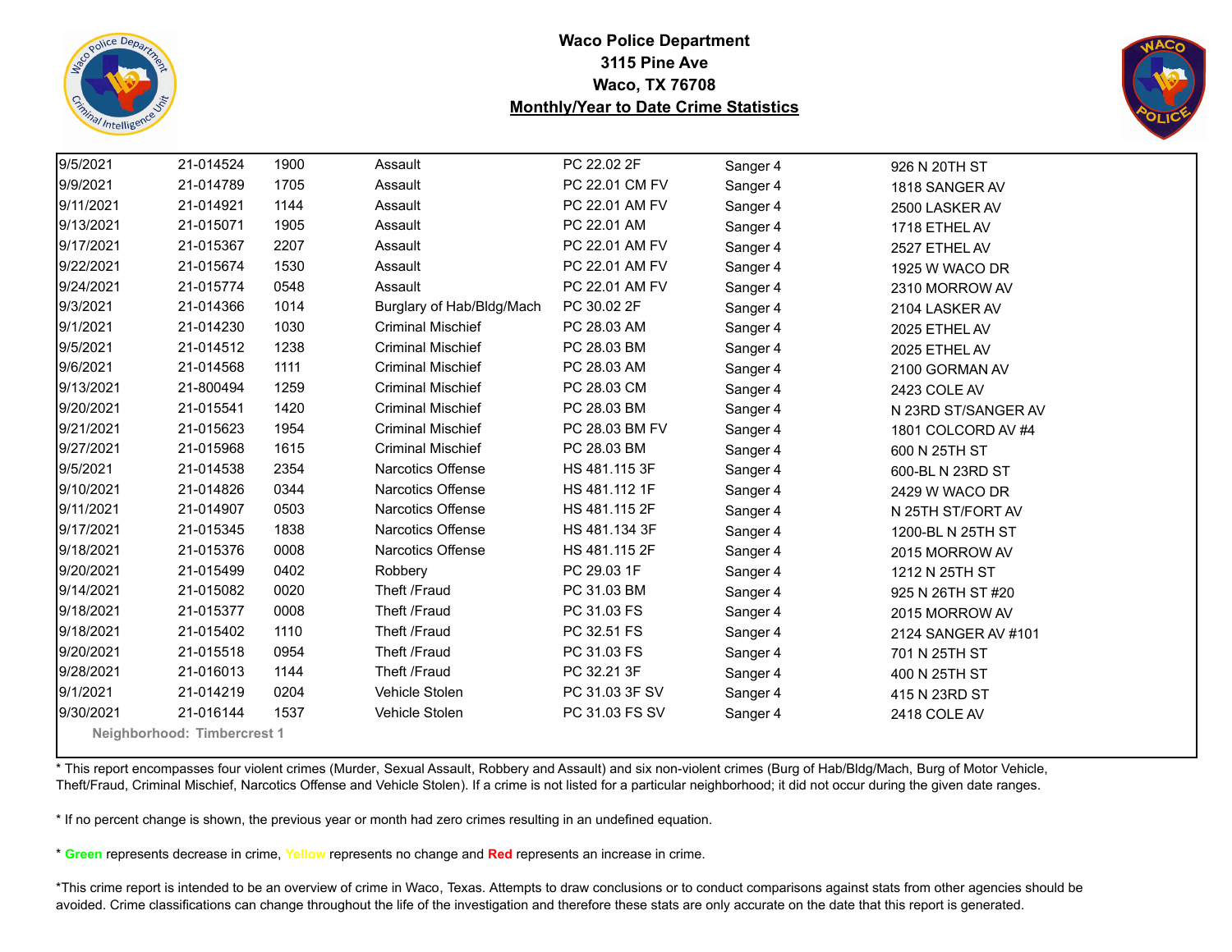**Waco Police Department**
**3115 Pine Ave**
**Waco, TX 76708**
**Monthly/Year to Date Crime Statistics**

| | | | | | | |
|---|---|---|---|---|---|---|
| 9/5/2021 | 21-014524 | 1900 | Assault | PC 22.02 2F | Sanger 4 | 926 N 20TH ST |
| 9/9/2021 | 21-014789 | 1705 | Assault | PC 22.01 CM FV | Sanger 4 | 1818 SANGER AV |
| 9/11/2021 | 21-014921 | 1144 | Assault | PC 22.01 AM FV | Sanger 4 | 2500 LASKER AV |
| 9/13/2021 | 21-015071 | 1905 | Assault | PC 22.01 AM | Sanger 4 | 1718 ETHEL AV |
| 9/17/2021 | 21-015367 | 2207 | Assault | PC 22.01 AM FV | Sanger 4 | 2527 ETHEL AV |
| 9/22/2021 | 21-015674 | 1530 | Assault | PC 22.01 AM FV | Sanger 4 | 1925 W WACO DR |
| 9/24/2021 | 21-015774 | 0548 | Assault | PC 22.01 AM FV | Sanger 4 | 2310 MORROW AV |
| 9/3/2021 | 21-014366 | 1014 | Burglary of Hab/Bldg/Mach | PC 30.02 2F | Sanger 4 | 2104 LASKER AV |
| 9/1/2021 | 21-014230 | 1030 | Criminal Mischief | PC 28.03 AM | Sanger 4 | 2025 ETHEL AV |
| 9/5/2021 | 21-014512 | 1238 | Criminal Mischief | PC 28.03 BM | Sanger 4 | 2025 ETHEL AV |
| 9/6/2021 | 21-014568 | 1111 | Criminal Mischief | PC 28.03 AM | Sanger 4 | 2100 GORMAN AV |
| 9/13/2021 | 21-800494 | 1259 | Criminal Mischief | PC 28.03 CM | Sanger 4 | 2423 COLE AV |
| 9/20/2021 | 21-015541 | 1420 | Criminal Mischief | PC 28.03 BM | Sanger 4 | N 23RD ST/SANGER AV |
| 9/21/2021 | 21-015623 | 1954 | Criminal Mischief | PC 28.03 BM FV | Sanger 4 | 1801 COLCORD AV #4 |
| 9/27/2021 | 21-015968 | 1615 | Criminal Mischief | PC 28.03 BM | Sanger 4 | 600 N 25TH ST |
| 9/5/2021 | 21-014538 | 2354 | Narcotics Offense | HS 481.115 3F | Sanger 4 | 600-BL N 23RD ST |
| 9/10/2021 | 21-014826 | 0344 | Narcotics Offense | HS 481.112 1F | Sanger 4 | 2429 W WACO DR |
| 9/11/2021 | 21-014907 | 0503 | Narcotics Offense | HS 481.115 2F | Sanger 4 | N 25TH ST/FORT AV |
| 9/17/2021 | 21-015345 | 1838 | Narcotics Offense | HS 481.134 3F | Sanger 4 | 1200-BL N 25TH ST |
| 9/18/2021 | 21-015376 | 0008 | Narcotics Offense | HS 481.115 2F | Sanger 4 | 2015 MORROW AV |
| 9/20/2021 | 21-015499 | 0402 | Robbery | PC 29.03 1F | Sanger 4 | 1212 N 25TH ST |
| 9/14/2021 | 21-015082 | 0020 | Theft /Fraud | PC 31.03 BM | Sanger 4 | 925 N 26TH ST #20 |
| 9/18/2021 | 21-015377 | 0008 | Theft /Fraud | PC 31.03 FS | Sanger 4 | 2015 MORROW AV |
| 9/18/2021 | 21-015402 | 1110 | Theft /Fraud | PC 32.51 FS | Sanger 4 | 2124 SANGER AV #101 |
| 9/20/2021 | 21-015518 | 0954 | Theft /Fraud | PC 31.03 FS | Sanger 4 | 701 N 25TH ST |
| 9/28/2021 | 21-016013 | 1144 | Theft /Fraud | PC 32.21 3F | Sanger 4 | 400 N 25TH ST |
| 9/1/2021 | 21-014219 | 0204 | Vehicle Stolen | PC 31.03 3F SV | Sanger 4 | 415 N 23RD ST |
| 9/30/2021 | 21-016144 | 1537 | Vehicle Stolen | PC 31.03 FS SV | Sanger 4 | 2418 COLE AV |

**Neighborhood: Timbercrest 1**

* This report encompasses four violent crimes (Murder, Sexual Assault, Robbery and Assault) and six non-violent crimes (Burg of Hab/Bldg/Mach, Burg of Motor Vehicle, Theft/Fraud, Criminal Mischief, Narcotics Offense and Vehicle Stolen). If a crime is not listed for a particular neighborhood; it did not occur during the given date ranges.

* If no percent change is shown, the previous year or month had zero crimes resulting in an undefined equation.

* **Green** represents decrease in crime, **Yellow** represents no change and **Red** represents an increase in crime.

*This crime report is intended to be an overview of crime in Waco, Texas. Attempts to draw conclusions or to conduct comparisons against stats from other agencies should be avoided. Crime classifications can change throughout the life of the investigation and therefore these stats are only accurate on the date that this report is generated.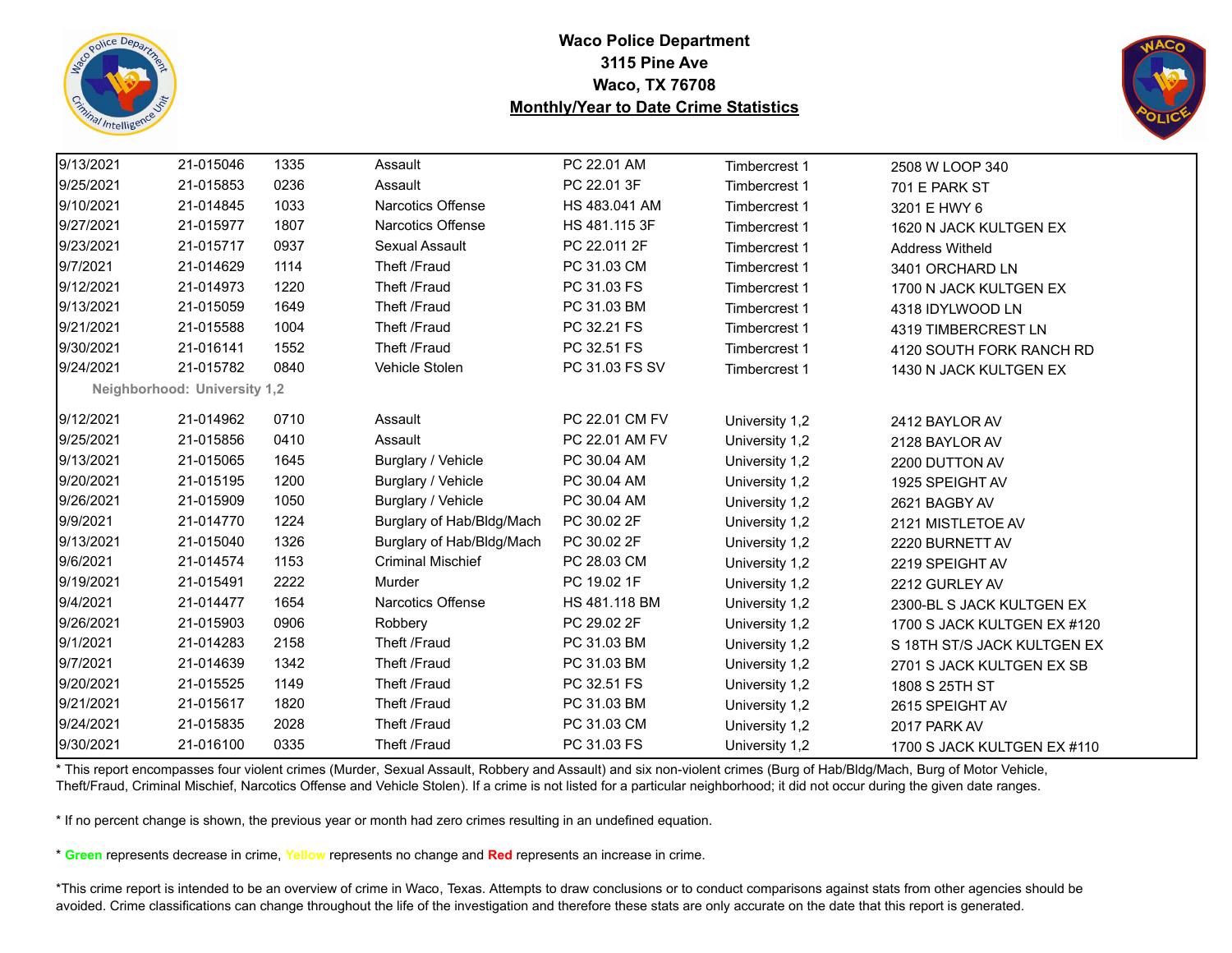**Waco Police Department**
**3115 Pine Ave**
**Waco, TX 76708**
**Monthly/Year to Date Crime Statistics**

| | | | | | | |
|---|---|---|---|---|---|---|
| 9/13/2021 | 21-015046 | 1335 | Assault | PC 22.01 AM | Timbercrest 1 | 2508 W LOOP 340 |
| 9/25/2021 | 21-015853 | 0236 | Assault | PC 22.01 3F | Timbercrest 1 | 701 E PARK ST |
| 9/10/2021 | 21-014845 | 1033 | Narcotics Offense | HS 483.041 AM | Timbercrest 1 | 3201 E HWY 6 |
| 9/27/2021 | 21-015977 | 1807 | Narcotics Offense | HS 481.115 3F | Timbercrest 1 | 1620 N JACK KULTGEN EX |
| 9/23/2021 | 21-015717 | 0937 | Sexual Assault | PC 22.011 2F | Timbercrest 1 | Address Witheld |
| 9/7/2021 | 21-014629 | 1114 | Theft /Fraud | PC 31.03 CM | Timbercrest 1 | 3401 ORCHARD LN |
| 9/12/2021 | 21-014973 | 1220 | Theft /Fraud | PC 31.03 FS | Timbercrest 1 | 1700 N JACK KULTGEN EX |
| 9/13/2021 | 21-015059 | 1649 | Theft /Fraud | PC 31.03 BM | Timbercrest 1 | 4318 IDYLWOOD LN |
| 9/21/2021 | 21-015588 | 1004 | Theft /Fraud | PC 32.21 FS | Timbercrest 1 | 4319 TIMBERCREST LN |
| 9/30/2021 | 21-016141 | 1552 | Theft /Fraud | PC 32.51 FS | Timbercrest 1 | 4120 SOUTH FORK RANCH RD |
| 9/24/2021 | 21-015782 | 0840 | Vehicle Stolen | PC 31.03 FS SV | Timbercrest 1 | 1430 N JACK KULTGEN EX |
| **Neighborhood: University 1,2** | | | | | | |
| 9/12/2021 | 21-014962 | 0710 | Assault | PC 22.01 CM FV | University 1,2 | 2412 BAYLOR AV |
| 9/25/2021 | 21-015856 | 0410 | Assault | PC 22.01 AM FV | University 1,2 | 2128 BAYLOR AV |
| 9/13/2021 | 21-015065 | 1645 | Burglary / Vehicle | PC 30.04 AM | University 1,2 | 2200 DUTTON AV |
| 9/20/2021 | 21-015195 | 1200 | Burglary / Vehicle | PC 30.04 AM | University 1,2 | 1925 SPEIGHT AV |
| 9/26/2021 | 21-015909 | 1050 | Burglary / Vehicle | PC 30.04 AM | University 1,2 | 2621 BAGBY AV |
| 9/9/2021 | 21-014770 | 1224 | Burglary of Hab/Bldg/Mach | PC 30.02 2F | University 1,2 | 2121 MISTLETOE AV |
| 9/13/2021 | 21-015040 | 1326 | Burglary of Hab/Bldg/Mach | PC 30.02 2F | University 1,2 | 2220 BURNETT AV |
| 9/6/2021 | 21-014574 | 1153 | Criminal Mischief | PC 28.03 CM | University 1,2 | 2219 SPEIGHT AV |
| 9/19/2021 | 21-015491 | 2222 | Murder | PC 19.02 1F | University 1,2 | 2212 GURLEY AV |
| 9/4/2021 | 21-014477 | 1654 | Narcotics Offense | HS 481.118 BM | University 1,2 | 2300-BL S JACK KULTGEN EX |
| 9/26/2021 | 21-015903 | 0906 | Robbery | PC 29.02 2F | University 1,2 | 1700 S JACK KULTGEN EX #120 |
| 9/1/2021 | 21-014283 | 2158 | Theft /Fraud | PC 31.03 BM | University 1,2 | S 18TH ST/S JACK KULTGEN EX |
| 9/7/2021 | 21-014639 | 1342 | Theft /Fraud | PC 31.03 BM | University 1,2 | 2701 S JACK KULTGEN EX SB |
| 9/20/2021 | 21-015525 | 1149 | Theft /Fraud | PC 32.51 FS | University 1,2 | 1808 S 25TH ST |
| 9/21/2021 | 21-015617 | 1820 | Theft /Fraud | PC 31.03 BM | University 1,2 | 2615 SPEIGHT AV |
| 9/24/2021 | 21-015835 | 2028 | Theft /Fraud | PC 31.03 CM | University 1,2 | 2017 PARK AV |
| 9/30/2021 | 21-016100 | 0335 | Theft /Fraud | PC 31.03 FS | University 1,2 | 1700 S JACK KULTGEN EX #110 |

* This report encompasses four violent crimes (Murder, Sexual Assault, Robbery and Assault) and six non-violent crimes (Burg of Hab/Bldg/Mach, Burg of Motor Vehicle, Theft/Fraud, Criminal Mischief, Narcotics Offense and Vehicle Stolen). If a crime is not listed for a particular neighborhood; it did not occur during the given date ranges.

* If no percent change is shown, the previous year or month had zero crimes resulting in an undefined equation.

* **Green** represents decrease in crime, Yellow represents no change and **Red** represents an increase in crime.

*This crime report is intended to be an overview of crime in Waco, Texas. Attempts to draw conclusions or to conduct comparisons against stats from other agencies should be avoided. Crime classifications can change throughout the life of the investigation and therefore these stats are only accurate on the date that this report is generated.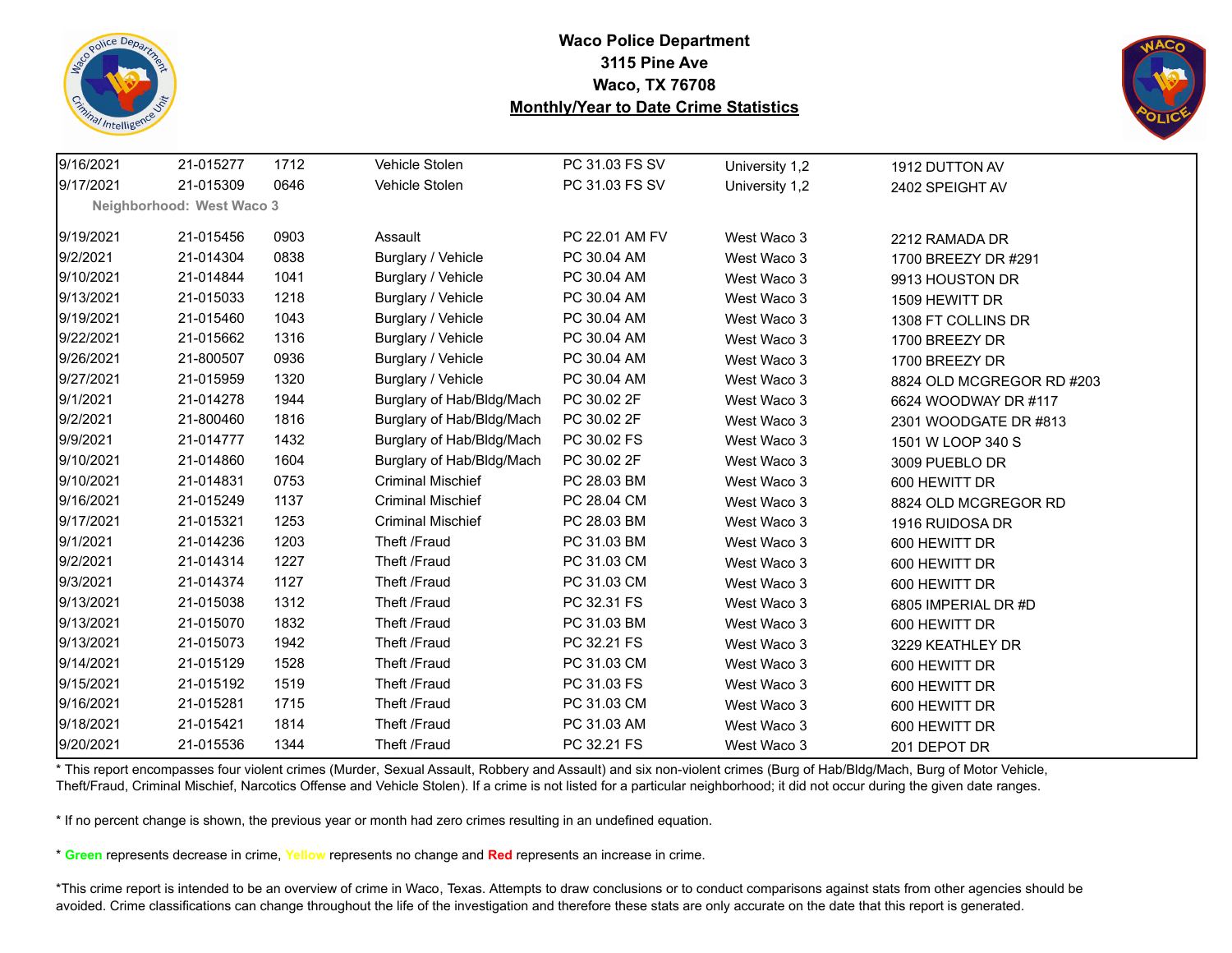**Waco Police Department**
**3115 Pine Ave**
**Waco, TX 76708**
**Monthly/Year to Date Crime Statistics**

| | | | | | | |
|---|---|---|---|---|---|---|
| 9/16/2021 | 21-015277 | 1712 | Vehicle Stolen | PC 31.03 FS SV | University 1,2 | 1912 DUTTON AV |
| 9/17/2021 | 21-015309 | 0646 | Vehicle Stolen | PC 31.03 FS SV | University 1,2 | 2402 SPEIGHT AV |
| **Neighborhood: West Waco 3** | | | | | | |
| 9/19/2021 | 21-015456 | 0903 | Assault | PC 22.01 AM FV | West Waco 3 | 2212 RAMADA DR |
| 9/2/2021 | 21-014304 | 0838 | Burglary / Vehicle | PC 30.04 AM | West Waco 3 | 1700 BREEZY DR #291 |
| 9/10/2021 | 21-014844 | 1041 | Burglary / Vehicle | PC 30.04 AM | West Waco 3 | 9913 HOUSTON DR |
| 9/13/2021 | 21-015033 | 1218 | Burglary / Vehicle | PC 30.04 AM | West Waco 3 | 1509 HEWITT DR |
| 9/19/2021 | 21-015460 | 1043 | Burglary / Vehicle | PC 30.04 AM | West Waco 3 | 1308 FT COLLINS DR |
| 9/22/2021 | 21-015662 | 1316 | Burglary / Vehicle | PC 30.04 AM | West Waco 3 | 1700 BREEZY DR |
| 9/26/2021 | 21-800507 | 0936 | Burglary / Vehicle | PC 30.04 AM | West Waco 3 | 1700 BREEZY DR |
| 9/27/2021 | 21-015959 | 1320 | Burglary / Vehicle | PC 30.04 AM | West Waco 3 | 8824 OLD MCGREGOR RD #203 |
| 9/1/2021 | 21-014278 | 1944 | Burglary of Hab/Bldg/Mach | PC 30.02 2F | West Waco 3 | 6624 WOODWAY DR #117 |
| 9/2/2021 | 21-800460 | 1816 | Burglary of Hab/Bldg/Mach | PC 30.02 2F | West Waco 3 | 2301 WOODGATE DR #813 |
| 9/9/2021 | 21-014777 | 1432 | Burglary of Hab/Bldg/Mach | PC 30.02 FS | West Waco 3 | 1501 W LOOP 340 S |
| 9/10/2021 | 21-014860 | 1604 | Burglary of Hab/Bldg/Mach | PC 30.02 2F | West Waco 3 | 3009 PUEBLO DR |
| 9/10/2021 | 21-014831 | 0753 | Criminal Mischief | PC 28.03 BM | West Waco 3 | 600 HEWITT DR |
| 9/16/2021 | 21-015249 | 1137 | Criminal Mischief | PC 28.04 CM | West Waco 3 | 8824 OLD MCGREGOR RD |
| 9/17/2021 | 21-015321 | 1253 | Criminal Mischief | PC 28.03 BM | West Waco 3 | 1916 RUIDOSA DR |
| 9/1/2021 | 21-014236 | 1203 | Theft /Fraud | PC 31.03 BM | West Waco 3 | 600 HEWITT DR |
| 9/2/2021 | 21-014314 | 1227 | Theft /Fraud | PC 31.03 CM | West Waco 3 | 600 HEWITT DR |
| 9/3/2021 | 21-014374 | 1127 | Theft /Fraud | PC 31.03 CM | West Waco 3 | 600 HEWITT DR |
| 9/13/2021 | 21-015038 | 1312 | Theft /Fraud | PC 32.31 FS | West Waco 3 | 6805 IMPERIAL DR #D |
| 9/13/2021 | 21-015070 | 1832 | Theft /Fraud | PC 31.03 BM | West Waco 3 | 600 HEWITT DR |
| 9/13/2021 | 21-015073 | 1942 | Theft /Fraud | PC 32.21 FS | West Waco 3 | 3229 KEATHLEY DR |
| 9/14/2021 | 21-015129 | 1528 | Theft /Fraud | PC 31.03 CM | West Waco 3 | 600 HEWITT DR |
| 9/15/2021 | 21-015192 | 1519 | Theft /Fraud | PC 31.03 FS | West Waco 3 | 600 HEWITT DR |
| 9/16/2021 | 21-015281 | 1715 | Theft /Fraud | PC 31.03 CM | West Waco 3 | 600 HEWITT DR |
| 9/18/2021 | 21-015421 | 1814 | Theft /Fraud | PC 31.03 AM | West Waco 3 | 600 HEWITT DR |
| 9/20/2021 | 21-015536 | 1344 | Theft /Fraud | PC 32.21 FS | West Waco 3 | 201 DEPOT DR |

* This report encompasses four violent crimes (Murder, Sexual Assault, Robbery and Assault) and six non-violent crimes (Burg of Hab/Bldg/Mach, Burg of Motor Vehicle, Theft/Fraud, Criminal Mischief, Narcotics Offense and Vehicle Stolen). If a crime is not listed for a particular neighborhood; it did not occur during the given date ranges.

* If no percent change is shown, the previous year or month had zero crimes resulting in an undefined equation.

* **Green** represents decrease in crime, **Yellow** represents no change and **Red** represents an increase in crime.

*This crime report is intended to be an overview of crime in Waco, Texas. Attempts to draw conclusions or to conduct comparisons against stats from other agencies should be avoided. Crime classifications can change throughout the life of the investigation and therefore these stats are only accurate on the date that this report is generated.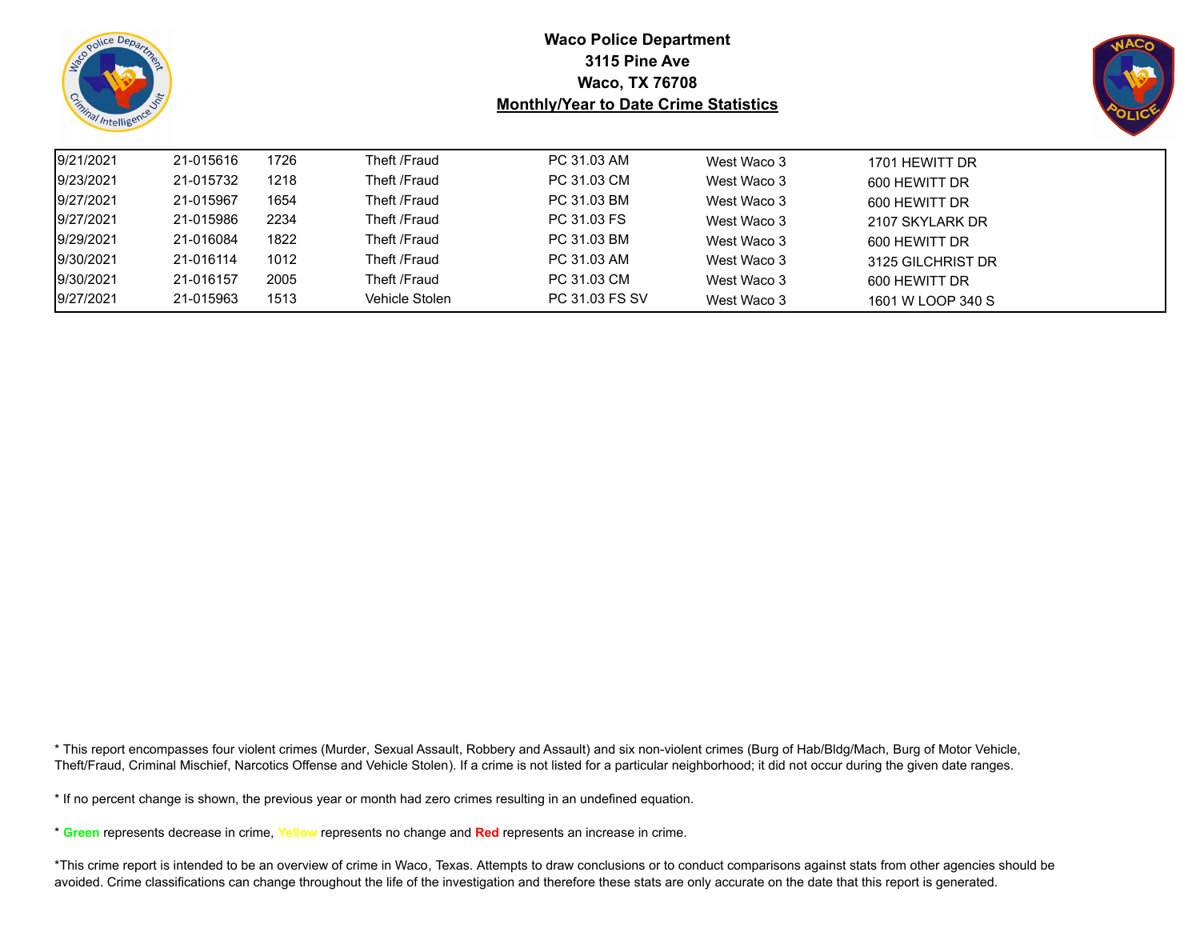**Waco Police Department**
**3115 Pine Ave**
**Waco, TX 76708**
**Monthly/Year to Date Crime Statistics**

| | | | | | | |
|---|---|---|---|---|---|---|
| 9/21/2021 | 21-015616 | 1726 | Theft /Fraud | PC 31.03 AM | West Waco 3 | 1701 HEWITT DR |
| 9/23/2021 | 21-015732 | 1218 | Theft /Fraud | PC 31.03 CM | West Waco 3 | 600 HEWITT DR |
| 9/27/2021 | 21-015967 | 1654 | Theft /Fraud | PC 31.03 BM | West Waco 3 | 600 HEWITT DR |
| 9/27/2021 | 21-015986 | 2234 | Theft /Fraud | PC 31.03 FS | West Waco 3 | 2107 SKYLARK DR |
| 9/29/2021 | 21-016084 | 1822 | Theft /Fraud | PC 31.03 BM | West Waco 3 | 600 HEWITT DR |
| 9/30/2021 | 21-016114 | 1012 | Theft /Fraud | PC 31.03 AM | West Waco 3 | 3125 GILCHRIST DR |
| 9/30/2021 | 21-016157 | 2005 | Theft /Fraud | PC 31.03 CM | West Waco 3 | 600 HEWITT DR |
| 9/27/2021 | 21-015963 | 1513 | Vehicle Stolen | PC 31.03 FS SV | West Waco 3 | 1601 W LOOP 340 S |

* This report encompasses four violent crimes (Murder, Sexual Assault, Robbery and Assault) and six non-violent crimes (Burg of Hab/Bldg/Mach, Burg of Motor Vehicle, Theft/Fraud, Criminal Mischief, Narcotics Offense and Vehicle Stolen). If a crime is not listed for a particular neighborhood; it did not occur during the given date ranges.

* If no percent change is shown, the previous year or month had zero crimes resulting in an undefined equation.

* **Green** represents decrease in crime, **Yellow** represents no change and **Red** represents an increase in crime.

*This crime report is intended to be an overview of crime in Waco, Texas. Attempts to draw conclusions or to conduct comparisons against stats from other agencies should be avoided. Crime classifications can change throughout the life of the investigation and therefore these stats are only accurate on the date that this report is generated.